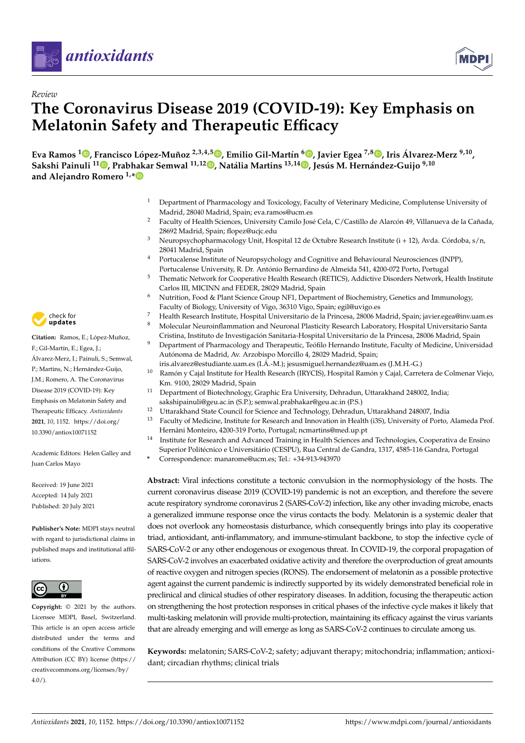*Review*

# The Coronavirus Disease 2019 (COVID-19): Key Emphasis on Melatonin Safety and Therapeutic Efficacy

**Eva Ramos [1], Francisco López-Muñoz [2,3,4,5], Emilio Gil-Martín [6], Javier Egea [7,8], Iris Álvarez-Merz [9,10], Sakshi Painuli [11], Prabhakar Semwal [11,12], Natália Martins [13,14], Jesús M. Hernández-Guijo [9,10] and Alejandro Romero [1,*]**

[1] Department of Pharmacology and Toxicology, Faculty of Veterinary Medicine, Complutense University of Madrid, 28040 Madrid, Spain; eva.ramos@ucm.es

[2] Faculty of Health Sciences, University Camilo José Cela, C/Castillo de Alarcón 49, Villanueva de la Cañada, 28692 Madrid, Spain; flopez@ucjc.edu

[3] Neuropsychopharmacology Unit, Hospital 12 de Octubre Research Institute (i + 12), Avda. Córdoba, s/n, 28041 Madrid, Spain

[4] Portucalense Institute of Neuropsychology and Cognitive and Behavioural Neurosciences (INPP), Portucalense University, R. Dr. António Bernardino de Almeida 541, 4200-072 Porto, Portugal

[5] Thematic Network for Cooperative Health Research (RETICS), Addictive Disorders Network, Health Institute Carlos III, MICINN and FEDER, 28029 Madrid, Spain

[6] Nutrition, Food & Plant Science Group NF1, Department of Biochemistry, Genetics and Immunology, Faculty of Biology, University of Vigo, 36310 Vigo, Spain; egil@uvigo.es

[7] Health Research Institute, Hospital Universitario de la Princesa, 28006 Madrid, Spain; javier.egea@inv.uam.es

[8] Molecular Neuroinflammation and Neuronal Plasticity Research Laboratory, Hospital Universitario Santa Cristina, Instituto de Investigación Sanitaria-Hospital Universitario de la Princesa, 28006 Madrid, Spain

[9] Department of Pharmacology and Therapeutic, Teófilo Hernando Institute, Faculty of Medicine, Universidad Autónoma de Madrid, Av. Arzobispo Morcillo 4, 28029 Madrid, Spain; iris.alvarez@estudiante.uam.es (I.Á.-M.); jesusmiguel.hernandez@uam.es (J.M.H.-G.)

[10] Ramón y Cajal Institute for Health Research (IRYCIS), Hospital Ramón y Cajal, Carretera de Colmenar Viejo, Km. 9100, 28029 Madrid, Spain

[11] Department of Biotechnology, Graphic Era University, Dehradun, Uttarakhand 248002, India; sakshipainuli@geu.ac.in (S.P.); semwal.prabhakar@geu.ac.in (P.S.)

[12] Uttarakhand State Council for Science and Technology, Dehradun, Uttarakhand 248007, India

[13] Faculty of Medicine, Institute for Research and Innovation in Health (i3S), University of Porto, Alameda Prof. Hernâni Monteiro, 4200-319 Porto, Portugal; ncmartins@med.up.pt

[14] Institute for Research and Advanced Training in Health Sciences and Technologies, Cooperativa de Ensino Superior Politécnico e Universitário (CESPU), Rua Central de Gandra, 1317, 4585-116 Gandra, Portugal

\* Correspondence: manarome@ucm.es; Tel.: +34-913-943970

**Citation:** Ramos, E.; López-Muñoz, F.; Gil-Martín, E.; Egea, J.; Álvarez-Merz, I.; Painuli, S.; Semwal, P.; Martins, N.; Hernández-Guijo, J.M.; Romero, A. The Coronavirus Disease 2019 (COVID-19): Key Emphasis on Melatonin Safety and Therapeutic Efficacy. *Antioxidants* **2021**, *10*, 1152. https://doi.org/10.3390/antiox10071152

Academic Editors: Helen Galley and Juan Carlos Mayo

Received: 19 June 2021
Accepted: 14 July 2021
Published: 20 July 2021

**Publisher's Note:** MDPI stays neutral with regard to jurisdictional claims in published maps and institutional affiliations.

**Copyright:** © 2021 by the authors. Licensee MDPI, Basel, Switzerland. This article is an open access article distributed under the terms and conditions of the Creative Commons Attribution (CC BY) license (https://creativecommons.org/licenses/by/4.0/).

**Abstract:** Viral infections constitute a tectonic convulsion in the normophysiology of the hosts. The current coronavirus disease 2019 (COVID-19) pandemic is not an exception, and therefore the severe acute respiratory syndrome coronavirus 2 (SARS-CoV-2) infection, like any other invading microbe, enacts a generalized immune response once the virus contacts the body. Melatonin is a systemic dealer that does not overlook any homeostasis disturbance, which consequently brings into play its cooperative triad, antioxidant, anti-inflammatory, and immune-stimulant backbone, to stop the infective cycle of SARS-CoV-2 or any other endogenous or exogenous threat. In COVID-19, the corporal propagation of SARS-CoV-2 involves an exacerbated oxidative activity and therefore the overproduction of great amounts of reactive oxygen and nitrogen species (RONS). The endorsement of melatonin as a possible protective agent against the current pandemic is indirectly supported by its widely demonstrated beneficial role in preclinical and clinical studies of other respiratory diseases. In addition, focusing the therapeutic action on strengthening the host protection responses in critical phases of the infective cycle makes it likely that multi-tasking melatonin will provide multi-protection, maintaining its efficacy against the virus variants that are already emerging and will emerge as long as SARS-CoV-2 continues to circulate among us.

**Keywords:** melatonin; SARS-CoV-2; safety; adjuvant therapy; mitochondria; inflammation; antioxidant; circadian rhythms; clinical trials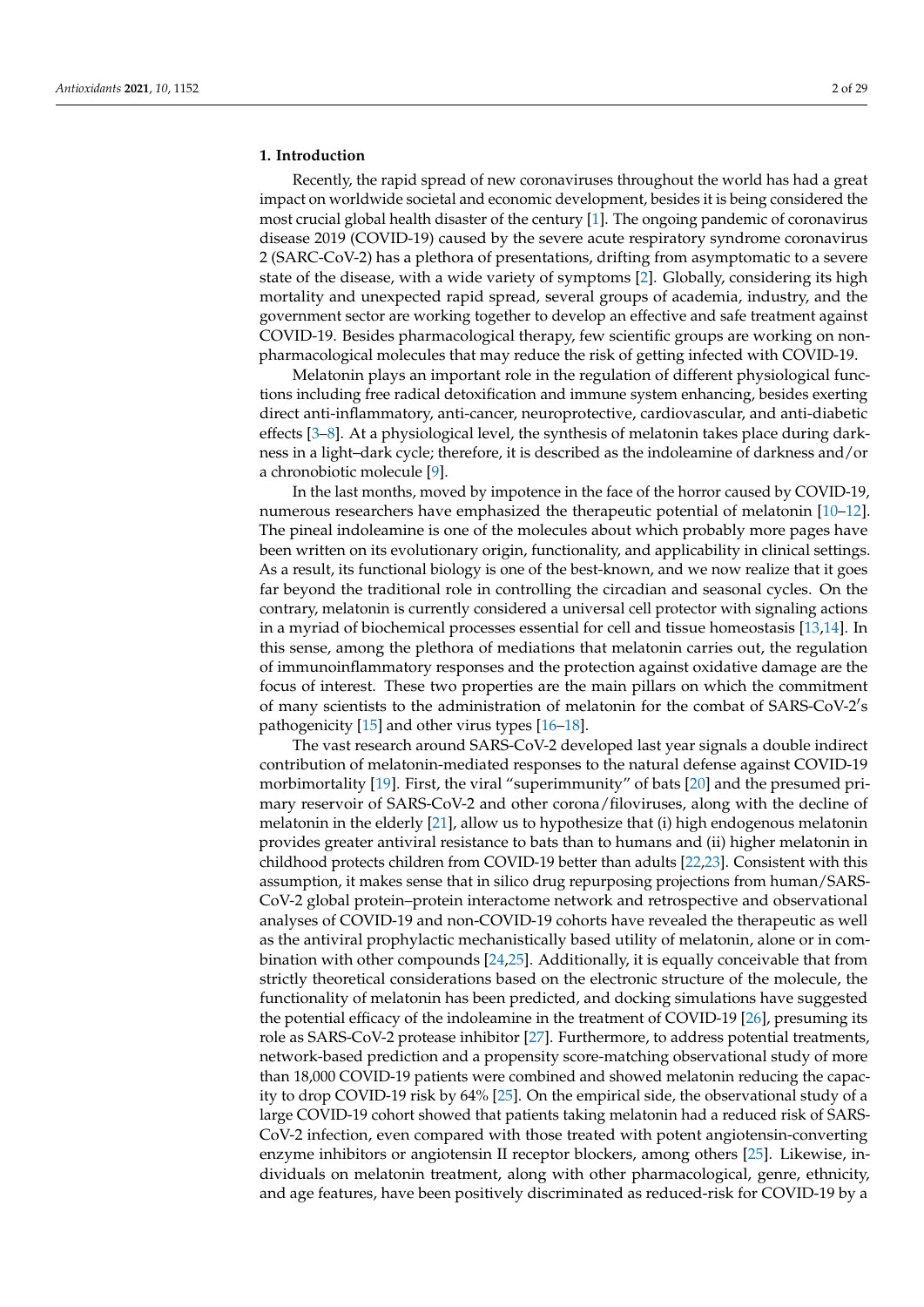## 1. Introduction

Recently, the rapid spread of new coronaviruses throughout the world has had a great impact on worldwide societal and economic development, besides it is being considered the most crucial global health disaster of the century [1]. The ongoing pandemic of coronavirus disease 2019 (COVID-19) caused by the severe acute respiratory syndrome coronavirus 2 (SARC-CoV-2) has a plethora of presentations, drifting from asymptomatic to a severe state of the disease, with a wide variety of symptoms [2]. Globally, considering its high mortality and unexpected rapid spread, several groups of academia, industry, and the government sector are working together to develop an effective and safe treatment against COVID-19. Besides pharmacological therapy, few scientific groups are working on non-pharmacological molecules that may reduce the risk of getting infected with COVID-19.

Melatonin plays an important role in the regulation of different physiological functions including free radical detoxification and immune system enhancing, besides exerting direct anti-inflammatory, anti-cancer, neuroprotective, cardiovascular, and anti-diabetic effects [3–8]. At a physiological level, the synthesis of melatonin takes place during darkness in a light–dark cycle; therefore, it is described as the indoleamine of darkness and/or a chronobiotic molecule [9].

In the last months, moved by impotence in the face of the horror caused by COVID-19, numerous researchers have emphasized the therapeutic potential of melatonin [10–12]. The pineal indoleamine is one of the molecules about which probably more pages have been written on its evolutionary origin, functionality, and applicability in clinical settings. As a result, its functional biology is one of the best-known, and we now realize that it goes far beyond the traditional role in controlling the circadian and seasonal cycles. On the contrary, melatonin is currently considered a universal cell protector with signaling actions in a myriad of biochemical processes essential for cell and tissue homeostasis [13,14]. In this sense, among the plethora of mediations that melatonin carries out, the regulation of immunoinflammatory responses and the protection against oxidative damage are the focus of interest. These two properties are the main pillars on which the commitment of many scientists to the administration of melatonin for the combat of SARS-CoV-2′s pathogenicity [15] and other virus types [16–18].

The vast research around SARS-CoV-2 developed last year signals a double indirect contribution of melatonin-mediated responses to the natural defense against COVID-19 morbimortality [19]. First, the viral "superimmunity" of bats [20] and the presumed primary reservoir of SARS-CoV-2 and other corona/filoviruses, along with the decline of melatonin in the elderly [21], allow us to hypothesize that (i) high endogenous melatonin provides greater antiviral resistance to bats than to humans and (ii) higher melatonin in childhood protects children from COVID-19 better than adults [22,23]. Consistent with this assumption, it makes sense that in silico drug repurposing projections from human/SARS-CoV-2 global protein–protein interactome network and retrospective and observational analyses of COVID-19 and non-COVID-19 cohorts have revealed the therapeutic as well as the antiviral prophylactic mechanistically based utility of melatonin, alone or in combination with other compounds [24,25]. Additionally, it is equally conceivable that from strictly theoretical considerations based on the electronic structure of the molecule, the functionality of melatonin has been predicted, and docking simulations have suggested the potential efficacy of the indoleamine in the treatment of COVID-19 [26], presuming its role as SARS-CoV-2 protease inhibitor [27]. Furthermore, to address potential treatments, network-based prediction and a propensity score-matching observational study of more than 18,000 COVID-19 patients were combined and showed melatonin reducing the capacity to drop COVID-19 risk by 64% [25]. On the empirical side, the observational study of a large COVID-19 cohort showed that patients taking melatonin had a reduced risk of SARS-CoV-2 infection, even compared with those treated with potent angiotensin-converting enzyme inhibitors or angiotensin II receptor blockers, among others [25]. Likewise, individuals on melatonin treatment, along with other pharmacological, genre, ethnicity, and age features, have been positively discriminated as reduced-risk for COVID-19 by a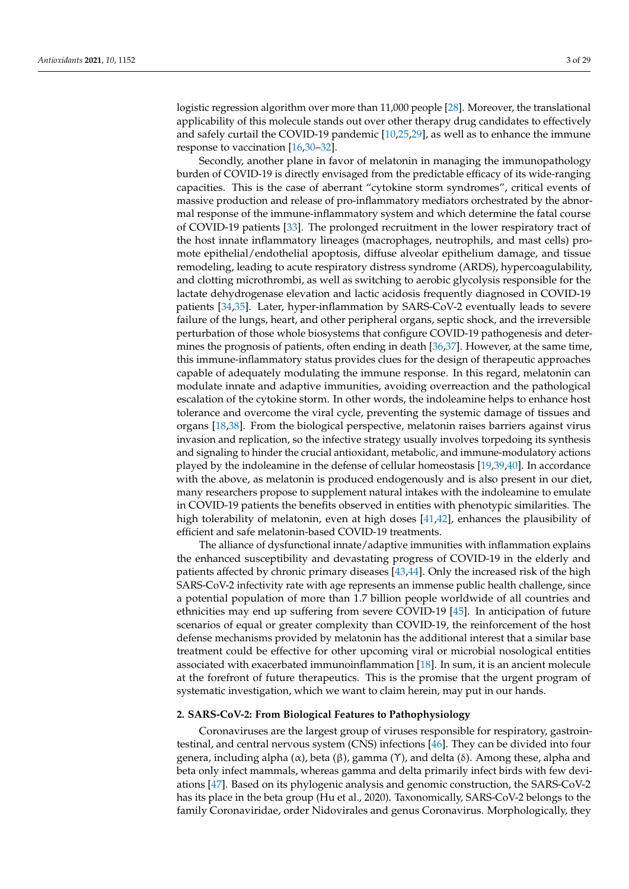logistic regression algorithm over more than 11,000 people [28]. Moreover, the translational applicability of this molecule stands out over other therapy drug candidates to effectively and safely curtail the COVID-19 pandemic [10,25,29], as well as to enhance the immune response to vaccination [16,30–32].

Secondly, another plane in favor of melatonin in managing the immunopathology burden of COVID-19 is directly envisaged from the predictable efficacy of its wide-ranging capacities. This is the case of aberrant "cytokine storm syndromes", critical events of massive production and release of pro-inflammatory mediators orchestrated by the abnormal response of the immune-inflammatory system and which determine the fatal course of COVID-19 patients [33]. The prolonged recruitment in the lower respiratory tract of the host innate inflammatory lineages (macrophages, neutrophils, and mast cells) promote epithelial/endothelial apoptosis, diffuse alveolar epithelium damage, and tissue remodeling, leading to acute respiratory distress syndrome (ARDS), hypercoagulability, and clotting microthrombi, as well as switching to aerobic glycolysis responsible for the lactate dehydrogenase elevation and lactic acidosis frequently diagnosed in COVID-19 patients [34,35]. Later, hyper-inflammation by SARS-CoV-2 eventually leads to severe failure of the lungs, heart, and other peripheral organs, septic shock, and the irreversible perturbation of those whole biosystems that configure COVID-19 pathogenesis and determines the prognosis of patients, often ending in death [36,37]. However, at the same time, this immune-inflammatory status provides clues for the design of therapeutic approaches capable of adequately modulating the immune response. In this regard, melatonin can modulate innate and adaptive immunities, avoiding overreaction and the pathological escalation of the cytokine storm. In other words, the indoleamine helps to enhance host tolerance and overcome the viral cycle, preventing the systemic damage of tissues and organs [18,38]. From the biological perspective, melatonin raises barriers against virus invasion and replication, so the infective strategy usually involves torpedoing its synthesis and signaling to hinder the crucial antioxidant, metabolic, and immune-modulatory actions played by the indoleamine in the defense of cellular homeostasis [19,39,40]. In accordance with the above, as melatonin is produced endogenously and is also present in our diet, many researchers propose to supplement natural intakes with the indoleamine to emulate in COVID-19 patients the benefits observed in entities with phenotypic similarities. The high tolerability of melatonin, even at high doses [41,42], enhances the plausibility of efficient and safe melatonin-based COVID-19 treatments.

The alliance of dysfunctional innate/adaptive immunities with inflammation explains the enhanced susceptibility and devastating progress of COVID-19 in the elderly and patients affected by chronic primary diseases [43,44]. Only the increased risk of the high SARS-CoV-2 infectivity rate with age represents an immense public health challenge, since a potential population of more than 1.7 billion people worldwide of all countries and ethnicities may end up suffering from severe COVID-19 [45]. In anticipation of future scenarios of equal or greater complexity than COVID-19, the reinforcement of the host defense mechanisms provided by melatonin has the additional interest that a similar base treatment could be effective for other upcoming viral or microbial nosological entities associated with exacerbated immunoinflammation [18]. In sum, it is an ancient molecule at the forefront of future therapeutics. This is the promise that the urgent program of systematic investigation, which we want to claim herein, may put in our hands.

## 2. SARS-CoV-2: From Biological Features to Pathophysiology

Coronaviruses are the largest group of viruses responsible for respiratory, gastrointestinal, and central nervous system (CNS) infections [46]. They can be divided into four genera, including alpha (α), beta (β), gamma (ϒ), and delta (δ). Among these, alpha and beta only infect mammals, whereas gamma and delta primarily infect birds with few deviations [47]. Based on its phylogenic analysis and genomic construction, the SARS-CoV-2 has its place in the beta group (Hu et al., 2020). Taxonomically, SARS-CoV-2 belongs to the family Coronaviridae, order Nidovirales and genus Coronavirus. Morphologically, they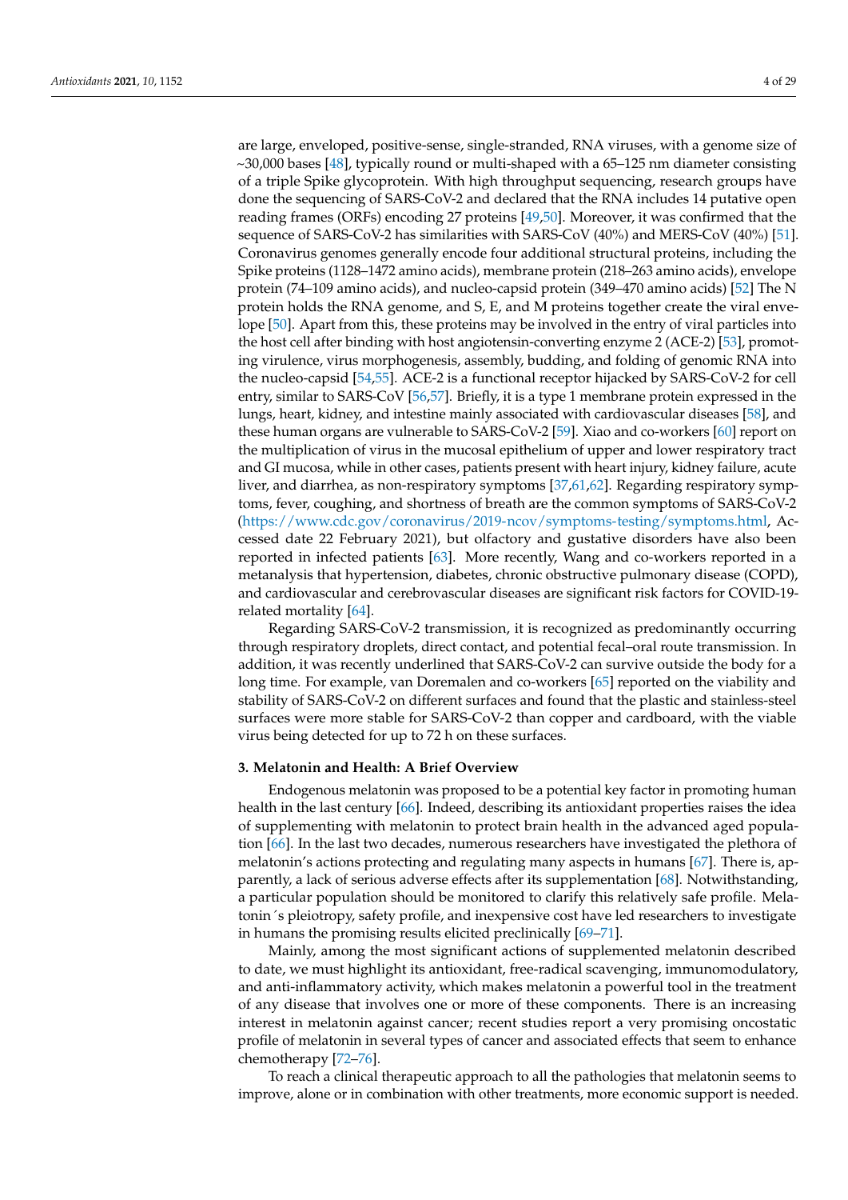are large, enveloped, positive-sense, single-stranded, RNA viruses, with a genome size of ~30,000 bases [48], typically round or multi-shaped with a 65–125 nm diameter consisting of a triple Spike glycoprotein. With high throughput sequencing, research groups have done the sequencing of SARS-CoV-2 and declared that the RNA includes 14 putative open reading frames (ORFs) encoding 27 proteins [49,50]. Moreover, it was confirmed that the sequence of SARS-CoV-2 has similarities with SARS-CoV (40%) and MERS-CoV (40%) [51]. Coronavirus genomes generally encode four additional structural proteins, including the Spike proteins (1128–1472 amino acids), membrane protein (218–263 amino acids), envelope protein (74–109 amino acids), and nucleo-capsid protein (349–470 amino acids) [52] The N protein holds the RNA genome, and S, E, and M proteins together create the viral envelope [50]. Apart from this, these proteins may be involved in the entry of viral particles into the host cell after binding with host angiotensin-converting enzyme 2 (ACE-2) [53], promoting virulence, virus morphogenesis, assembly, budding, and folding of genomic RNA into the nucleo-capsid [54,55]. ACE-2 is a functional receptor hijacked by SARS-CoV-2 for cell entry, similar to SARS-CoV [56,57]. Briefly, it is a type 1 membrane protein expressed in the lungs, heart, kidney, and intestine mainly associated with cardiovascular diseases [58], and these human organs are vulnerable to SARS-CoV-2 [59]. Xiao and co-workers [60] report on the multiplication of virus in the mucosal epithelium of upper and lower respiratory tract and GI mucosa, while in other cases, patients present with heart injury, kidney failure, acute liver, and diarrhea, as non-respiratory symptoms [37,61,62]. Regarding respiratory symptoms, fever, coughing, and shortness of breath are the common symptoms of SARS-CoV-2 (https://www.cdc.gov/coronavirus/2019-ncov/symptoms-testing/symptoms.html, Accessed date 22 February 2021), but olfactory and gustative disorders have also been reported in infected patients [63]. More recently, Wang and co-workers reported in a metanalysis that hypertension, diabetes, chronic obstructive pulmonary disease (COPD), and cardiovascular and cerebrovascular diseases are significant risk factors for COVID-19-related mortality [64].

Regarding SARS-CoV-2 transmission, it is recognized as predominantly occurring through respiratory droplets, direct contact, and potential fecal–oral route transmission. In addition, it was recently underlined that SARS-CoV-2 can survive outside the body for a long time. For example, van Doremalen and co-workers [65] reported on the viability and stability of SARS-CoV-2 on different surfaces and found that the plastic and stainless-steel surfaces were more stable for SARS-CoV-2 than copper and cardboard, with the viable virus being detected for up to 72 h on these surfaces.

## 3. Melatonin and Health: A Brief Overview

Endogenous melatonin was proposed to be a potential key factor in promoting human health in the last century [66]. Indeed, describing its antioxidant properties raises the idea of supplementing with melatonin to protect brain health in the advanced aged population [66]. In the last two decades, numerous researchers have investigated the plethora of melatonin's actions protecting and regulating many aspects in humans [67]. There is, apparently, a lack of serious adverse effects after its supplementation [68]. Notwithstanding, a particular population should be monitored to clarify this relatively safe profile. Melatonin´s pleiotropy, safety profile, and inexpensive cost have led researchers to investigate in humans the promising results elicited preclinically [69–71].

Mainly, among the most significant actions of supplemented melatonin described to date, we must highlight its antioxidant, free-radical scavenging, immunomodulatory, and anti-inflammatory activity, which makes melatonin a powerful tool in the treatment of any disease that involves one or more of these components. There is an increasing interest in melatonin against cancer; recent studies report a very promising oncostatic profile of melatonin in several types of cancer and associated effects that seem to enhance chemotherapy [72–76].

To reach a clinical therapeutic approach to all the pathologies that melatonin seems to improve, alone or in combination with other treatments, more economic support is needed.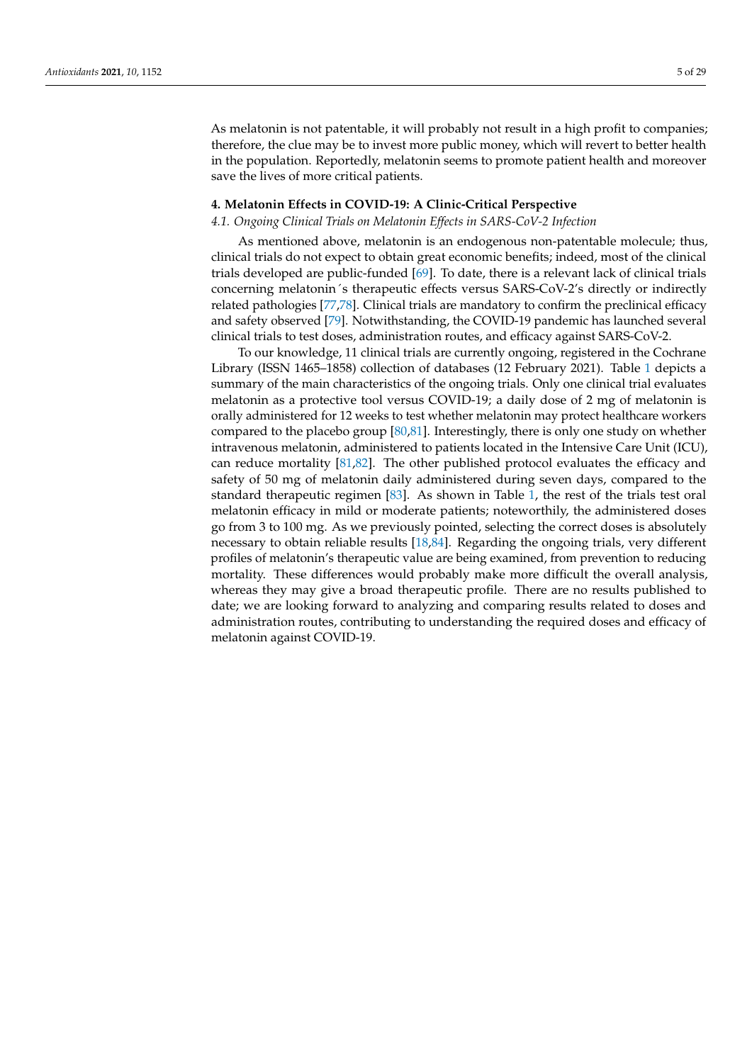As melatonin is not patentable, it will probably not result in a high profit to companies; therefore, the clue may be to invest more public money, which will revert to better health in the population. Reportedly, melatonin seems to promote patient health and moreover save the lives of more critical patients.

## 4. Melatonin Effects in COVID-19: A Clinic-Critical Perspective

### *4.1. Ongoing Clinical Trials on Melatonin Effects in SARS-CoV-2 Infection*

As mentioned above, melatonin is an endogenous non-patentable molecule; thus, clinical trials do not expect to obtain great economic benefits; indeed, most of the clinical trials developed are public-funded [69]. To date, there is a relevant lack of clinical trials concerning melatonin´s therapeutic effects versus SARS-CoV-2's directly or indirectly related pathologies [77,78]. Clinical trials are mandatory to confirm the preclinical efficacy and safety observed [79]. Notwithstanding, the COVID-19 pandemic has launched several clinical trials to test doses, administration routes, and efficacy against SARS-CoV-2.

To our knowledge, 11 clinical trials are currently ongoing, registered in the Cochrane Library (ISSN 1465–1858) collection of databases (12 February 2021). Table 1 depicts a summary of the main characteristics of the ongoing trials. Only one clinical trial evaluates melatonin as a protective tool versus COVID-19; a daily dose of 2 mg of melatonin is orally administered for 12 weeks to test whether melatonin may protect healthcare workers compared to the placebo group [80,81]. Interestingly, there is only one study on whether intravenous melatonin, administered to patients located in the Intensive Care Unit (ICU), can reduce mortality [81,82]. The other published protocol evaluates the efficacy and safety of 50 mg of melatonin daily administered during seven days, compared to the standard therapeutic regimen [83]. As shown in Table 1, the rest of the trials test oral melatonin efficacy in mild or moderate patients; noteworthily, the administered doses go from 3 to 100 mg. As we previously pointed, selecting the correct doses is absolutely necessary to obtain reliable results [18,84]. Regarding the ongoing trials, very different profiles of melatonin's therapeutic value are being examined, from prevention to reducing mortality. These differences would probably make more difficult the overall analysis, whereas they may give a broad therapeutic profile. There are no results published to date; we are looking forward to analyzing and comparing results related to doses and administration routes, contributing to understanding the required doses and efficacy of melatonin against COVID-19.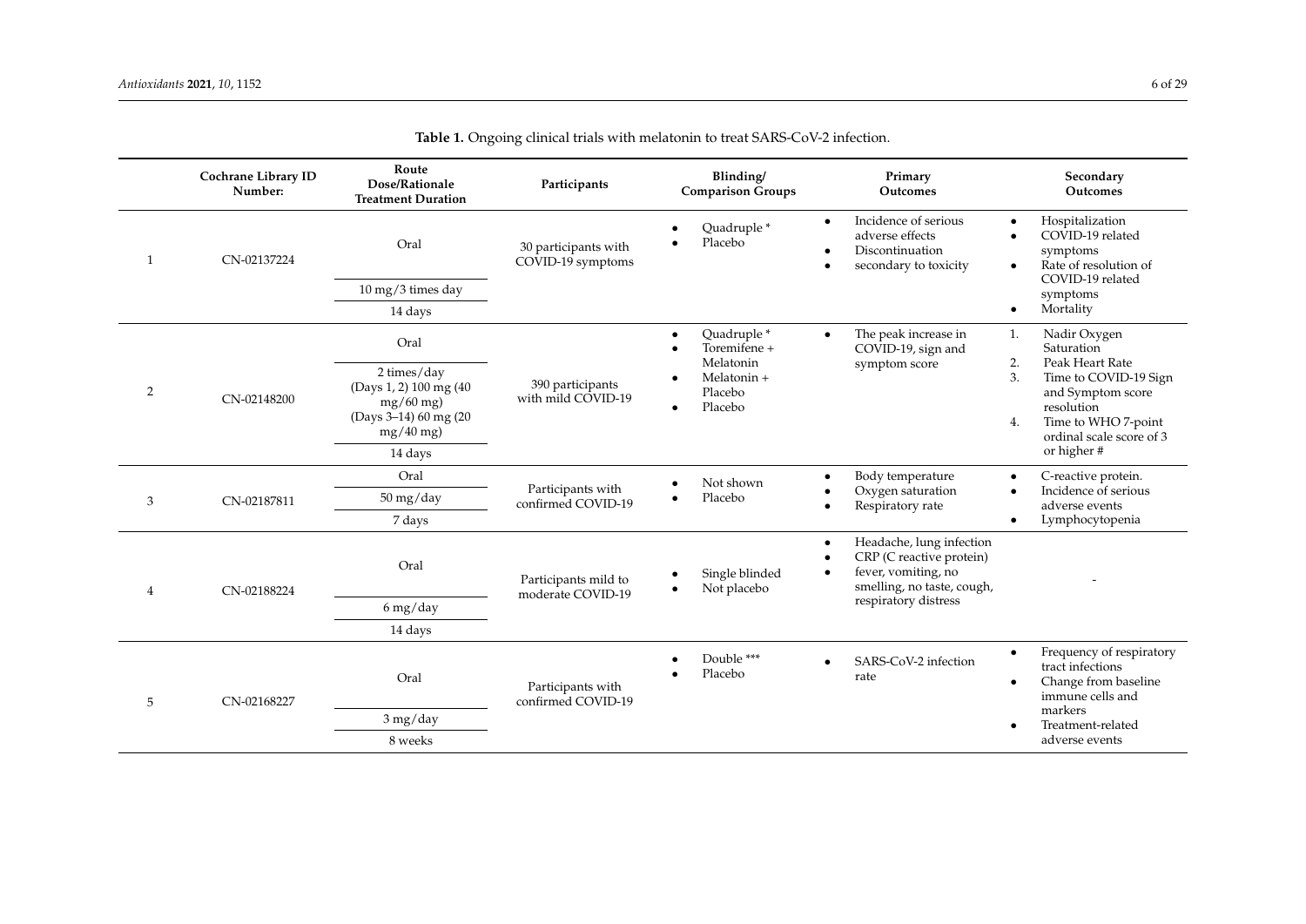**Table 1.** Ongoing clinical trials with melatonin to treat SARS-CoV-2 infection.

| | Cochrane Library ID Number: | Route Dose/Rationale Treatment Duration | Participants | Blinding/ Comparison Groups | Primary Outcomes | Secondary Outcomes |
|---|---|---|---|---|---|---|
| 1 | CN-02137224 | Oral<br>10 mg/3 times day<br>14 days | 30 participants with COVID-19 symptoms | • Quadruple *<br>• Placebo | • Incidence of serious adverse effects<br>• Discontinuation<br>• secondary to toxicity | • Hospitalization<br>• COVID-19 related symptoms<br>• Rate of resolution of COVID-19 related symptoms<br>• Mortality |
| 2 | CN-02148200 | Oral<br>2 times/day (Days 1, 2) 100 mg (40 mg/60 mg) (Days 3–14) 60 mg (20 mg/40 mg)<br>14 days | 390 participants with mild COVID-19 | • Quadruple *<br>• Toremifene + Melatonin<br>• Melatonin + Placebo<br>• Placebo | • The peak increase in COVID-19, sign and symptom score | 1. Nadir Oxygen Saturation<br>2. Peak Heart Rate<br>3. Time to COVID-19 Sign and Symptom score resolution<br>4. Time to WHO 7-point ordinal scale score of 3 or higher # |
| 3 | CN-02187811 | Oral<br>50 mg/day<br>7 days | Participants with confirmed COVID-19 | • Not shown<br>• Placebo | • Body temperature<br>• Oxygen saturation<br>• Respiratory rate | • C-reactive protein.<br>• Incidence of serious adverse events<br>• Lymphocytopenia |
| 4 | CN-02188224 | Oral<br>6 mg/day<br>14 days | Participants mild to moderate COVID-19 | • Single blinded<br>• Not placebo | • Headache, lung infection<br>• CRP (C reactive protein)<br>• fever, vomiting, no smelling, no taste, cough, respiratory distress | - |
| 5 | CN-02168227 | Oral<br>3 mg/day<br>8 weeks | Participants with confirmed COVID-19 | • Double ***<br>• Placebo | • SARS-CoV-2 infection rate | • Frequency of respiratory tract infections<br>• Change from baseline immune cells and markers<br>• Treatment-related adverse events |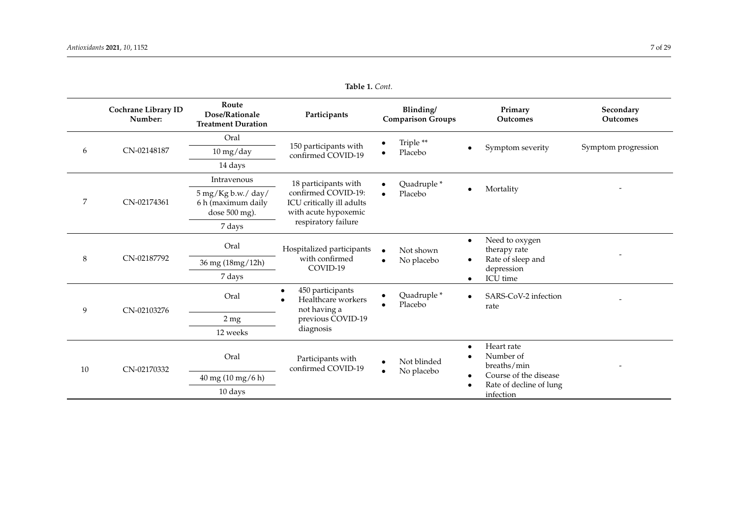**Table 1.** *Cont.*

| | Cochrane Library ID Number: | Route Dose/Rationale Treatment Duration | Participants | Blinding/ Comparison Groups | Primary Outcomes | Secondary Outcomes |
|---|---|---|---|---|---|---|
| 6 | CN-02148187 | Oral<br>10 mg/day<br>14 days | 150 participants with confirmed COVID-19 | • Triple **<br>• Placebo | • Symptom severity | Symptom progression |
| 7 | CN-02174361 | Intravenous<br>5 mg/Kg b.w./ day/ 6 h (maximum daily dose 500 mg).<br>7 days | 18 participants with confirmed COVID-19: ICU critically ill adults with acute hypoxemic respiratory failure | • Quadruple *<br>• Placebo | • Mortality | - |
| 8 | CN-02187792 | Oral<br>36 mg (18mg/12h)<br>7 days | Hospitalized participants with confirmed COVID-19 | • Not shown<br>• No placebo | • Need to oxygen therapy rate<br>• Rate of sleep and depression<br>• ICU time | - |
| 9 | CN-02103276 | Oral<br>2 mg<br>12 weeks | • 450 participants<br>• Healthcare workers not having a previous COVID-19 diagnosis | • Quadruple *<br>• Placebo | • SARS-CoV-2 infection rate | - |
| 10 | CN-02170332 | Oral<br>40 mg (10 mg/6 h)<br>10 days | Participants with confirmed COVID-19 | • Not blinded<br>• No placebo | • Heart rate<br>• Number of breaths/min<br>• Course of the disease<br>• Rate of decline of lung infection | - |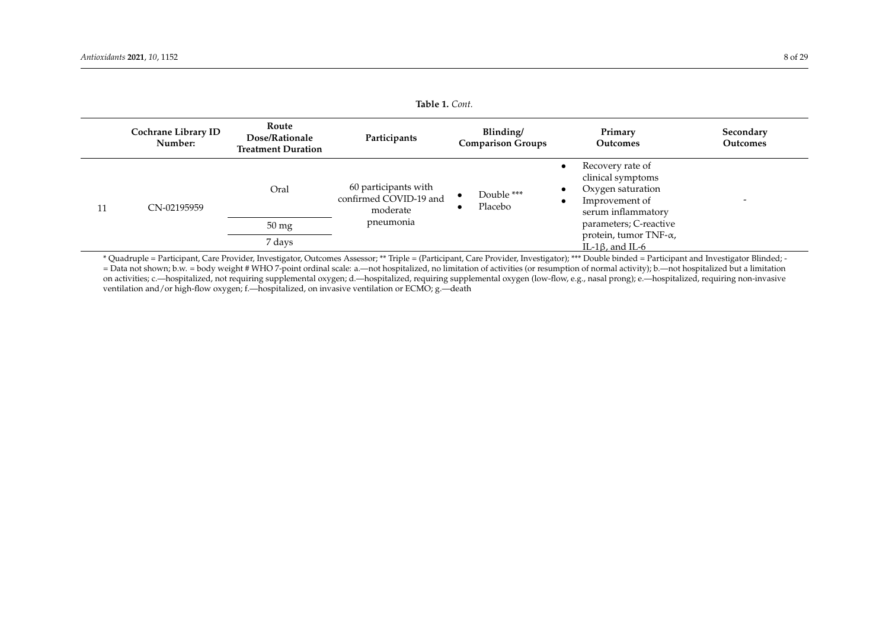**Table 1.** *Cont.*

| | Cochrane Library ID Number: | Route Dose/Rationale Treatment Duration | Participants | Blinding/ Comparison Groups | Primary Outcomes | Secondary Outcomes |
|---|---|---|---|---|---|---|
| 11 | CN-02195959 | Oral<br>50 mg<br>7 days | 60 participants with confirmed COVID-19 and moderate pneumonia | • Double ***<br>• Placebo | • Recovery rate of clinical symptoms<br>• Oxygen saturation<br>• Improvement of serum inflammatory parameters; C-reactive protein, tumor TNF-α, IL-1β, and IL-6 | - |

* Quadruple = Participant, Care Provider, Investigator, Outcomes Assessor; ** Triple = (Participant, Care Provider, Investigator); *** Double binded = Participant and Investigator Blinded; - = Data not shown; b.w. = body weight # WHO 7-point ordinal scale: a.—not hospitalized, no limitation of activities (or resumption of normal activity); b.—not hospitalized but a limitation on activities; c.—hospitalized, not requiring supplemental oxygen; d.—hospitalized, requiring supplemental oxygen (low-flow, e.g., nasal prong); e.—hospitalized, requiring non-invasive ventilation and/or high-flow oxygen; f.—hospitalized, on invasive ventilation or ECMO; g.—death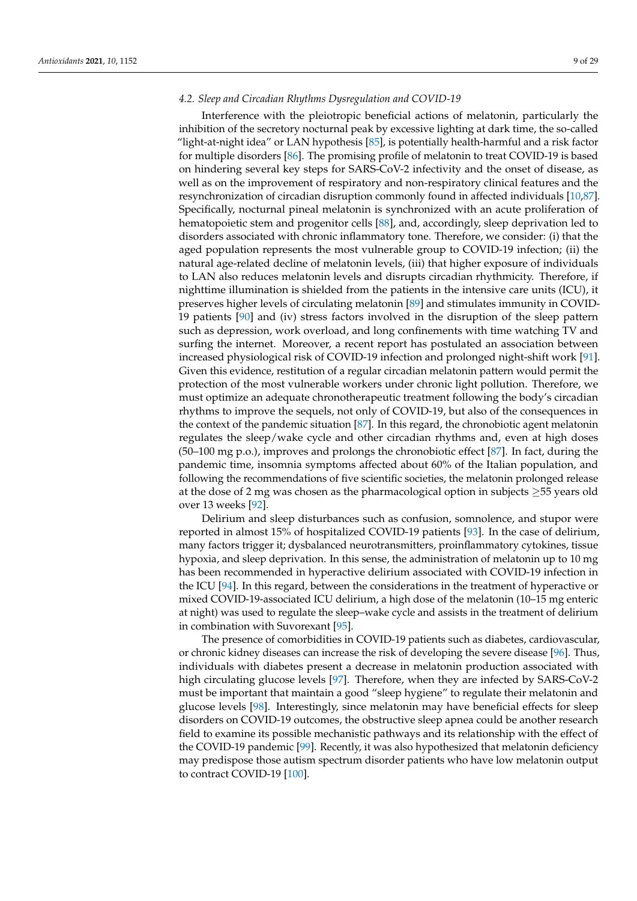### 4.2. Sleep and Circadian Rhythms Dysregulation and COVID-19

Interference with the pleiotropic beneficial actions of melatonin, particularly the inhibition of the secretory nocturnal peak by excessive lighting at dark time, the so-called "light-at-night idea" or LAN hypothesis [85], is potentially health-harmful and a risk factor for multiple disorders [86]. The promising profile of melatonin to treat COVID-19 is based on hindering several key steps for SARS-CoV-2 infectivity and the onset of disease, as well as on the improvement of respiratory and non-respiratory clinical features and the resynchronization of circadian disruption commonly found in affected individuals [10,87]. Specifically, nocturnal pineal melatonin is synchronized with an acute proliferation of hematopoietic stem and progenitor cells [88], and, accordingly, sleep deprivation led to disorders associated with chronic inflammatory tone. Therefore, we consider: (i) that the aged population represents the most vulnerable group to COVID-19 infection; (ii) the natural age-related decline of melatonin levels, (iii) that higher exposure of individuals to LAN also reduces melatonin levels and disrupts circadian rhythmicity. Therefore, if nighttime illumination is shielded from the patients in the intensive care units (ICU), it preserves higher levels of circulating melatonin [89] and stimulates immunity in COVID-19 patients [90] and (iv) stress factors involved in the disruption of the sleep pattern such as depression, work overload, and long confinements with time watching TV and surfing the internet. Moreover, a recent report has postulated an association between increased physiological risk of COVID-19 infection and prolonged night-shift work [91]. Given this evidence, restitution of a regular circadian melatonin pattern would permit the protection of the most vulnerable workers under chronic light pollution. Therefore, we must optimize an adequate chronotherapeutic treatment following the body's circadian rhythms to improve the sequels, not only of COVID-19, but also of the consequences in the context of the pandemic situation [87]. In this regard, the chronobiotic agent melatonin regulates the sleep/wake cycle and other circadian rhythms and, even at high doses (50–100 mg p.o.), improves and prolongs the chronobiotic effect [87]. In fact, during the pandemic time, insomnia symptoms affected about 60% of the Italian population, and following the recommendations of five scientific societies, the melatonin prolonged release at the dose of 2 mg was chosen as the pharmacological option in subjects ≥55 years old over 13 weeks [92].

Delirium and sleep disturbances such as confusion, somnolence, and stupor were reported in almost 15% of hospitalized COVID-19 patients [93]. In the case of delirium, many factors trigger it; dysbalanced neurotransmitters, proinflammatory cytokines, tissue hypoxia, and sleep deprivation. In this sense, the administration of melatonin up to 10 mg has been recommended in hyperactive delirium associated with COVID-19 infection in the ICU [94]. In this regard, between the considerations in the treatment of hyperactive or mixed COVID-19-associated ICU delirium, a high dose of the melatonin (10–15 mg enteric at night) was used to regulate the sleep–wake cycle and assists in the treatment of delirium in combination with Suvorexant [95].

The presence of comorbidities in COVID-19 patients such as diabetes, cardiovascular, or chronic kidney diseases can increase the risk of developing the severe disease [96]. Thus, individuals with diabetes present a decrease in melatonin production associated with high circulating glucose levels [97]. Therefore, when they are infected by SARS-CoV-2 must be important that maintain a good "sleep hygiene" to regulate their melatonin and glucose levels [98]. Interestingly, since melatonin may have beneficial effects for sleep disorders on COVID-19 outcomes, the obstructive sleep apnea could be another research field to examine its possible mechanistic pathways and its relationship with the effect of the COVID-19 pandemic [99]. Recently, it was also hypothesized that melatonin deficiency may predispose those autism spectrum disorder patients who have low melatonin output to contract COVID-19 [100].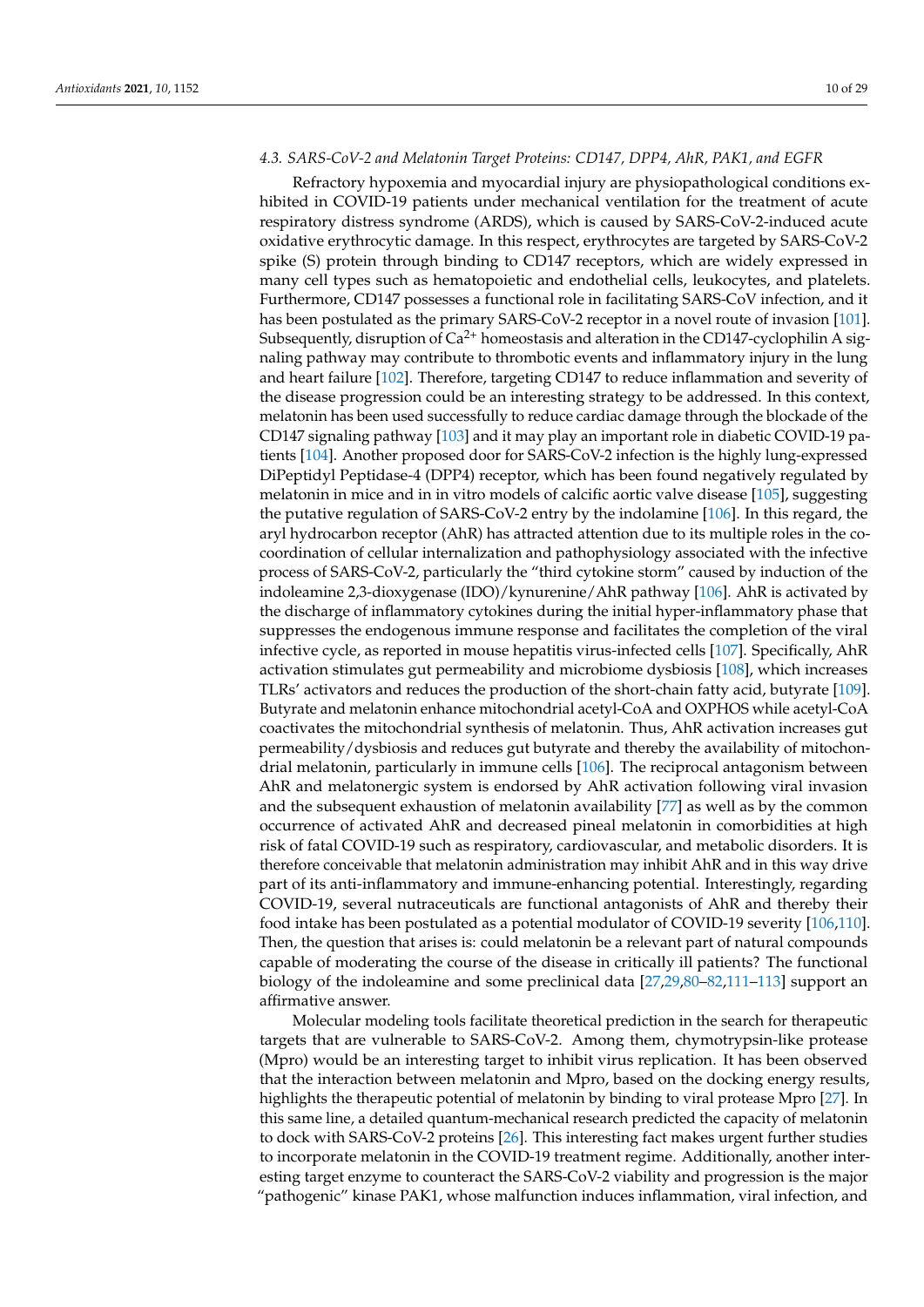### 4.3. SARS-CoV-2 and Melatonin Target Proteins: CD147, DPP4, AhR, PAK1, and EGFR

Refractory hypoxemia and myocardial injury are physiopathological conditions exhibited in COVID-19 patients under mechanical ventilation for the treatment of acute respiratory distress syndrome (ARDS), which is caused by SARS-CoV-2-induced acute oxidative erythrocytic damage. In this respect, erythrocytes are targeted by SARS-CoV-2 spike (S) protein through binding to CD147 receptors, which are widely expressed in many cell types such as hematopoietic and endothelial cells, leukocytes, and platelets. Furthermore, CD147 possesses a functional role in facilitating SARS-CoV infection, and it has been postulated as the primary SARS-CoV-2 receptor in a novel route of invasion [101]. Subsequently, disruption of $Ca^{2+}$ homeostasis and alteration in the CD147-cyclophilin A signaling pathway may contribute to thrombotic events and inflammatory injury in the lung and heart failure [102]. Therefore, targeting CD147 to reduce inflammation and severity of the disease progression could be an interesting strategy to be addressed. In this context, melatonin has been used successfully to reduce cardiac damage through the blockade of the CD147 signaling pathway [103] and it may play an important role in diabetic COVID-19 patients [104]. Another proposed door for SARS-CoV-2 infection is the highly lung-expressed DiPeptidyl Peptidase-4 (DPP4) receptor, which has been found negatively regulated by melatonin in mice and in in vitro models of calcific aortic valve disease [105], suggesting the putative regulation of SARS-CoV-2 entry by the indolamine [106]. In this regard, the aryl hydrocarbon receptor (AhR) has attracted attention due to its multiple roles in the co-coordination of cellular internalization and pathophysiology associated with the infective process of SARS-CoV-2, particularly the "third cytokine storm" caused by induction of the indoleamine 2,3-dioxygenase (IDO)/kynurenine/AhR pathway [106]. AhR is activated by the discharge of inflammatory cytokines during the initial hyper-inflammatory phase that suppresses the endogenous immune response and facilitates the completion of the viral infective cycle, as reported in mouse hepatitis virus-infected cells [107]. Specifically, AhR activation stimulates gut permeability and microbiome dysbiosis [108], which increases TLRs' activators and reduces the production of the short-chain fatty acid, butyrate [109]. Butyrate and melatonin enhance mitochondrial acetyl-CoA and OXPHOS while acetyl-CoA coactivates the mitochondrial synthesis of melatonin. Thus, AhR activation increases gut permeability/dysbiosis and reduces gut butyrate and thereby the availability of mitochondrial melatonin, particularly in immune cells [106]. The reciprocal antagonism between AhR and melatonergic system is endorsed by AhR activation following viral invasion and the subsequent exhaustion of melatonin availability [77] as well as by the common occurrence of activated AhR and decreased pineal melatonin in comorbidities at high risk of fatal COVID-19 such as respiratory, cardiovascular, and metabolic disorders. It is therefore conceivable that melatonin administration may inhibit AhR and in this way drive part of its anti-inflammatory and immune-enhancing potential. Interestingly, regarding COVID-19, several nutraceuticals are functional antagonists of AhR and thereby their food intake has been postulated as a potential modulator of COVID-19 severity [106,110]. Then, the question that arises is: could melatonin be a relevant part of natural compounds capable of moderating the course of the disease in critically ill patients? The functional biology of the indoleamine and some preclinical data [27,29,80–82,111–113] support an affirmative answer.

Molecular modeling tools facilitate theoretical prediction in the search for therapeutic targets that are vulnerable to SARS-CoV-2. Among them, chymotrypsin-like protease (Mpro) would be an interesting target to inhibit virus replication. It has been observed that the interaction between melatonin and Mpro, based on the docking energy results, highlights the therapeutic potential of melatonin by binding to viral protease Mpro [27]. In this same line, a detailed quantum-mechanical research predicted the capacity of melatonin to dock with SARS-CoV-2 proteins [26]. This interesting fact makes urgent further studies to incorporate melatonin in the COVID-19 treatment regime. Additionally, another interesting target enzyme to counteract the SARS-CoV-2 viability and progression is the major "pathogenic" kinase PAK1, whose malfunction induces inflammation, viral infection, and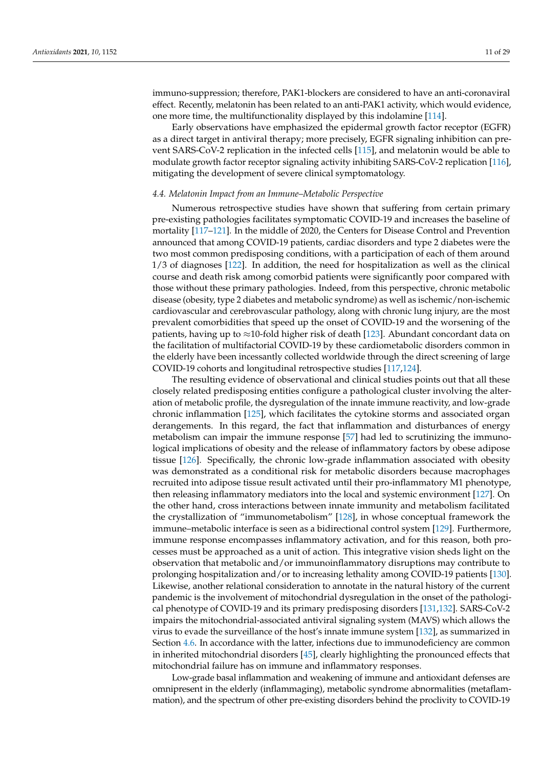immuno-suppression; therefore, PAK1-blockers are considered to have an anti-coronaviral effect. Recently, melatonin has been related to an anti-PAK1 activity, which would evidence, one more time, the multifunctionality displayed by this indolamine [114].

Early observations have emphasized the epidermal growth factor receptor (EGFR) as a direct target in antiviral therapy; more precisely, EGFR signaling inhibition can prevent SARS-CoV-2 replication in the infected cells [115], and melatonin would be able to modulate growth factor receptor signaling activity inhibiting SARS-CoV-2 replication [116], mitigating the development of severe clinical symptomatology.

### *4.4. Melatonin Impact from an Immune–Metabolic Perspective*

Numerous retrospective studies have shown that suffering from certain primary pre-existing pathologies facilitates symptomatic COVID-19 and increases the baseline of mortality [117–121]. In the middle of 2020, the Centers for Disease Control and Prevention announced that among COVID-19 patients, cardiac disorders and type 2 diabetes were the two most common predisposing conditions, with a participation of each of them around 1/3 of diagnoses [122]. In addition, the need for hospitalization as well as the clinical course and death risk among comorbid patients were significantly poor compared with those without these primary pathologies. Indeed, from this perspective, chronic metabolic disease (obesity, type 2 diabetes and metabolic syndrome) as well as ischemic/non-ischemic cardiovascular and cerebrovascular pathology, along with chronic lung injury, are the most prevalent comorbidities that speed up the onset of COVID-19 and the worsening of the patients, having up to $\approx$10-fold higher risk of death [123]. Abundant concordant data on the facilitation of multifactorial COVID-19 by these cardiometabolic disorders common in the elderly have been incessantly collected worldwide through the direct screening of large COVID-19 cohorts and longitudinal retrospective studies [117,124].

The resulting evidence of observational and clinical studies points out that all these closely related predisposing entities configure a pathological cluster involving the alteration of metabolic profile, the dysregulation of the innate immune reactivity, and low-grade chronic inflammation [125], which facilitates the cytokine storms and associated organ derangements. In this regard, the fact that inflammation and disturbances of energy metabolism can impair the immune response [57] had led to scrutinizing the immunological implications of obesity and the release of inflammatory factors by obese adipose tissue [126]. Specifically, the chronic low-grade inflammation associated with obesity was demonstrated as a conditional risk for metabolic disorders because macrophages recruited into adipose tissue result activated until their pro-inflammatory M1 phenotype, then releasing inflammatory mediators into the local and systemic environment [127]. On the other hand, cross interactions between innate immunity and metabolism facilitated the crystallization of "immunometabolism" [128], in whose conceptual framework the immune–metabolic interface is seen as a bidirectional control system [129]. Furthermore, immune response encompasses inflammatory activation, and for this reason, both processes must be approached as a unit of action. This integrative vision sheds light on the observation that metabolic and/or immunoinflammatory disruptions may contribute to prolonging hospitalization and/or to increasing lethality among COVID-19 patients [130]. Likewise, another relational consideration to annotate in the natural history of the current pandemic is the involvement of mitochondrial dysregulation in the onset of the pathological phenotype of COVID-19 and its primary predisposing disorders [131,132]. SARS-CoV-2 impairs the mitochondrial-associated antiviral signaling system (MAVS) which allows the virus to evade the surveillance of the host's innate immune system [132], as summarized in Section 4.6. In accordance with the latter, infections due to immunodeficiency are common in inherited mitochondrial disorders [45], clearly highlighting the pronounced effects that mitochondrial failure has on immune and inflammatory responses.

Low-grade basal inflammation and weakening of immune and antioxidant defenses are omnipresent in the elderly (inflammaging), metabolic syndrome abnormalities (metaflammation), and the spectrum of other pre-existing disorders behind the proclivity to COVID-19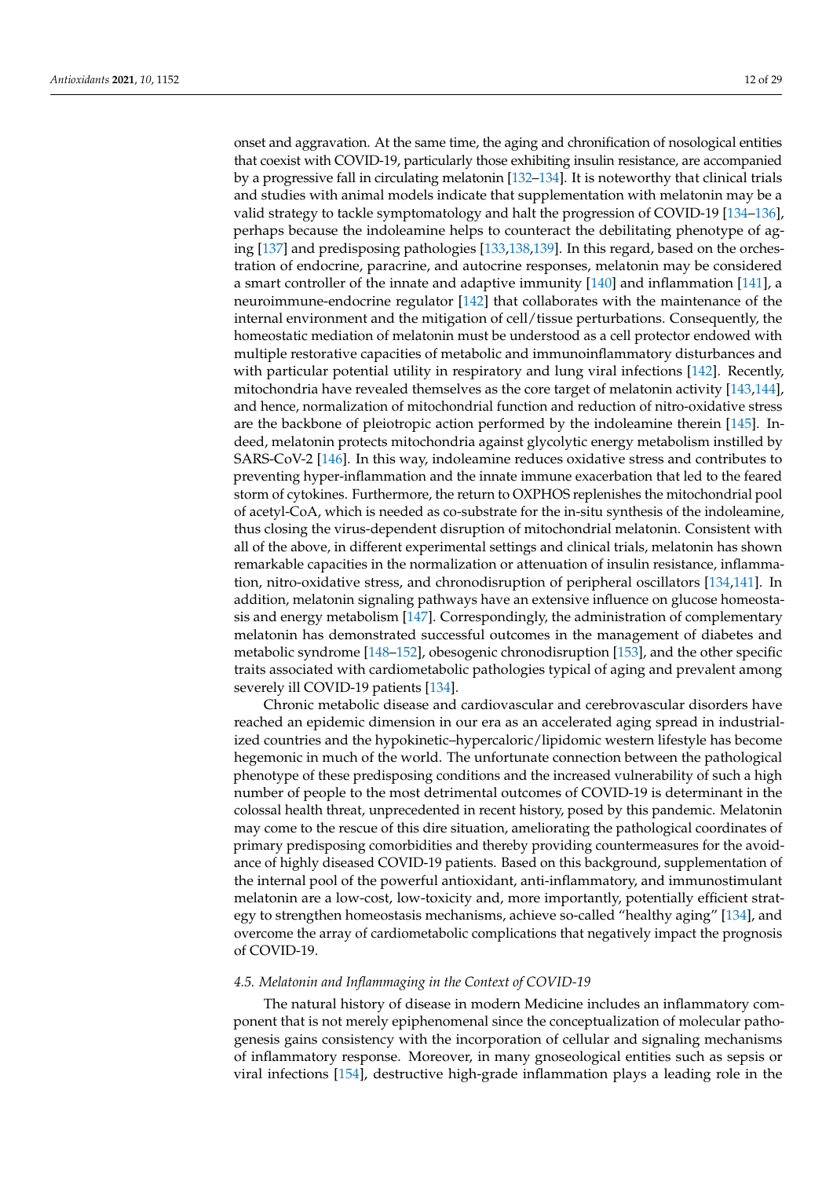onset and aggravation. At the same time, the aging and chronification of nosological entities that coexist with COVID-19, particularly those exhibiting insulin resistance, are accompanied by a progressive fall in circulating melatonin [132–134]. It is noteworthy that clinical trials and studies with animal models indicate that supplementation with melatonin may be a valid strategy to tackle symptomatology and halt the progression of COVID-19 [134–136], perhaps because the indoleamine helps to counteract the debilitating phenotype of aging [137] and predisposing pathologies [133,138,139]. In this regard, based on the orchestration of endocrine, paracrine, and autocrine responses, melatonin may be considered a smart controller of the innate and adaptive immunity [140] and inflammation [141], a neuroimmune-endocrine regulator [142] that collaborates with the maintenance of the internal environment and the mitigation of cell/tissue perturbations. Consequently, the homeostatic mediation of melatonin must be understood as a cell protector endowed with multiple restorative capacities of metabolic and immunoinflammatory disturbances and with particular potential utility in respiratory and lung viral infections [142]. Recently, mitochondria have revealed themselves as the core target of melatonin activity [143,144], and hence, normalization of mitochondrial function and reduction of nitro-oxidative stress are the backbone of pleiotropic action performed by the indoleamine therein [145]. Indeed, melatonin protects mitochondria against glycolytic energy metabolism instilled by SARS-CoV-2 [146]. In this way, indoleamine reduces oxidative stress and contributes to preventing hyper-inflammation and the innate immune exacerbation that led to the feared storm of cytokines. Furthermore, the return to OXPHOS replenishes the mitochondrial pool of acetyl-CoA, which is needed as co-substrate for the in-situ synthesis of the indoleamine, thus closing the virus-dependent disruption of mitochondrial melatonin. Consistent with all of the above, in different experimental settings and clinical trials, melatonin has shown remarkable capacities in the normalization or attenuation of insulin resistance, inflammation, nitro-oxidative stress, and chronodisruption of peripheral oscillators [134,141]. In addition, melatonin signaling pathways have an extensive influence on glucose homeostasis and energy metabolism [147]. Correspondingly, the administration of complementary melatonin has demonstrated successful outcomes in the management of diabetes and metabolic syndrome [148–152], obesogenic chronodisruption [153], and the other specific traits associated with cardiometabolic pathologies typical of aging and prevalent among severely ill COVID-19 patients [134].

Chronic metabolic disease and cardiovascular and cerebrovascular disorders have reached an epidemic dimension in our era as an accelerated aging spread in industrialized countries and the hypokinetic–hypercaloric/lipidomic western lifestyle has become hegemonic in much of the world. The unfortunate connection between the pathological phenotype of these predisposing conditions and the increased vulnerability of such a high number of people to the most detrimental outcomes of COVID-19 is determinant in the colossal health threat, unprecedented in recent history, posed by this pandemic. Melatonin may come to the rescue of this dire situation, ameliorating the pathological coordinates of primary predisposing comorbidities and thereby providing countermeasures for the avoidance of highly diseased COVID-19 patients. Based on this background, supplementation of the internal pool of the powerful antioxidant, anti-inflammatory, and immunostimulant melatonin are a low-cost, low-toxicity and, more importantly, potentially efficient strategy to strengthen homeostasis mechanisms, achieve so-called "healthy aging" [134], and overcome the array of cardiometabolic complications that negatively impact the prognosis of COVID-19.

### *4.5. Melatonin and Inflammaging in the Context of COVID-19*

The natural history of disease in modern Medicine includes an inflammatory component that is not merely epiphenomenal since the conceptualization of molecular pathogenesis gains consistency with the incorporation of cellular and signaling mechanisms of inflammatory response. Moreover, in many gnoseological entities such as sepsis or viral infections [154], destructive high-grade inflammation plays a leading role in the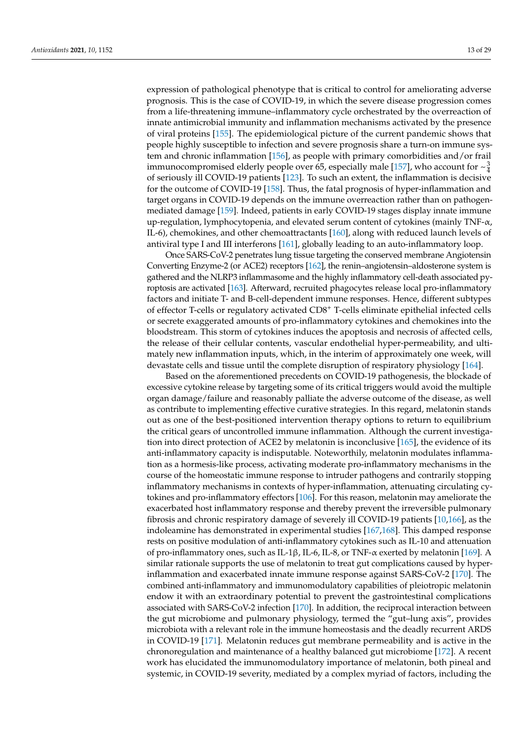expression of pathological phenotype that is critical to control for ameliorating adverse prognosis. This is the case of COVID-19, in which the severe disease progression comes from a life-threatening immune–inflammatory cycle orchestrated by the overreaction of innate antimicrobial immunity and inflammation mechanisms activated by the presence of viral proteins [155]. The epidemiological picture of the current pandemic shows that people highly susceptible to infection and severe prognosis share a turn-on immune system and chronic inflammation [156], as people with primary comorbidities and/or frail immunocompromised elderly people over 65, especially male [157], who account for $\sim\frac{3}{4}$ of seriously ill COVID-19 patients [123]. To such an extent, the inflammation is decisive for the outcome of COVID-19 [158]. Thus, the fatal prognosis of hyper-inflammation and target organs in COVID-19 depends on the immune overreaction rather than on pathogen-mediated damage [159]. Indeed, patients in early COVID-19 stages display innate immune up-regulation, lymphocytopenia, and elevated serum content of cytokines (mainly TNF-α, IL-6), chemokines, and other chemoattractants [160], along with reduced launch levels of antiviral type I and III interferons [161], globally leading to an auto-inflammatory loop.

Once SARS-CoV-2 penetrates lung tissue targeting the conserved membrane Angiotensin Converting Enzyme-2 (or ACE2) receptors [162], the renin–angiotensin–aldosterone system is gathered and the NLRP3 inflammasome and the highly inflammatory cell-death associated pyroptosis are activated [163]. Afterward, recruited phagocytes release local pro-inflammatory factors and initiate T- and B-cell-dependent immune responses. Hence, different subtypes of effector T-cells or regulatory activated CD8$^{+}$ T-cells eliminate epithelial infected cells or secrete exaggerated amounts of pro-inflammatory cytokines and chemokines into the bloodstream. This storm of cytokines induces the apoptosis and necrosis of affected cells, the release of their cellular contents, vascular endothelial hyper-permeability, and ultimately new inflammation inputs, which, in the interim of approximately one week, will devastate cells and tissue until the complete disruption of respiratory physiology [164].

Based on the aforementioned precedents on COVID-19 pathogenesis, the blockade of excessive cytokine release by targeting some of its critical triggers would avoid the multiple organ damage/failure and reasonably palliate the adverse outcome of the disease, as well as contribute to implementing effective curative strategies. In this regard, melatonin stands out as one of the best-positioned intervention therapy options to return to equilibrium the critical gears of uncontrolled immune inflammation. Although the current investigation into direct protection of ACE2 by melatonin is inconclusive [165], the evidence of its anti-inflammatory capacity is indisputable. Noteworthily, melatonin modulates inflammation as a hormesis-like process, activating moderate pro-inflammatory mechanisms in the course of the homeostatic immune response to intruder pathogens and contrarily stopping inflammatory mechanisms in contexts of hyper-inflammation, attenuating circulating cytokines and pro-inflammatory effectors [106]. For this reason, melatonin may ameliorate the exacerbated host inflammatory response and thereby prevent the irreversible pulmonary fibrosis and chronic respiratory damage of severely ill COVID-19 patients [10,166], as the indoleamine has demonstrated in experimental studies [167,168]. This damped response rests on positive modulation of anti-inflammatory cytokines such as IL-10 and attenuation of pro-inflammatory ones, such as IL-1β, IL-6, IL-8, or TNF-α exerted by melatonin [169]. A similar rationale supports the use of melatonin to treat gut complications caused by hyper-inflammation and exacerbated innate immune response against SARS-CoV-2 [170]. The combined anti-inflammatory and immunomodulatory capabilities of pleiotropic melatonin endow it with an extraordinary potential to prevent the gastrointestinal complications associated with SARS-CoV-2 infection [170]. In addition, the reciprocal interaction between the gut microbiome and pulmonary physiology, termed the "gut–lung axis", provides microbiota with a relevant role in the immune homeostasis and the deadly recurrent ARDS in COVID-19 [171]. Melatonin reduces gut membrane permeability and is active in the chronoregulation and maintenance of a healthy balanced gut microbiome [172]. A recent work has elucidated the immunomodulatory importance of melatonin, both pineal and systemic, in COVID-19 severity, mediated by a complex myriad of factors, including the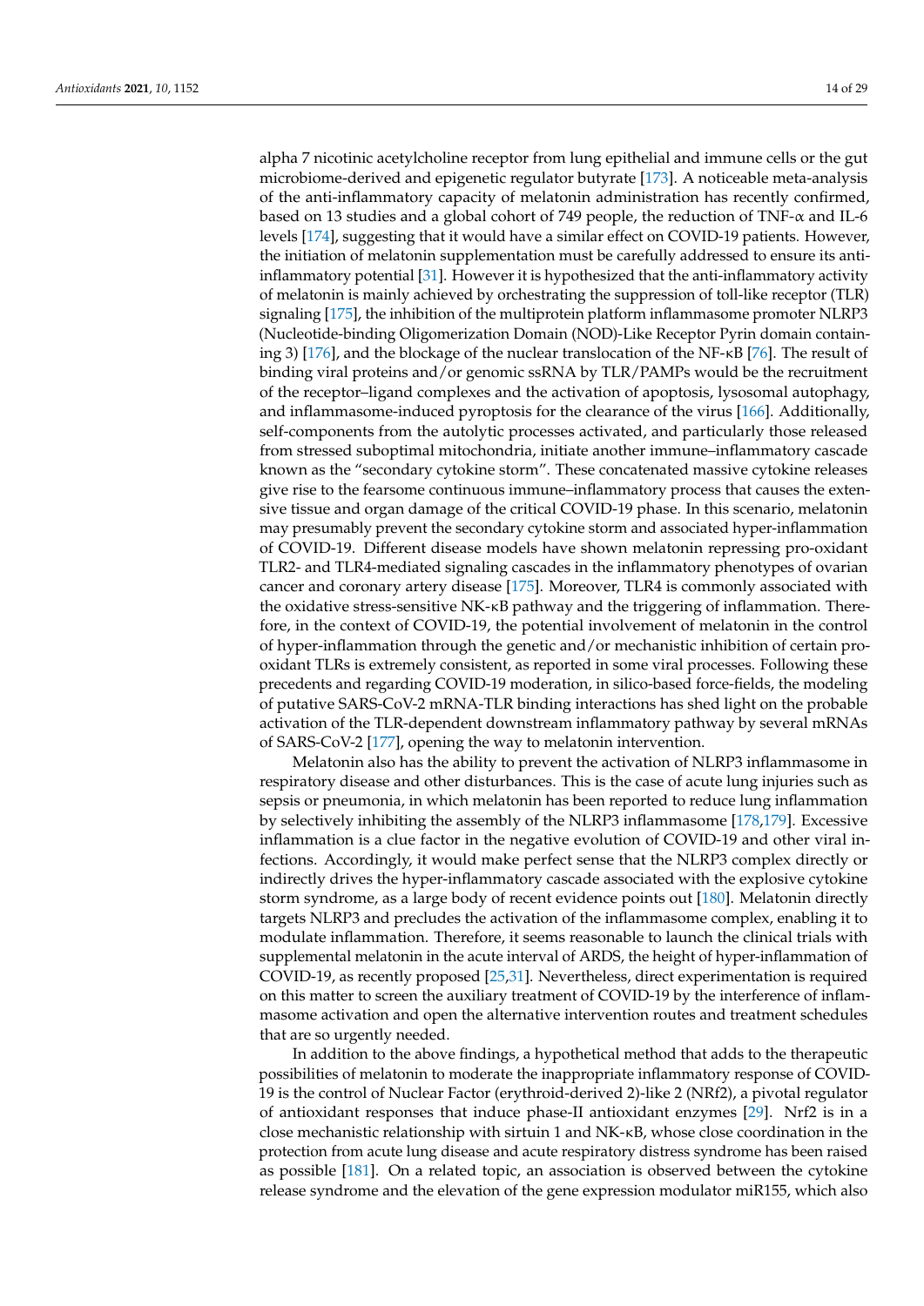alpha 7 nicotinic acetylcholine receptor from lung epithelial and immune cells or the gut microbiome-derived and epigenetic regulator butyrate [173]. A noticeable meta-analysis of the anti-inflammatory capacity of melatonin administration has recently confirmed, based on 13 studies and a global cohort of 749 people, the reduction of TNF-α and IL-6 levels [174], suggesting that it would have a similar effect on COVID-19 patients. However, the initiation of melatonin supplementation must be carefully addressed to ensure its anti-inflammatory potential [31]. However it is hypothesized that the anti-inflammatory activity of melatonin is mainly achieved by orchestrating the suppression of toll-like receptor (TLR) signaling [175], the inhibition of the multiprotein platform inflammasome promoter NLRP3 (Nucleotide-binding Oligomerization Domain (NOD)-Like Receptor Pyrin domain containing 3) [176], and the blockage of the nuclear translocation of the NF-κB [76]. The result of binding viral proteins and/or genomic ssRNA by TLR/PAMPs would be the recruitment of the receptor–ligand complexes and the activation of apoptosis, lysosomal autophagy, and inflammasome-induced pyroptosis for the clearance of the virus [166]. Additionally, self-components from the autolytic processes activated, and particularly those released from stressed suboptimal mitochondria, initiate another immune–inflammatory cascade known as the "secondary cytokine storm". These concatenated massive cytokine releases give rise to the fearsome continuous immune–inflammatory process that causes the extensive tissue and organ damage of the critical COVID-19 phase. In this scenario, melatonin may presumably prevent the secondary cytokine storm and associated hyper-inflammation of COVID-19. Different disease models have shown melatonin repressing pro-oxidant TLR2- and TLR4-mediated signaling cascades in the inflammatory phenotypes of ovarian cancer and coronary artery disease [175]. Moreover, TLR4 is commonly associated with the oxidative stress-sensitive NK-κB pathway and the triggering of inflammation. Therefore, in the context of COVID-19, the potential involvement of melatonin in the control of hyper-inflammation through the genetic and/or mechanistic inhibition of certain pro-oxidant TLRs is extremely consistent, as reported in some viral processes. Following these precedents and regarding COVID-19 moderation, in silico-based force-fields, the modeling of putative SARS-CoV-2 mRNA-TLR binding interactions has shed light on the probable activation of the TLR-dependent downstream inflammatory pathway by several mRNAs of SARS-CoV-2 [177], opening the way to melatonin intervention.

Melatonin also has the ability to prevent the activation of NLRP3 inflammasome in respiratory disease and other disturbances. This is the case of acute lung injuries such as sepsis or pneumonia, in which melatonin has been reported to reduce lung inflammation by selectively inhibiting the assembly of the NLRP3 inflammasome [178,179]. Excessive inflammation is a clue factor in the negative evolution of COVID-19 and other viral infections. Accordingly, it would make perfect sense that the NLRP3 complex directly or indirectly drives the hyper-inflammatory cascade associated with the explosive cytokine storm syndrome, as a large body of recent evidence points out [180]. Melatonin directly targets NLRP3 and precludes the activation of the inflammasome complex, enabling it to modulate inflammation. Therefore, it seems reasonable to launch the clinical trials with supplemental melatonin in the acute interval of ARDS, the height of hyper-inflammation of COVID-19, as recently proposed [25,31]. Nevertheless, direct experimentation is required on this matter to screen the auxiliary treatment of COVID-19 by the interference of inflammasome activation and open the alternative intervention routes and treatment schedules that are so urgently needed.

In addition to the above findings, a hypothetical method that adds to the therapeutic possibilities of melatonin to moderate the inappropriate inflammatory response of COVID-19 is the control of Nuclear Factor (erythroid-derived 2)-like 2 (NRf2), a pivotal regulator of antioxidant responses that induce phase-II antioxidant enzymes [29]. Nrf2 is in a close mechanistic relationship with sirtuin 1 and NK-κB, whose close coordination in the protection from acute lung disease and acute respiratory distress syndrome has been raised as possible [181]. On a related topic, an association is observed between the cytokine release syndrome and the elevation of the gene expression modulator miR155, which also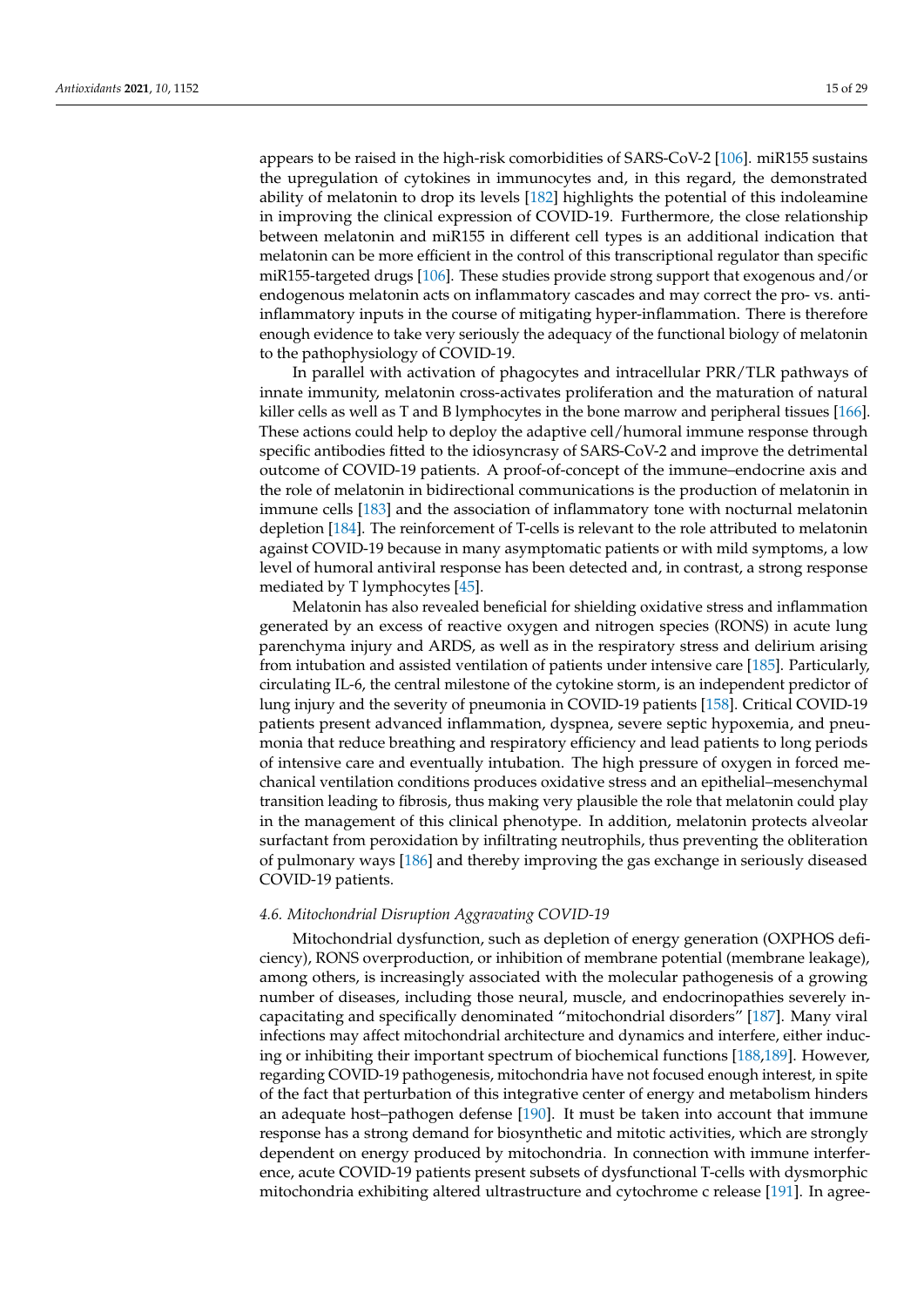appears to be raised in the high-risk comorbidities of SARS-CoV-2 [106]. miR155 sustains the upregulation of cytokines in immunocytes and, in this regard, the demonstrated ability of melatonin to drop its levels [182] highlights the potential of this indoleamine in improving the clinical expression of COVID-19. Furthermore, the close relationship between melatonin and miR155 in different cell types is an additional indication that melatonin can be more efficient in the control of this transcriptional regulator than specific miR155-targeted drugs [106]. These studies provide strong support that exogenous and/or endogenous melatonin acts on inflammatory cascades and may correct the pro- vs. anti-inflammatory inputs in the course of mitigating hyper-inflammation. There is therefore enough evidence to take very seriously the adequacy of the functional biology of melatonin to the pathophysiology of COVID-19.

In parallel with activation of phagocytes and intracellular PRR/TLR pathways of innate immunity, melatonin cross-activates proliferation and the maturation of natural killer cells as well as T and B lymphocytes in the bone marrow and peripheral tissues [166]. These actions could help to deploy the adaptive cell/humoral immune response through specific antibodies fitted to the idiosyncrasy of SARS-CoV-2 and improve the detrimental outcome of COVID-19 patients. A proof-of-concept of the immune–endocrine axis and the role of melatonin in bidirectional communications is the production of melatonin in immune cells [183] and the association of inflammatory tone with nocturnal melatonin depletion [184]. The reinforcement of T-cells is relevant to the role attributed to melatonin against COVID-19 because in many asymptomatic patients or with mild symptoms, a low level of humoral antiviral response has been detected and, in contrast, a strong response mediated by T lymphocytes [45].

Melatonin has also revealed beneficial for shielding oxidative stress and inflammation generated by an excess of reactive oxygen and nitrogen species (RONS) in acute lung parenchyma injury and ARDS, as well as in the respiratory stress and delirium arising from intubation and assisted ventilation of patients under intensive care [185]. Particularly, circulating IL-6, the central milestone of the cytokine storm, is an independent predictor of lung injury and the severity of pneumonia in COVID-19 patients [158]. Critical COVID-19 patients present advanced inflammation, dyspnea, severe septic hypoxemia, and pneumonia that reduce breathing and respiratory efficiency and lead patients to long periods of intensive care and eventually intubation. The high pressure of oxygen in forced mechanical ventilation conditions produces oxidative stress and an epithelial–mesenchymal transition leading to fibrosis, thus making very plausible the role that melatonin could play in the management of this clinical phenotype. In addition, melatonin protects alveolar surfactant from peroxidation by infiltrating neutrophils, thus preventing the obliteration of pulmonary ways [186] and thereby improving the gas exchange in seriously diseased COVID-19 patients.

### *4.6. Mitochondrial Disruption Aggravating COVID-19*

Mitochondrial dysfunction, such as depletion of energy generation (OXPHOS deficiency), RONS overproduction, or inhibition of membrane potential (membrane leakage), among others, is increasingly associated with the molecular pathogenesis of a growing number of diseases, including those neural, muscle, and endocrinopathies severely incapacitating and specifically denominated "mitochondrial disorders" [187]. Many viral infections may affect mitochondrial architecture and dynamics and interfere, either inducing or inhibiting their important spectrum of biochemical functions [188,189]. However, regarding COVID-19 pathogenesis, mitochondria have not focused enough interest, in spite of the fact that perturbation of this integrative center of energy and metabolism hinders an adequate host–pathogen defense [190]. It must be taken into account that immune response has a strong demand for biosynthetic and mitotic activities, which are strongly dependent on energy produced by mitochondria. In connection with immune interference, acute COVID-19 patients present subsets of dysfunctional T-cells with dysmorphic mitochondria exhibiting altered ultrastructure and cytochrome c release [191]. In agree-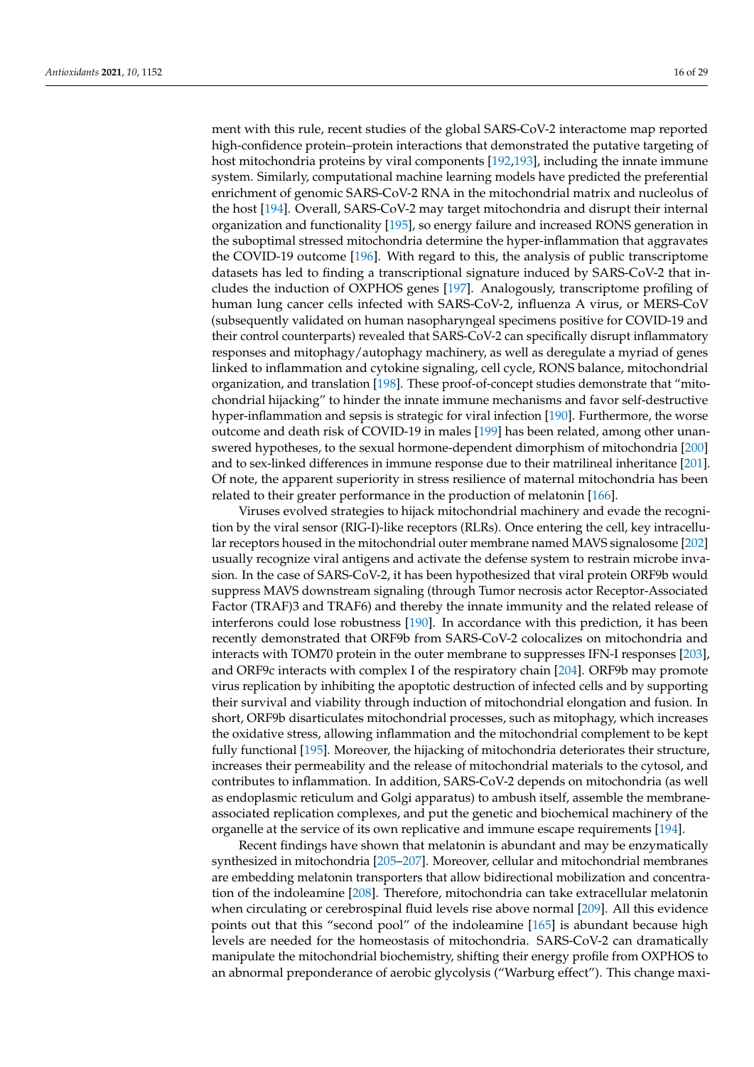ment with this rule, recent studies of the global SARS-CoV-2 interactome map reported high-confidence protein–protein interactions that demonstrated the putative targeting of host mitochondria proteins by viral components [192,193], including the innate immune system. Similarly, computational machine learning models have predicted the preferential enrichment of genomic SARS-CoV-2 RNA in the mitochondrial matrix and nucleolus of the host [194]. Overall, SARS-CoV-2 may target mitochondria and disrupt their internal organization and functionality [195], so energy failure and increased RONS generation in the suboptimal stressed mitochondria determine the hyper-inflammation that aggravates the COVID-19 outcome [196]. With regard to this, the analysis of public transcriptome datasets has led to finding a transcriptional signature induced by SARS-CoV-2 that includes the induction of OXPHOS genes [197]. Analogously, transcriptome profiling of human lung cancer cells infected with SARS-CoV-2, influenza A virus, or MERS-CoV (subsequently validated on human nasopharyngeal specimens positive for COVID-19 and their control counterparts) revealed that SARS-CoV-2 can specifically disrupt inflammatory responses and mitophagy/autophagy machinery, as well as deregulate a myriad of genes linked to inflammation and cytokine signaling, cell cycle, RONS balance, mitochondrial organization, and translation [198]. These proof-of-concept studies demonstrate that "mitochondrial hijacking" to hinder the innate immune mechanisms and favor self-destructive hyper-inflammation and sepsis is strategic for viral infection [190]. Furthermore, the worse outcome and death risk of COVID-19 in males [199] has been related, among other unanswered hypotheses, to the sexual hormone-dependent dimorphism of mitochondria [200] and to sex-linked differences in immune response due to their matrilineal inheritance [201]. Of note, the apparent superiority in stress resilience of maternal mitochondria has been related to their greater performance in the production of melatonin [166].

Viruses evolved strategies to hijack mitochondrial machinery and evade the recognition by the viral sensor (RIG-I)-like receptors (RLRs). Once entering the cell, key intracellular receptors housed in the mitochondrial outer membrane named MAVS signalosome [202] usually recognize viral antigens and activate the defense system to restrain microbe invasion. In the case of SARS-CoV-2, it has been hypothesized that viral protein ORF9b would suppress MAVS downstream signaling (through Tumor necrosis actor Receptor-Associated Factor (TRAF)3 and TRAF6) and thereby the innate immunity and the related release of interferons could lose robustness [190]. In accordance with this prediction, it has been recently demonstrated that ORF9b from SARS-CoV-2 colocalizes on mitochondria and interacts with TOM70 protein in the outer membrane to suppresses IFN-I responses [203], and ORF9c interacts with complex I of the respiratory chain [204]. ORF9b may promote virus replication by inhibiting the apoptotic destruction of infected cells and by supporting their survival and viability through induction of mitochondrial elongation and fusion. In short, ORF9b disarticulates mitochondrial processes, such as mitophagy, which increases the oxidative stress, allowing inflammation and the mitochondrial complement to be kept fully functional [195]. Moreover, the hijacking of mitochondria deteriorates their structure, increases their permeability and the release of mitochondrial materials to the cytosol, and contributes to inflammation. In addition, SARS-CoV-2 depends on mitochondria (as well as endoplasmic reticulum and Golgi apparatus) to ambush itself, assemble the membrane-associated replication complexes, and put the genetic and biochemical machinery of the organelle at the service of its own replicative and immune escape requirements [194].

Recent findings have shown that melatonin is abundant and may be enzymatically synthesized in mitochondria [205–207]. Moreover, cellular and mitochondrial membranes are embedding melatonin transporters that allow bidirectional mobilization and concentration of the indoleamine [208]. Therefore, mitochondria can take extracellular melatonin when circulating or cerebrospinal fluid levels rise above normal [209]. All this evidence points out that this "second pool" of the indoleamine [165] is abundant because high levels are needed for the homeostasis of mitochondria. SARS-CoV-2 can dramatically manipulate the mitochondrial biochemistry, shifting their energy profile from OXPHOS to an abnormal preponderance of aerobic glycolysis ("Warburg effect"). This change maxi-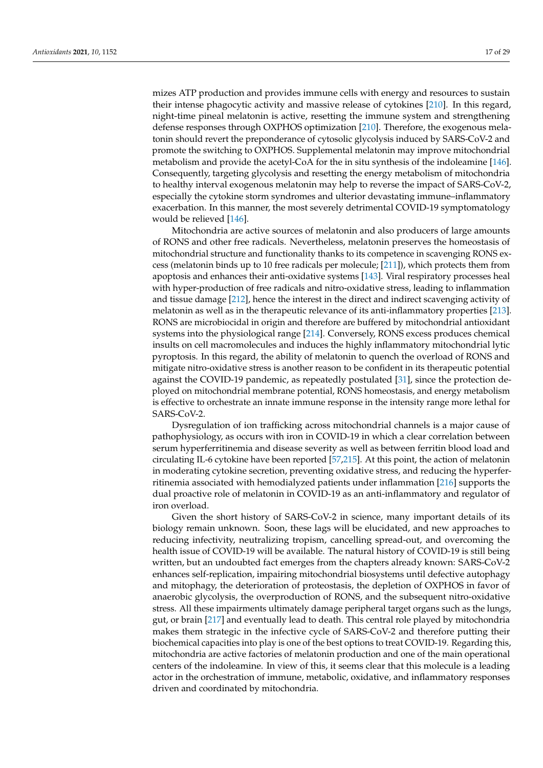mizes ATP production and provides immune cells with energy and resources to sustain their intense phagocytic activity and massive release of cytokines [210]. In this regard, night-time pineal melatonin is active, resetting the immune system and strengthening defense responses through OXPHOS optimization [210]. Therefore, the exogenous melatonin should revert the preponderance of cytosolic glycolysis induced by SARS-CoV-2 and promote the switching to OXPHOS. Supplemental melatonin may improve mitochondrial metabolism and provide the acetyl-CoA for the in situ synthesis of the indoleamine [146]. Consequently, targeting glycolysis and resetting the energy metabolism of mitochondria to healthy interval exogenous melatonin may help to reverse the impact of SARS-CoV-2, especially the cytokine storm syndromes and ulterior devastating immune–inflammatory exacerbation. In this manner, the most severely detrimental COVID-19 symptomatology would be relieved [146].

Mitochondria are active sources of melatonin and also producers of large amounts of RONS and other free radicals. Nevertheless, melatonin preserves the homeostasis of mitochondrial structure and functionality thanks to its competence in scavenging RONS excess (melatonin binds up to 10 free radicals per molecule; [211]), which protects them from apoptosis and enhances their anti-oxidative systems [143]. Viral respiratory processes heal with hyper-production of free radicals and nitro-oxidative stress, leading to inflammation and tissue damage [212], hence the interest in the direct and indirect scavenging activity of melatonin as well as in the therapeutic relevance of its anti-inflammatory properties [213]. RONS are microbiocidal in origin and therefore are buffered by mitochondrial antioxidant systems into the physiological range [214]. Conversely, RONS excess produces chemical insults on cell macromolecules and induces the highly inflammatory mitochondrial lytic pyroptosis. In this regard, the ability of melatonin to quench the overload of RONS and mitigate nitro-oxidative stress is another reason to be confident in its therapeutic potential against the COVID-19 pandemic, as repeatedly postulated [31], since the protection deployed on mitochondrial membrane potential, RONS homeostasis, and energy metabolism is effective to orchestrate an innate immune response in the intensity range more lethal for SARS-CoV-2.

Dysregulation of ion trafficking across mitochondrial channels is a major cause of pathophysiology, as occurs with iron in COVID-19 in which a clear correlation between serum hyperferritinemia and disease severity as well as between ferritin blood load and circulating IL-6 cytokine have been reported [57,215]. At this point, the action of melatonin in moderating cytokine secretion, preventing oxidative stress, and reducing the hyperferritinemia associated with hemodialyzed patients under inflammation [216] supports the dual proactive role of melatonin in COVID-19 as an anti-inflammatory and regulator of iron overload.

Given the short history of SARS-CoV-2 in science, many important details of its biology remain unknown. Soon, these lags will be elucidated, and new approaches to reducing infectivity, neutralizing tropism, cancelling spread-out, and overcoming the health issue of COVID-19 will be available. The natural history of COVID-19 is still being written, but an undoubted fact emerges from the chapters already known: SARS-CoV-2 enhances self-replication, impairing mitochondrial biosystems until defective autophagy and mitophagy, the deterioration of proteostasis, the depletion of OXPHOS in favor of anaerobic glycolysis, the overproduction of RONS, and the subsequent nitro-oxidative stress. All these impairments ultimately damage peripheral target organs such as the lungs, gut, or brain [217] and eventually lead to death. This central role played by mitochondria makes them strategic in the infective cycle of SARS-CoV-2 and therefore putting their biochemical capacities into play is one of the best options to treat COVID-19. Regarding this, mitochondria are active factories of melatonin production and one of the main operational centers of the indoleamine. In view of this, it seems clear that this molecule is a leading actor in the orchestration of immune, metabolic, oxidative, and inflammatory responses driven and coordinated by mitochondria.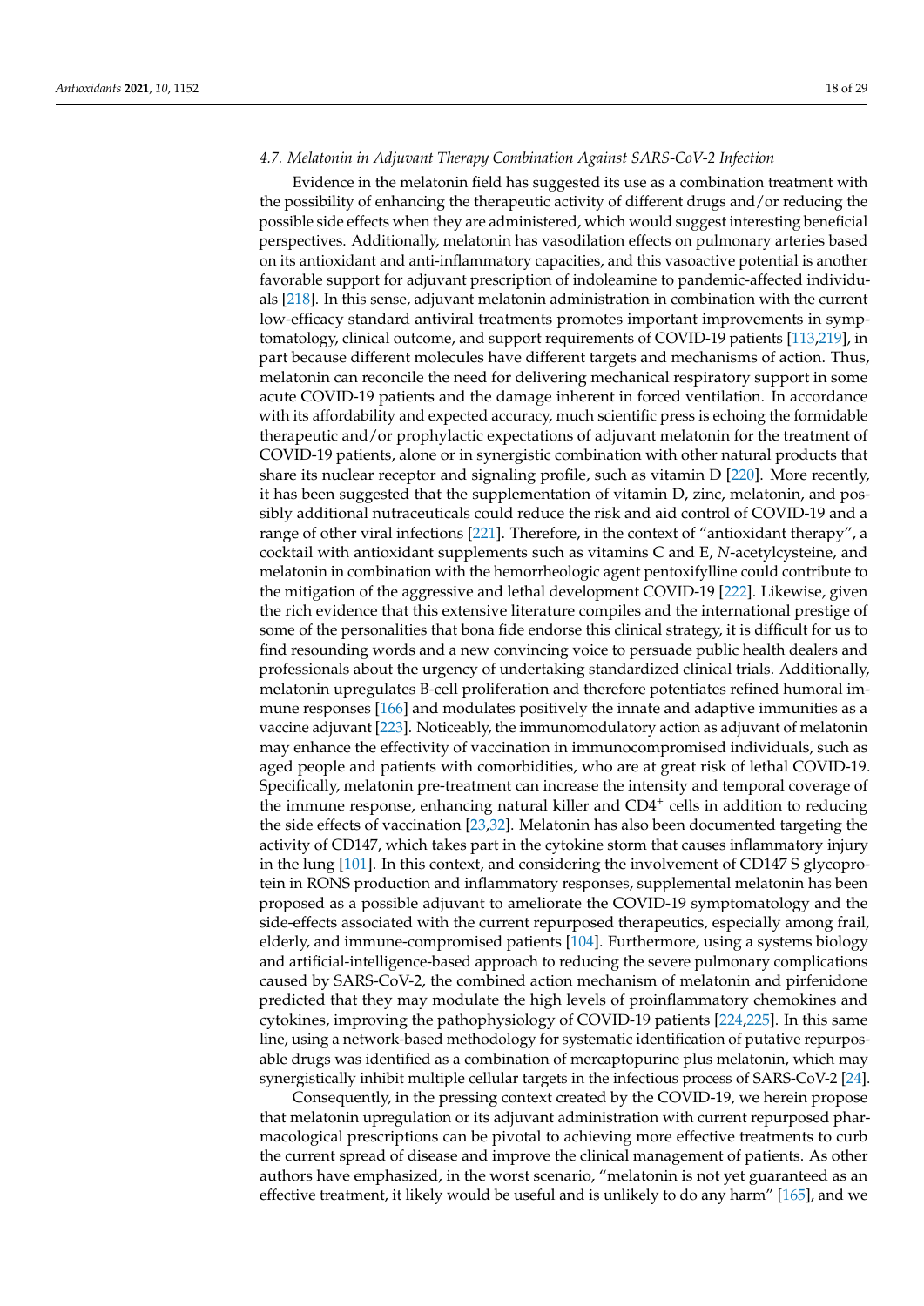### 4.7. Melatonin in Adjuvant Therapy Combination Against SARS-CoV-2 Infection

Evidence in the melatonin field has suggested its use as a combination treatment with the possibility of enhancing the therapeutic activity of different drugs and/or reducing the possible side effects when they are administered, which would suggest interesting beneficial perspectives. Additionally, melatonin has vasodilation effects on pulmonary arteries based on its antioxidant and anti-inflammatory capacities, and this vasoactive potential is another favorable support for adjuvant prescription of indoleamine to pandemic-affected individuals [218]. In this sense, adjuvant melatonin administration in combination with the current low-efficacy standard antiviral treatments promotes important improvements in symptomatology, clinical outcome, and support requirements of COVID-19 patients [113,219], in part because different molecules have different targets and mechanisms of action. Thus, melatonin can reconcile the need for delivering mechanical respiratory support in some acute COVID-19 patients and the damage inherent in forced ventilation. In accordance with its affordability and expected accuracy, much scientific press is echoing the formidable therapeutic and/or prophylactic expectations of adjuvant melatonin for the treatment of COVID-19 patients, alone or in synergistic combination with other natural products that share its nuclear receptor and signaling profile, such as vitamin D [220]. More recently, it has been suggested that the supplementation of vitamin D, zinc, melatonin, and possibly additional nutraceuticals could reduce the risk and aid control of COVID-19 and a range of other viral infections [221]. Therefore, in the context of "antioxidant therapy", a cocktail with antioxidant supplements such as vitamins C and E, *N*-acetylcysteine, and melatonin in combination with the hemorrheologic agent pentoxifylline could contribute to the mitigation of the aggressive and lethal development COVID-19 [222]. Likewise, given the rich evidence that this extensive literature compiles and the international prestige of some of the personalities that bona fide endorse this clinical strategy, it is difficult for us to find resounding words and a new convincing voice to persuade public health dealers and professionals about the urgency of undertaking standardized clinical trials. Additionally, melatonin upregulates B-cell proliferation and therefore potentiates refined humoral immune responses [166] and modulates positively the innate and adaptive immunities as a vaccine adjuvant [223]. Noticeably, the immunomodulatory action as adjuvant of melatonin may enhance the effectivity of vaccination in immunocompromised individuals, such as aged people and patients with comorbidities, who are at great risk of lethal COVID-19. Specifically, melatonin pre-treatment can increase the intensity and temporal coverage of the immune response, enhancing natural killer and $CD4^{+}$ cells in addition to reducing the side effects of vaccination [23,32]. Melatonin has also been documented targeting the activity of CD147, which takes part in the cytokine storm that causes inflammatory injury in the lung [101]. In this context, and considering the involvement of CD147 S glycoprotein in RONS production and inflammatory responses, supplemental melatonin has been proposed as a possible adjuvant to ameliorate the COVID-19 symptomatology and the side-effects associated with the current repurposed therapeutics, especially among frail, elderly, and immune-compromised patients [104]. Furthermore, using a systems biology and artificial-intelligence-based approach to reducing the severe pulmonary complications caused by SARS-CoV-2, the combined action mechanism of melatonin and pirfenidone predicted that they may modulate the high levels of proinflammatory chemokines and cytokines, improving the pathophysiology of COVID-19 patients [224,225]. In this same line, using a network-based methodology for systematic identification of putative repurposable drugs was identified as a combination of mercaptopurine plus melatonin, which may synergistically inhibit multiple cellular targets in the infectious process of SARS-CoV-2 [24].

Consequently, in the pressing context created by the COVID-19, we herein propose that melatonin upregulation or its adjuvant administration with current repurposed pharmacological prescriptions can be pivotal to achieving more effective treatments to curb the current spread of disease and improve the clinical management of patients. As other authors have emphasized, in the worst scenario, "melatonin is not yet guaranteed as an effective treatment, it likely would be useful and is unlikely to do any harm" [165], and we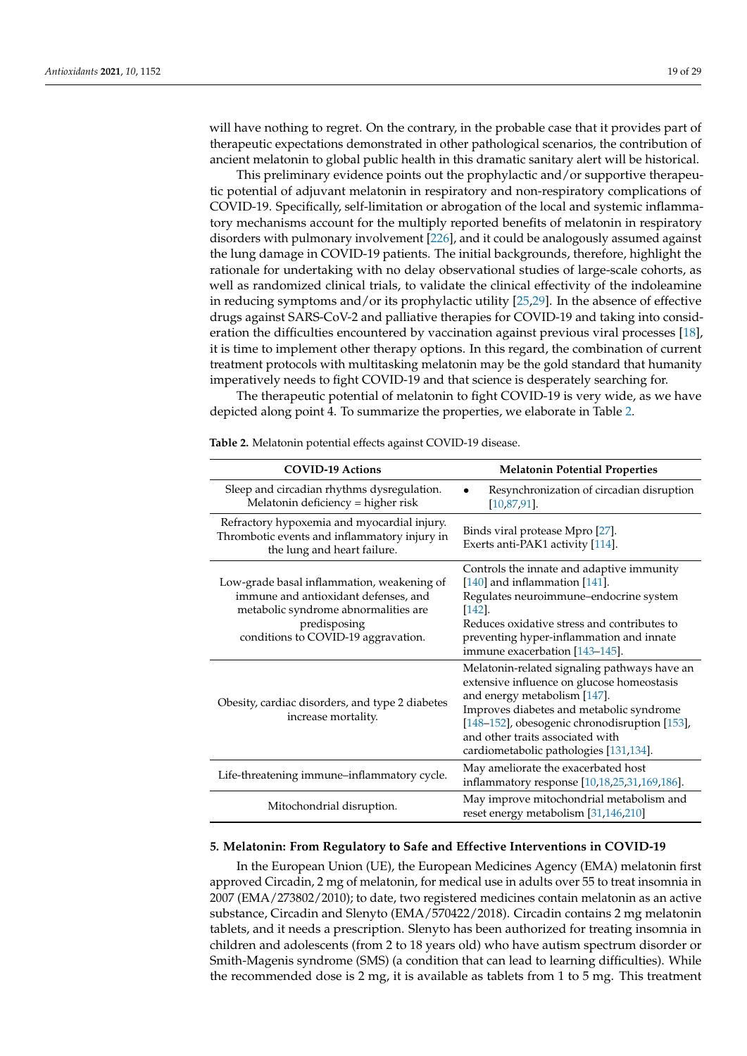will have nothing to regret. On the contrary, in the probable case that it provides part of therapeutic expectations demonstrated in other pathological scenarios, the contribution of ancient melatonin to global public health in this dramatic sanitary alert will be historical.

This preliminary evidence points out the prophylactic and/or supportive therapeutic potential of adjuvant melatonin in respiratory and non-respiratory complications of COVID-19. Specifically, self-limitation or abrogation of the local and systemic inflammatory mechanisms account for the multiply reported benefits of melatonin in respiratory disorders with pulmonary involvement [226], and it could be analogously assumed against the lung damage in COVID-19 patients. The initial backgrounds, therefore, highlight the rationale for undertaking with no delay observational studies of large-scale cohorts, as well as randomized clinical trials, to validate the clinical effectivity of the indoleamine in reducing symptoms and/or its prophylactic utility [25,29]. In the absence of effective drugs against SARS-CoV-2 and palliative therapies for COVID-19 and taking into consideration the difficulties encountered by vaccination against previous viral processes [18], it is time to implement other therapy options. In this regard, the combination of current treatment protocols with multitasking melatonin may be the gold standard that humanity imperatively needs to fight COVID-19 and that science is desperately searching for.

The therapeutic potential of melatonin to fight COVID-19 is very wide, as we have depicted along point 4. To summarize the properties, we elaborate in Table 2.

**Table 2.** Melatonin potential effects against COVID-19 disease.

| COVID-19 Actions | Melatonin Potential Properties |
|---|---|
| Sleep and circadian rhythms dysregulation. Melatonin deficiency = higher risk | • Resynchronization of circadian disruption [10,87,91]. |
| Refractory hypoxemia and myocardial injury. Thrombotic events and inflammatory injury in the lung and heart failure. | Binds viral protease Mpro [27]. Exerts anti-PAK1 activity [114]. |
| Low-grade basal inflammation, weakening of immune and antioxidant defenses, and metabolic syndrome abnormalities are predisposing conditions to COVID-19 aggravation. | Controls the innate and adaptive immunity [140] and inflammation [141]. Regulates neuroimmune–endocrine system [142]. Reduces oxidative stress and contributes to preventing hyper-inflammation and innate immune exacerbation [143–145]. |
| Obesity, cardiac disorders, and type 2 diabetes increase mortality. | Melatonin-related signaling pathways have an extensive influence on glucose homeostasis and energy metabolism [147]. Improves diabetes and metabolic syndrome [148–152], obesogenic chronodisruption [153], and other traits associated with cardiometabolic pathologies [131,134]. |
| Life-threatening immune–inflammatory cycle. | May ameliorate the exacerbated host inflammatory response [10,18,25,31,169,186]. |
| Mitochondrial disruption. | May improve mitochondrial metabolism and reset energy metabolism [31,146,210] |

## 5. Melatonin: From Regulatory to Safe and Effective Interventions in COVID-19

In the European Union (UE), the European Medicines Agency (EMA) melatonin first approved Circadin, 2 mg of melatonin, for medical use in adults over 55 to treat insomnia in 2007 (EMA/273802/2010); to date, two registered medicines contain melatonin as an active substance, Circadin and Slenyto (EMA/570422/2018). Circadin contains 2 mg melatonin tablets, and it needs a prescription. Slenyto has been authorized for treating insomnia in children and adolescents (from 2 to 18 years old) who have autism spectrum disorder or Smith-Magenis syndrome (SMS) (a condition that can lead to learning difficulties). While the recommended dose is 2 mg, it is available as tablets from 1 to 5 mg. This treatment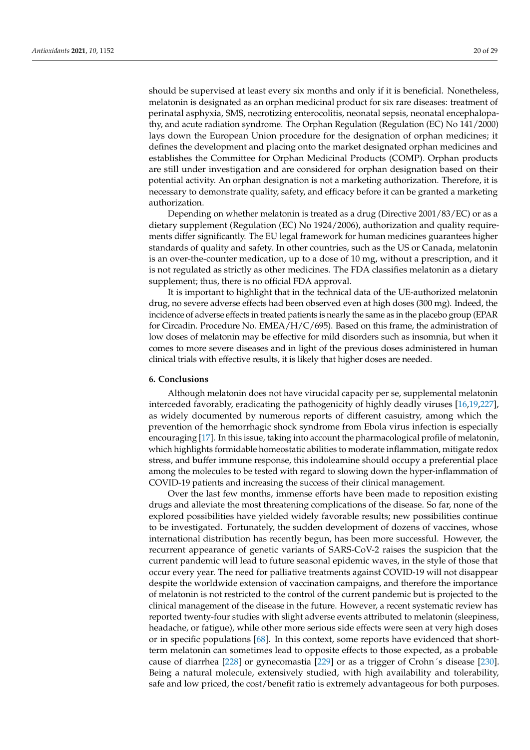should be supervised at least every six months and only if it is beneficial. Nonetheless, melatonin is designated as an orphan medicinal product for six rare diseases: treatment of perinatal asphyxia, SMS, necrotizing enterocolitis, neonatal sepsis, neonatal encephalopathy, and acute radiation syndrome. The Orphan Regulation (Regulation (EC) No 141/2000) lays down the European Union procedure for the designation of orphan medicines; it defines the development and placing onto the market designated orphan medicines and establishes the Committee for Orphan Medicinal Products (COMP). Orphan products are still under investigation and are considered for orphan designation based on their potential activity. An orphan designation is not a marketing authorization. Therefore, it is necessary to demonstrate quality, safety, and efficacy before it can be granted a marketing authorization.

Depending on whether melatonin is treated as a drug (Directive 2001/83/EC) or as a dietary supplement (Regulation (EC) No 1924/2006), authorization and quality requirements differ significantly. The EU legal framework for human medicines guarantees higher standards of quality and safety. In other countries, such as the US or Canada, melatonin is an over-the-counter medication, up to a dose of 10 mg, without a prescription, and it is not regulated as strictly as other medicines. The FDA classifies melatonin as a dietary supplement; thus, there is no official FDA approval.

It is important to highlight that in the technical data of the UE-authorized melatonin drug, no severe adverse effects had been observed even at high doses (300 mg). Indeed, the incidence of adverse effects in treated patients is nearly the same as in the placebo group (EPAR for Circadin. Procedure No. EMEA/H/C/695). Based on this frame, the administration of low doses of melatonin may be effective for mild disorders such as insomnia, but when it comes to more severe diseases and in light of the previous doses administered in human clinical trials with effective results, it is likely that higher doses are needed.

## 6. Conclusions

Although melatonin does not have virucidal capacity per se, supplemental melatonin interceded favorably, eradicating the pathogenicity of highly deadly viruses [16,19,227], as widely documented by numerous reports of different casuistry, among which the prevention of the hemorrhagic shock syndrome from Ebola virus infection is especially encouraging [17]. In this issue, taking into account the pharmacological profile of melatonin, which highlights formidable homeostatic abilities to moderate inflammation, mitigate redox stress, and buffer immune response, this indoleamine should occupy a preferential place among the molecules to be tested with regard to slowing down the hyper-inflammation of COVID-19 patients and increasing the success of their clinical management.

Over the last few months, immense efforts have been made to reposition existing drugs and alleviate the most threatening complications of the disease. So far, none of the explored possibilities have yielded widely favorable results; new possibilities continue to be investigated. Fortunately, the sudden development of dozens of vaccines, whose international distribution has recently begun, has been more successful. However, the recurrent appearance of genetic variants of SARS-CoV-2 raises the suspicion that the current pandemic will lead to future seasonal epidemic waves, in the style of those that occur every year. The need for palliative treatments against COVID-19 will not disappear despite the worldwide extension of vaccination campaigns, and therefore the importance of melatonin is not restricted to the control of the current pandemic but is projected to the clinical management of the disease in the future. However, a recent systematic review has reported twenty-four studies with slight adverse events attributed to melatonin (sleepiness, headache, or fatigue), while other more serious side effects were seen at very high doses or in specific populations [68]. In this context, some reports have evidenced that short-term melatonin can sometimes lead to opposite effects to those expected, as a probable cause of diarrhea [228] or gynecomastia [229] or as a trigger of Crohn´s disease [230]. Being a natural molecule, extensively studied, with high availability and tolerability, safe and low priced, the cost/benefit ratio is extremely advantageous for both purposes.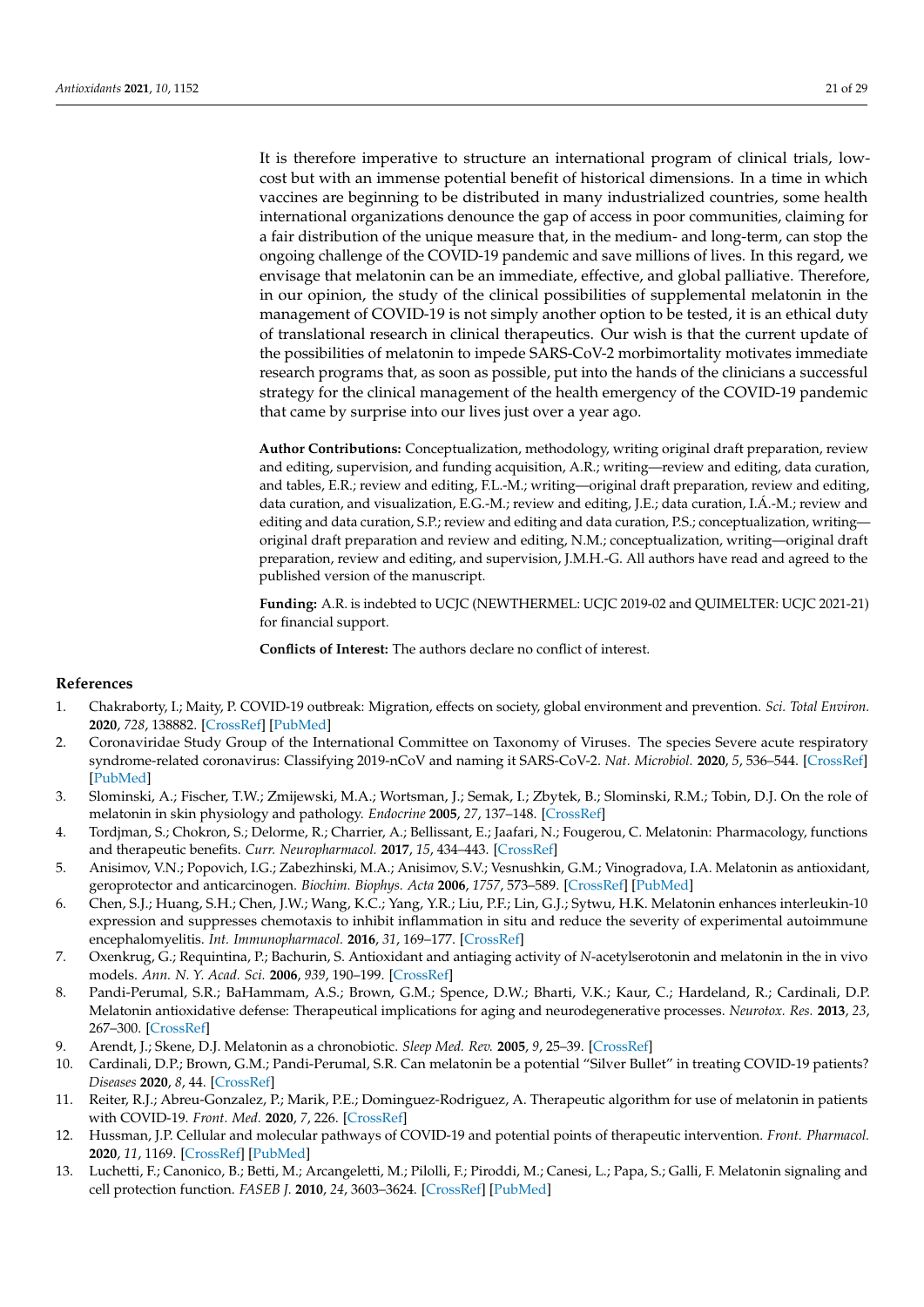It is therefore imperative to structure an international program of clinical trials, low-cost but with an immense potential benefit of historical dimensions. In a time in which vaccines are beginning to be distributed in many industrialized countries, some health international organizations denounce the gap of access in poor communities, claiming for a fair distribution of the unique measure that, in the medium- and long-term, can stop the ongoing challenge of the COVID-19 pandemic and save millions of lives. In this regard, we envisage that melatonin can be an immediate, effective, and global palliative. Therefore, in our opinion, the study of the clinical possibilities of supplemental melatonin in the management of COVID-19 is not simply another option to be tested, it is an ethical duty of translational research in clinical therapeutics. Our wish is that the current update of the possibilities of melatonin to impede SARS-CoV-2 morbimortality motivates immediate research programs that, as soon as possible, put into the hands of the clinicians a successful strategy for the clinical management of the health emergency of the COVID-19 pandemic that came by surprise into our lives just over a year ago.

**Author Contributions:** Conceptualization, methodology, writing original draft preparation, review and editing, supervision, and funding acquisition, A.R.; writing—review and editing, data curation, and tables, E.R.; review and editing, F.L.-M.; writing—original draft preparation, review and editing, data curation, and visualization, E.G.-M.; review and editing, J.E.; data curation, I.Á.-M.; review and editing and data curation, S.P.; review and editing and data curation, P.S.; conceptualization, writing—original draft preparation and review and editing, N.M.; conceptualization, writing—original draft preparation, review and editing, and supervision, J.M.H.-G. All authors have read and agreed to the published version of the manuscript.

**Funding:** A.R. is indebted to UCJC (NEWTHERMEL: UCJC 2019-02 and QUIMELTER: UCJC 2021-21) for financial support.

**Conflicts of Interest:** The authors declare no conflict of interest.

## References

1. Chakraborty, I.; Maity, P. COVID-19 outbreak: Migration, effects on society, global environment and prevention. *Sci. Total Environ.* **2020**, *728*, 138882. [CrossRef] [PubMed]
2. Coronaviridae Study Group of the International Committee on Taxonomy of Viruses. The species Severe acute respiratory syndrome-related coronavirus: Classifying 2019-nCoV and naming it SARS-CoV-2. *Nat. Microbiol.* **2020**, *5*, 536–544. [CrossRef] [PubMed]
3. Slominski, A.; Fischer, T.W.; Zmijewski, M.A.; Wortsman, J.; Semak, I.; Zbytek, B.; Slominski, R.M.; Tobin, D.J. On the role of melatonin in skin physiology and pathology. *Endocrine* **2005**, *27*, 137–148. [CrossRef]
4. Tordjman, S.; Chokron, S.; Delorme, R.; Charrier, A.; Bellissant, E.; Jaafari, N.; Fougerou, C. Melatonin: Pharmacology, functions and therapeutic benefits. *Curr. Neuropharmacol.* **2017**, *15*, 434–443. [CrossRef]
5. Anisimov, V.N.; Popovich, I.G.; Zabezhinski, M.A.; Anisimov, S.V.; Vesnushkin, G.M.; Vinogradova, I.A. Melatonin as antioxidant, geroprotector and anticarcinogen. *Biochim. Biophys. Acta* **2006**, *1757*, 573–589. [CrossRef] [PubMed]
6. Chen, S.J.; Huang, S.H.; Chen, J.W.; Wang, K.C.; Yang, Y.R.; Liu, P.F.; Lin, G.J.; Sytwu, H.K. Melatonin enhances interleukin-10 expression and suppresses chemotaxis to inhibit inflammation in situ and reduce the severity of experimental autoimmune encephalomyelitis. *Int. Immunopharmacol.* **2016**, *31*, 169–177. [CrossRef]
7. Oxenkrug, G.; Requintina, P.; Bachurin, S. Antioxidant and antiaging activity of *N*-acetylserotonin and melatonin in the in vivo models. *Ann. N. Y. Acad. Sci.* **2006**, *939*, 190–199. [CrossRef]
8. Pandi-Perumal, S.R.; BaHammam, A.S.; Brown, G.M.; Spence, D.W.; Bharti, V.K.; Kaur, C.; Hardeland, R.; Cardinali, D.P. Melatonin antioxidative defense: Therapeutical implications for aging and neurodegenerative processes. *Neurotox. Res.* **2013**, *23*, 267–300. [CrossRef]
9. Arendt, J.; Skene, D.J. Melatonin as a chronobiotic. *Sleep Med. Rev.* **2005**, *9*, 25–39. [CrossRef]
10. Cardinali, D.P.; Brown, G.M.; Pandi-Perumal, S.R. Can melatonin be a potential "Silver Bullet" in treating COVID-19 patients? *Diseases* **2020**, *8*, 44. [CrossRef]
11. Reiter, R.J.; Abreu-Gonzalez, P.; Marik, P.E.; Dominguez-Rodriguez, A. Therapeutic algorithm for use of melatonin in patients with COVID-19. *Front. Med.* **2020**, *7*, 226. [CrossRef]
12. Hussman, J.P. Cellular and molecular pathways of COVID-19 and potential points of therapeutic intervention. *Front. Pharmacol.* **2020**, *11*, 1169. [CrossRef] [PubMed]
13. Luchetti, F.; Canonico, B.; Betti, M.; Arcangeletti, M.; Pilolli, F.; Piroddi, M.; Canesi, L.; Papa, S.; Galli, F. Melatonin signaling and cell protection function. *FASEB J.* **2010**, *24*, 3603–3624. [CrossRef] [PubMed]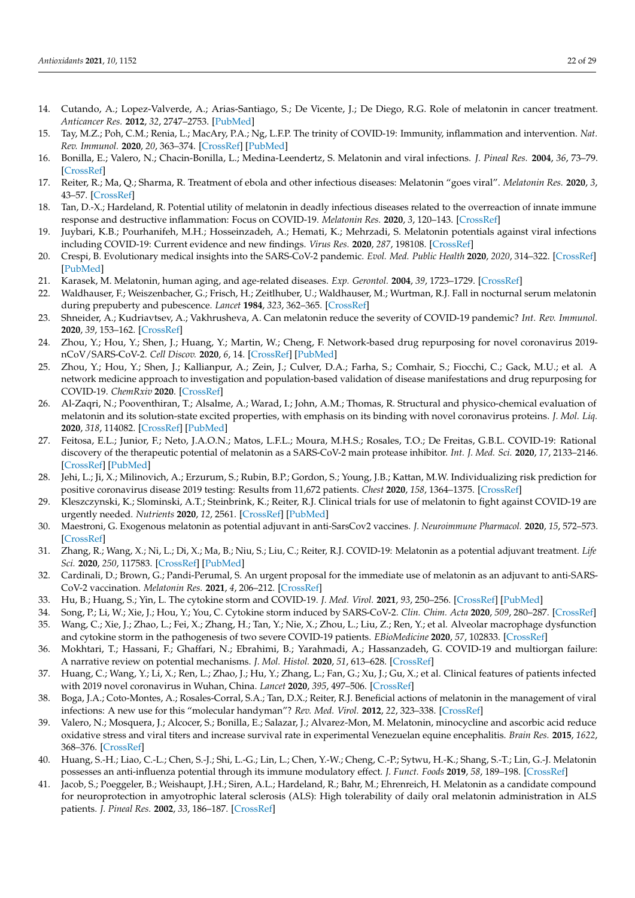14. Cutando, A.; Lopez-Valverde, A.; Arias-Santiago, S.; De Vicente, J.; De Diego, R.G. Role of melatonin in cancer treatment. *Anticancer Res.* **2012**, *32*, 2747–2753. [PubMed]
15. Tay, M.Z.; Poh, C.M.; Renia, L.; MacAry, P.A.; Ng, L.F.P. The trinity of COVID-19: Immunity, inflammation and intervention. *Nat. Rev. Immunol.* **2020**, *20*, 363–374. [CrossRef] [PubMed]
16. Bonilla, E.; Valero, N.; Chacin-Bonilla, L.; Medina-Leendertz, S. Melatonin and viral infections. *J. Pineal Res.* **2004**, *36*, 73–79. [CrossRef]
17. Reiter, R.; Ma, Q.; Sharma, R. Treatment of ebola and other infectious diseases: Melatonin "goes viral". *Melatonin Res.* **2020**, *3*, 43–57. [CrossRef]
18. Tan, D.-X.; Hardeland, R. Potential utility of melatonin in deadly infectious diseases related to the overreaction of innate immune response and destructive inflammation: Focus on COVID-19. *Melatonin Res.* **2020**, *3*, 120–143. [CrossRef]
19. Juybari, K.B.; Pourhanifeh, M.H.; Hosseinzadeh, A.; Hemati, K.; Mehrzadi, S. Melatonin potentials against viral infections including COVID-19: Current evidence and new findings. *Virus Res.* **2020**, *287*, 198108. [CrossRef]
20. Crespi, B. Evolutionary medical insights into the SARS-CoV-2 pandemic. *Evol. Med. Public Health* **2020**, *2020*, 314–322. [CrossRef] [PubMed]
21. Karasek, M. Melatonin, human aging, and age-related diseases. *Exp. Gerontol.* **2004**, *39*, 1723–1729. [CrossRef]
22. Waldhauser, F.; Weiszenbacher, G.; Frisch, H.; Zeitlhuber, U.; Waldhauser, M.; Wurtman, R.J. Fall in nocturnal serum melatonin during prepuberty and pubescence. *Lancet* **1984**, *323*, 362–365. [CrossRef]
23. Shneider, A.; Kudriavtsev, A.; Vakhrusheva, A. Can melatonin reduce the severity of COVID-19 pandemic? *Int. Rev. Immunol.* **2020**, *39*, 153–162. [CrossRef]
24. Zhou, Y.; Hou, Y.; Shen, J.; Huang, Y.; Martin, W.; Cheng, F. Network-based drug repurposing for novel coronavirus 2019-nCoV/SARS-CoV-2. *Cell Discov.* **2020**, *6*, 14. [CrossRef] [PubMed]
25. Zhou, Y.; Hou, Y.; Shen, J.; Kallianpur, A.; Zein, J.; Culver, D.A.; Farha, S.; Comhair, S.; Fiocchi, C.; Gack, M.U.; et al. A network medicine approach to investigation and population-based validation of disease manifestations and drug repurposing for COVID-19. *ChemRxiv* **2020**. [CrossRef]
26. Al-Zaqri, N.; Pooventhiran, T.; Alsalme, A.; Warad, I.; John, A.M.; Thomas, R. Structural and physico-chemical evaluation of melatonin and its solution-state excited properties, with emphasis on its binding with novel coronavirus proteins. *J. Mol. Liq.* **2020**, *318*, 114082. [CrossRef] [PubMed]
27. Feitosa, E.L.; Junior, F.; Neto, J.A.O.N.; Matos, L.F.L.; Moura, M.H.S.; Rosales, T.O.; De Freitas, G.B.L. COVID-19: Rational discovery of the therapeutic potential of melatonin as a SARS-CoV-2 main protease inhibitor. *Int. J. Med. Sci.* **2020**, *17*, 2133–2146. [CrossRef] [PubMed]
28. Jehi, L.; Ji, X.; Milinovich, A.; Erzurum, S.; Rubin, B.P.; Gordon, S.; Young, J.B.; Kattan, M.W. Individualizing risk prediction for positive coronavirus disease 2019 testing: Results from 11,672 patients. *Chest* **2020**, *158*, 1364–1375. [CrossRef]
29. Kleszczynski, K.; Slominski, A.T.; Steinbrink, K.; Reiter, R.J. Clinical trials for use of melatonin to fight against COVID-19 are urgently needed. *Nutrients* **2020**, *12*, 2561. [CrossRef] [PubMed]
30. Maestroni, G. Exogenous melatonin as potential adjuvant in anti-SarsCov2 vaccines. *J. Neuroimmune Pharmacol.* **2020**, *15*, 572–573. [CrossRef]
31. Zhang, R.; Wang, X.; Ni, L.; Di, X.; Ma, B.; Niu, S.; Liu, C.; Reiter, R.J. COVID-19: Melatonin as a potential adjuvant treatment. *Life Sci.* **2020**, *250*, 117583. [CrossRef] [PubMed]
32. Cardinali, D.; Brown, G.; Pandi-Perumal, S. An urgent proposal for the immediate use of melatonin as an adjuvant to anti-SARS-CoV-2 vaccination. *Melatonin Res.* **2021**, *4*, 206–212. [CrossRef]
33. Hu, B.; Huang, S.; Yin, L. The cytokine storm and COVID-19. *J. Med. Virol.* **2021**, *93*, 250–256. [CrossRef] [PubMed]
34. Song, P.; Li, W.; Xie, J.; Hou, Y.; You, C. Cytokine storm induced by SARS-CoV-2. *Clin. Chim. Acta* **2020**, *509*, 280–287. [CrossRef]
35. Wang, C.; Xie, J.; Zhao, L.; Fei, X.; Zhang, H.; Tan, Y.; Nie, X.; Zhou, L.; Liu, Z.; Ren, Y.; et al. Alveolar macrophage dysfunction and cytokine storm in the pathogenesis of two severe COVID-19 patients. *EBioMedicine* **2020**, *57*, 102833. [CrossRef]
36. Mokhtari, T.; Hassani, F.; Ghaffari, N.; Ebrahimi, B.; Yarahmadi, A.; Hassanzadeh, G. COVID-19 and multiorgan failure: A narrative review on potential mechanisms. *J. Mol. Histol.* **2020**, *51*, 613–628. [CrossRef]
37. Huang, C.; Wang, Y.; Li, X.; Ren, L.; Zhao, J.; Hu, Y.; Zhang, L.; Fan, G.; Xu, J.; Gu, X.; et al. Clinical features of patients infected with 2019 novel coronavirus in Wuhan, China. *Lancet* **2020**, *395*, 497–506. [CrossRef]
38. Boga, J.A.; Coto-Montes, A.; Rosales-Corral, S.A.; Tan, D.X.; Reiter, R.J. Beneficial actions of melatonin in the management of viral infections: A new use for this "molecular handyman"? *Rev. Med. Virol.* **2012**, *22*, 323–338. [CrossRef]
39. Valero, N.; Mosquera, J.; Alcocer, S.; Bonilla, E.; Salazar, J.; Alvarez-Mon, M. Melatonin, minocycline and ascorbic acid reduce oxidative stress and viral titers and increase survival rate in experimental Venezuelan equine encephalitis. *Brain Res.* **2015**, *1622*, 368–376. [CrossRef]
40. Huang, S.-H.; Liao, C.-L.; Chen, S.-J.; Shi, L.-G.; Lin, L.; Chen, Y.-W.; Cheng, C.-P.; Sytwu, H.-K.; Shang, S.-T.; Lin, G.-J. Melatonin possesses an anti-influenza potential through its immune modulatory effect. *J. Funct. Foods* **2019**, *58*, 189–198. [CrossRef]
41. Jacob, S.; Poeggeler, B.; Weishaupt, J.H.; Siren, A.L.; Hardeland, R.; Bahr, M.; Ehrenreich, H. Melatonin as a candidate compound for neuroprotection in amyotrophic lateral sclerosis (ALS): High tolerability of daily oral melatonin administration in ALS patients. *J. Pineal Res.* **2002**, *33*, 186–187. [CrossRef]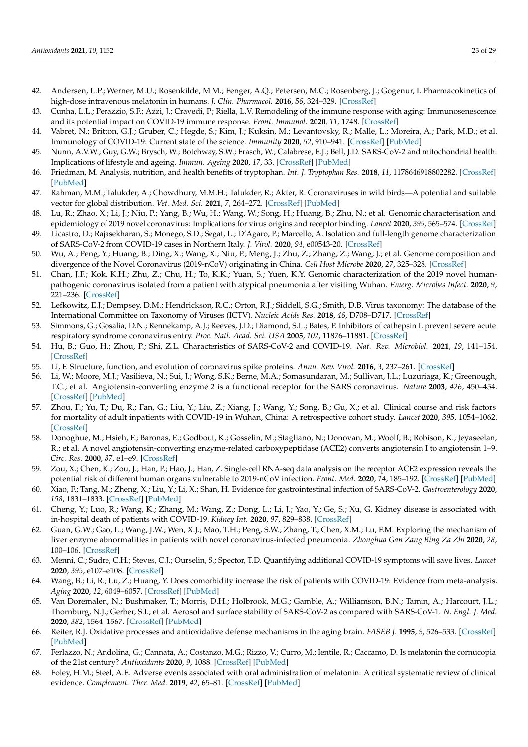42. Andersen, L.P.; Werner, M.U.; Rosenkilde, M.M.; Fenger, A.Q.; Petersen, M.C.; Rosenberg, J.; Gogenur, I. Pharmacokinetics of high-dose intravenous melatonin in humans. *J. Clin. Pharmacol.* **2016**, *56*, 324–329. [CrossRef]
43. Cunha, L.L.; Perazzio, S.F.; Azzi, J.; Cravedi, P.; Riella, L.V. Remodeling of the immune response with aging: Immunosenescence and its potential impact on COVID-19 immune response. *Front. Immunol.* **2020**, *11*, 1748. [CrossRef]
44. Vabret, N.; Britton, G.J.; Gruber, C.; Hegde, S.; Kim, J.; Kuksin, M.; Levantovsky, R.; Malle, L.; Moreira, A.; Park, M.D.; et al. Immunology of COVID-19: Current state of the science. *Immunity* **2020**, *52*, 910–941. [CrossRef] [PubMed]
45. Nunn, A.V.W.; Guy, G.W.; Brysch, W.; Botchway, S.W.; Frasch, W.; Calabrese, E.J.; Bell, J.D. SARS-CoV-2 and mitochondrial health: Implications of lifestyle and ageing. *Immun. Ageing* **2020**, *17*, 33. [CrossRef] [PubMed]
46. Friedman, M. Analysis, nutrition, and health benefits of tryptophan. *Int. J. Tryptophan Res.* **2018**, *11*, 1178646918802282. [CrossRef] [PubMed]
47. Rahman, M.M.; Talukder, A.; Chowdhury, M.M.H.; Talukder, R.; Akter, R. Coronaviruses in wild birds—A potential and suitable vector for global distribution. *Vet. Med. Sci.* **2021**, *7*, 264–272. [CrossRef] [PubMed]
48. Lu, R.; Zhao, X.; Li, J.; Niu, P.; Yang, B.; Wu, H.; Wang, W.; Song, H.; Huang, B.; Zhu, N.; et al. Genomic characterisation and epidemiology of 2019 novel coronavirus: Implications for virus origins and receptor binding. *Lancet* **2020**, *395*, 565–574. [CrossRef]
49. Licastro, D.; Rajasekharan, S.; Monego, S.D.; Segat, L.; D'Agaro, P.; Marcello, A. Isolation and full-length genome characterization of SARS-CoV-2 from COVID-19 cases in Northern Italy. *J. Virol.* **2020**, *94*, e00543-20. [CrossRef]
50. Wu, A.; Peng, Y.; Huang, B.; Ding, X.; Wang, X.; Niu, P.; Meng, J.; Zhu, Z.; Zhang, Z.; Wang, J.; et al. Genome composition and divergence of the Novel Coronavirus (2019-nCoV) originating in China. *Cell Host Microbe* **2020**, *27*, 325–328. [CrossRef]
51. Chan, J.F.; Kok, K.H.; Zhu, Z.; Chu, H.; To, K.K.; Yuan, S.; Yuen, K.Y. Genomic characterization of the 2019 novel human-pathogenic coronavirus isolated from a patient with atypical pneumonia after visiting Wuhan. *Emerg. Microbes Infect.* **2020**, *9*, 221–236. [CrossRef]
52. Lefkowitz, E.J.; Dempsey, D.M.; Hendrickson, R.C.; Orton, R.J.; Siddell, S.G.; Smith, D.B. Virus taxonomy: The database of the International Committee on Taxonomy of Viruses (ICTV). *Nucleic Acids Res.* **2018**, *46*, D708–D717. [CrossRef]
53. Simmons, G.; Gosalia, D.N.; Rennekamp, A.J.; Reeves, J.D.; Diamond, S.L.; Bates, P. Inhibitors of cathepsin L prevent severe acute respiratory syndrome coronavirus entry. *Proc. Natl. Acad. Sci. USA* **2005**, *102*, 11876–11881. [CrossRef]
54. Hu, B.; Guo, H.; Zhou, P.; Shi, Z.L. Characteristics of SARS-CoV-2 and COVID-19. *Nat. Rev. Microbiol.* **2021**, *19*, 141–154. [CrossRef]
55. Li, F. Structure, function, and evolution of coronavirus spike proteins. *Annu. Rev. Virol.* **2016**, *3*, 237–261. [CrossRef]
56. Li, W.; Moore, M.J.; Vasilieva, N.; Sui, J.; Wong, S.K.; Berne, M.A.; Somasundaran, M.; Sullivan, J.L.; Luzuriaga, K.; Greenough, T.C.; et al. Angiotensin-converting enzyme 2 is a functional receptor for the SARS coronavirus. *Nature* **2003**, *426*, 450–454. [CrossRef] [PubMed]
57. Zhou, F.; Yu, T.; Du, R.; Fan, G.; Liu, Y.; Liu, Z.; Xiang, J.; Wang, Y.; Song, B.; Gu, X.; et al. Clinical course and risk factors for mortality of adult inpatients with COVID-19 in Wuhan, China: A retrospective cohort study. *Lancet* **2020**, *395*, 1054–1062. [CrossRef]
58. Donoghue, M.; Hsieh, F.; Baronas, E.; Godbout, K.; Gosselin, M.; Stagliano, N.; Donovan, M.; Woolf, B.; Robison, K.; Jeyaseelan, R.; et al. A novel angiotensin-converting enzyme-related carboxypeptidase (ACE2) converts angiotensin I to angiotensin 1–9. *Circ. Res.* **2000**, *87*, e1–e9. [CrossRef]
59. Zou, X.; Chen, K.; Zou, J.; Han, P.; Hao, J.; Han, Z. Single-cell RNA-seq data analysis on the receptor ACE2 expression reveals the potential risk of different human organs vulnerable to 2019-nCoV infection. *Front. Med.* **2020**, *14*, 185–192. [CrossRef] [PubMed]
60. Xiao, F.; Tang, M.; Zheng, X.; Liu, Y.; Li, X.; Shan, H. Evidence for gastrointestinal infection of SARS-CoV-2. *Gastroenterology* **2020**, *158*, 1831–1833. [CrossRef] [PubMed]
61. Cheng, Y.; Luo, R.; Wang, K.; Zhang, M.; Wang, Z.; Dong, L.; Li, J.; Yao, Y.; Ge, S.; Xu, G. Kidney disease is associated with in-hospital death of patients with COVID-19. *Kidney Int.* **2020**, *97*, 829–838. [CrossRef]
62. Guan, G.W.; Gao, L.; Wang, J.W.; Wen, X.J.; Mao, T.H.; Peng, S.W.; Zhang, T.; Chen, X.M.; Lu, F.M. Exploring the mechanism of liver enzyme abnormalities in patients with novel coronavirus-infected pneumonia. *Zhonghua Gan Zang Bing Za Zhi* **2020**, *28*, 100–106. [CrossRef]
63. Menni, C.; Sudre, C.H.; Steves, C.J.; Ourselin, S.; Spector, T.D. Quantifying additional COVID-19 symptoms will save lives. *Lancet* **2020**, *395*, e107–e108. [CrossRef]
64. Wang, B.; Li, R.; Lu, Z.; Huang, Y. Does comorbidity increase the risk of patients with COVID-19: Evidence from meta-analysis. *Aging* **2020**, *12*, 6049–6057. [CrossRef] [PubMed]
65. Van Doremalen, N.; Bushmaker, T.; Morris, D.H.; Holbrook, M.G.; Gamble, A.; Williamson, B.N.; Tamin, A.; Harcourt, J.L.; Thornburg, N.J.; Gerber, S.I.; et al. Aerosol and surface stability of SARS-CoV-2 as compared with SARS-CoV-1. *N. Engl. J. Med.* **2020**, *382*, 1564–1567. [CrossRef] [PubMed]
66. Reiter, R.J. Oxidative processes and antioxidative defense mechanisms in the aging brain. *FASEB J.* **1995**, *9*, 526–533. [CrossRef] [PubMed]
67. Ferlazzo, N.; Andolina, G.; Cannata, A.; Costanzo, M.G.; Rizzo, V.; Curro, M.; Ientile, R.; Caccamo, D. Is melatonin the cornucopia of the 21st century? *Antioxidants* **2020**, *9*, 1088. [CrossRef] [PubMed]
68. Foley, H.M.; Steel, A.E. Adverse events associated with oral administration of melatonin: A critical systematic review of clinical evidence. *Complement. Ther. Med.* **2019**, *42*, 65–81. [CrossRef] [PubMed]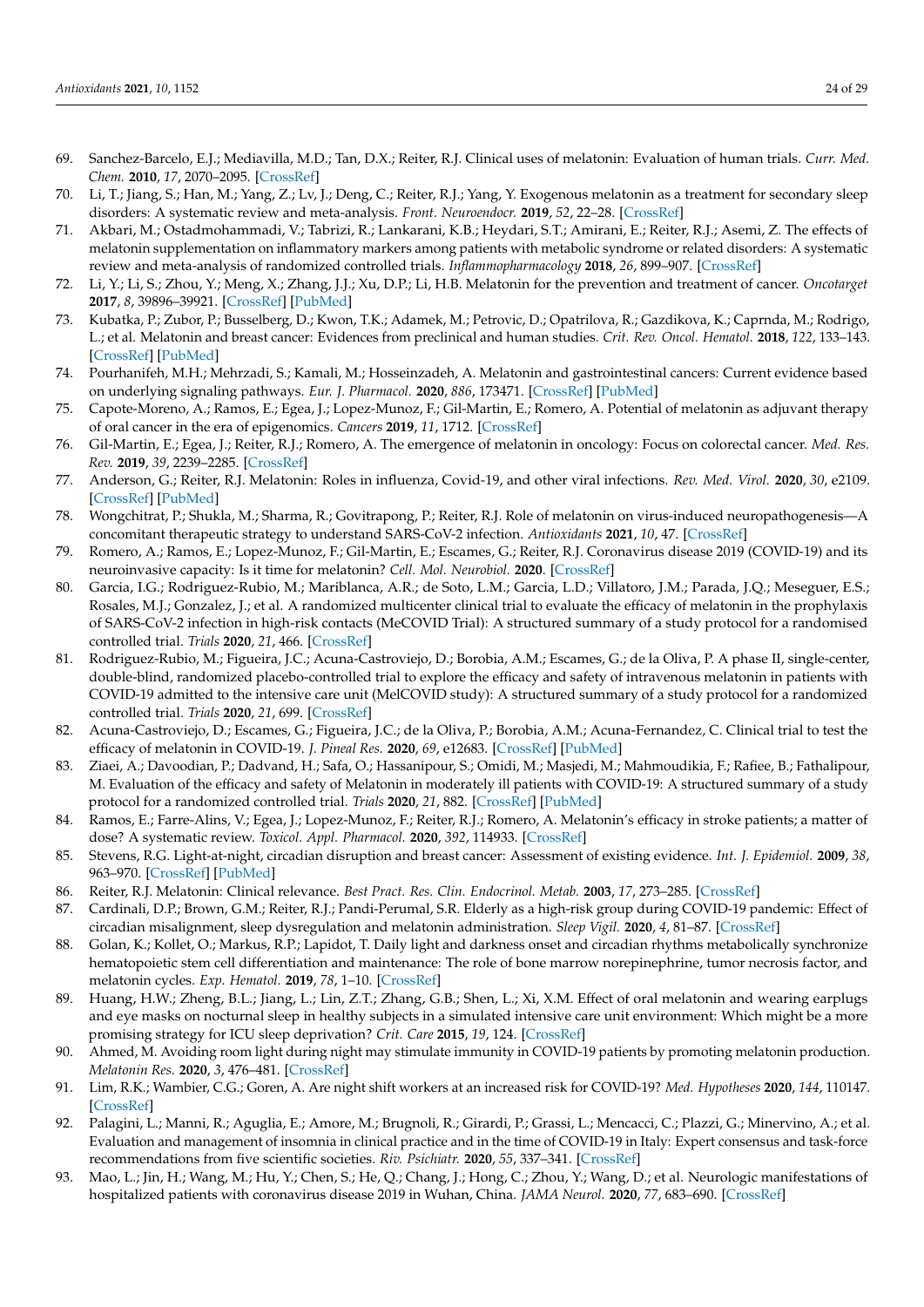69. Sanchez-Barcelo, E.J.; Mediavilla, M.D.; Tan, D.X.; Reiter, R.J. Clinical uses of melatonin: Evaluation of human trials. *Curr. Med. Chem.* **2010**, *17*, 2070–2095. [CrossRef]
70. Li, T.; Jiang, S.; Han, M.; Yang, Z.; Lv, J.; Deng, C.; Reiter, R.J.; Yang, Y. Exogenous melatonin as a treatment for secondary sleep disorders: A systematic review and meta-analysis. *Front. Neuroendocr.* **2019**, *52*, 22–28. [CrossRef]
71. Akbari, M.; Ostadmohammadi, V.; Tabrizi, R.; Lankarani, K.B.; Heydari, S.T.; Amirani, E.; Reiter, R.J.; Asemi, Z. The effects of melatonin supplementation on inflammatory markers among patients with metabolic syndrome or related disorders: A systematic review and meta-analysis of randomized controlled trials. *Inflammopharmacology* **2018**, *26*, 899–907. [CrossRef]
72. Li, Y.; Li, S.; Zhou, Y.; Meng, X.; Zhang, J.J.; Xu, D.P.; Li, H.B. Melatonin for the prevention and treatment of cancer. *Oncotarget* **2017**, *8*, 39896–39921. [CrossRef] [PubMed]
73. Kubatka, P.; Zubor, P.; Busselberg, D.; Kwon, T.K.; Adamek, M.; Petrovic, D.; Opatrilova, R.; Gazdikova, K.; Caprnda, M.; Rodrigo, L.; et al. Melatonin and breast cancer: Evidences from preclinical and human studies. *Crit. Rev. Oncol. Hematol.* **2018**, *122*, 133–143. [CrossRef] [PubMed]
74. Pourhanifeh, M.H.; Mehrzadi, S.; Kamali, M.; Hosseinzadeh, A. Melatonin and gastrointestinal cancers: Current evidence based on underlying signaling pathways. *Eur. J. Pharmacol.* **2020**, *886*, 173471. [CrossRef] [PubMed]
75. Capote-Moreno, A.; Ramos, E.; Egea, J.; Lopez-Munoz, F.; Gil-Martin, E.; Romero, A. Potential of melatonin as adjuvant therapy of oral cancer in the era of epigenomics. *Cancers* **2019**, *11*, 1712. [CrossRef]
76. Gil-Martin, E.; Egea, J.; Reiter, R.J.; Romero, A. The emergence of melatonin in oncology: Focus on colorectal cancer. *Med. Res. Rev.* **2019**, *39*, 2239–2285. [CrossRef]
77. Anderson, G.; Reiter, R.J. Melatonin: Roles in influenza, Covid-19, and other viral infections. *Rev. Med. Virol.* **2020**, *30*, e2109. [CrossRef] [PubMed]
78. Wongchitrat, P.; Shukla, M.; Sharma, R.; Govitrapong, P.; Reiter, R.J. Role of melatonin on virus-induced neuropathogenesis—A concomitant therapeutic strategy to understand SARS-CoV-2 infection. *Antioxidants* **2021**, *10*, 47. [CrossRef]
79. Romero, A.; Ramos, E.; Lopez-Munoz, F.; Gil-Martin, E.; Escames, G.; Reiter, R.J. Coronavirus disease 2019 (COVID-19) and its neuroinvasive capacity: Is it time for melatonin? *Cell. Mol. Neurobiol.* **2020**. [CrossRef]
80. Garcia, I.G.; Rodriguez-Rubio, M.; Mariblanca, A.R.; de Soto, L.M.; Garcia, L.D.; Villatoro, J.M.; Parada, J.Q.; Meseguer, E.S.; Rosales, M.J.; Gonzalez, J.; et al. A randomized multicenter clinical trial to evaluate the efficacy of melatonin in the prophylaxis of SARS-CoV-2 infection in high-risk contacts (MeCOVID Trial): A structured summary of a study protocol for a randomised controlled trial. *Trials* **2020**, *21*, 466. [CrossRef]
81. Rodriguez-Rubio, M.; Figueira, J.C.; Acuna-Castroviejo, D.; Borobia, A.M.; Escames, G.; de la Oliva, P. A phase II, single-center, double-blind, randomized placebo-controlled trial to explore the efficacy and safety of intravenous melatonin in patients with COVID-19 admitted to the intensive care unit (MelCOVID study): A structured summary of a study protocol for a randomized controlled trial. *Trials* **2020**, *21*, 699. [CrossRef]
82. Acuna-Castroviejo, D.; Escames, G.; Figueira, J.C.; de la Oliva, P.; Borobia, A.M.; Acuna-Fernandez, C. Clinical trial to test the efficacy of melatonin in COVID-19. *J. Pineal Res.* **2020**, *69*, e12683. [CrossRef] [PubMed]
83. Ziaei, A.; Davoodian, P.; Dadvand, H.; Safa, O.; Hassanipour, S.; Omidi, M.; Masjedi, M.; Mahmoudikia, F.; Rafiee, B.; Fathalipour, M. Evaluation of the efficacy and safety of Melatonin in moderately ill patients with COVID-19: A structured summary of a study protocol for a randomized controlled trial. *Trials* **2020**, *21*, 882. [CrossRef] [PubMed]
84. Ramos, E.; Farre-Alins, V.; Egea, J.; Lopez-Munoz, F.; Reiter, R.J.; Romero, A. Melatonin's efficacy in stroke patients; a matter of dose? A systematic review. *Toxicol. Appl. Pharmacol.* **2020**, *392*, 114933. [CrossRef]
85. Stevens, R.G. Light-at-night, circadian disruption and breast cancer: Assessment of existing evidence. *Int. J. Epidemiol.* **2009**, *38*, 963–970. [CrossRef] [PubMed]
86. Reiter, R.J. Melatonin: Clinical relevance. *Best Pract. Res. Clin. Endocrinol. Metab.* **2003**, *17*, 273–285. [CrossRef]
87. Cardinali, D.P.; Brown, G.M.; Reiter, R.J.; Pandi-Perumal, S.R. Elderly as a high-risk group during COVID-19 pandemic: Effect of circadian misalignment, sleep dysregulation and melatonin administration. *Sleep Vigil.* **2020**, *4*, 81–87. [CrossRef]
88. Golan, K.; Kollet, O.; Markus, R.P.; Lapidot, T. Daily light and darkness onset and circadian rhythms metabolically synchronize hematopoietic stem cell differentiation and maintenance: The role of bone marrow norepinephrine, tumor necrosis factor, and melatonin cycles. *Exp. Hematol.* **2019**, *78*, 1–10. [CrossRef]
89. Huang, H.W.; Zheng, B.L.; Jiang, L.; Lin, Z.T.; Zhang, G.B.; Shen, L.; Xi, X.M. Effect of oral melatonin and wearing earplugs and eye masks on nocturnal sleep in healthy subjects in a simulated intensive care unit environment: Which might be a more promising strategy for ICU sleep deprivation? *Crit. Care* **2015**, *19*, 124. [CrossRef]
90. Ahmed, M. Avoiding room light during night may stimulate immunity in COVID-19 patients by promoting melatonin production. *Melatonin Res.* **2020**, *3*, 476–481. [CrossRef]
91. Lim, R.K.; Wambier, C.G.; Goren, A. Are night shift workers at an increased risk for COVID-19? *Med. Hypotheses* **2020**, *144*, 110147. [CrossRef]
92. Palagini, L.; Manni, R.; Aguglia, E.; Amore, M.; Brugnoli, R.; Girardi, P.; Grassi, L.; Mencacci, C.; Plazzi, G.; Minervino, A.; et al. Evaluation and management of insomnia in clinical practice and in the time of COVID-19 in Italy: Expert consensus and task-force recommendations from five scientific societies. *Riv. Psichiatr.* **2020**, *55*, 337–341. [CrossRef]
93. Mao, L.; Jin, H.; Wang, M.; Hu, Y.; Chen, S.; He, Q.; Chang, J.; Hong, C.; Zhou, Y.; Wang, D.; et al. Neurologic manifestations of hospitalized patients with coronavirus disease 2019 in Wuhan, China. *JAMA Neurol.* **2020**, *77*, 683–690. [CrossRef]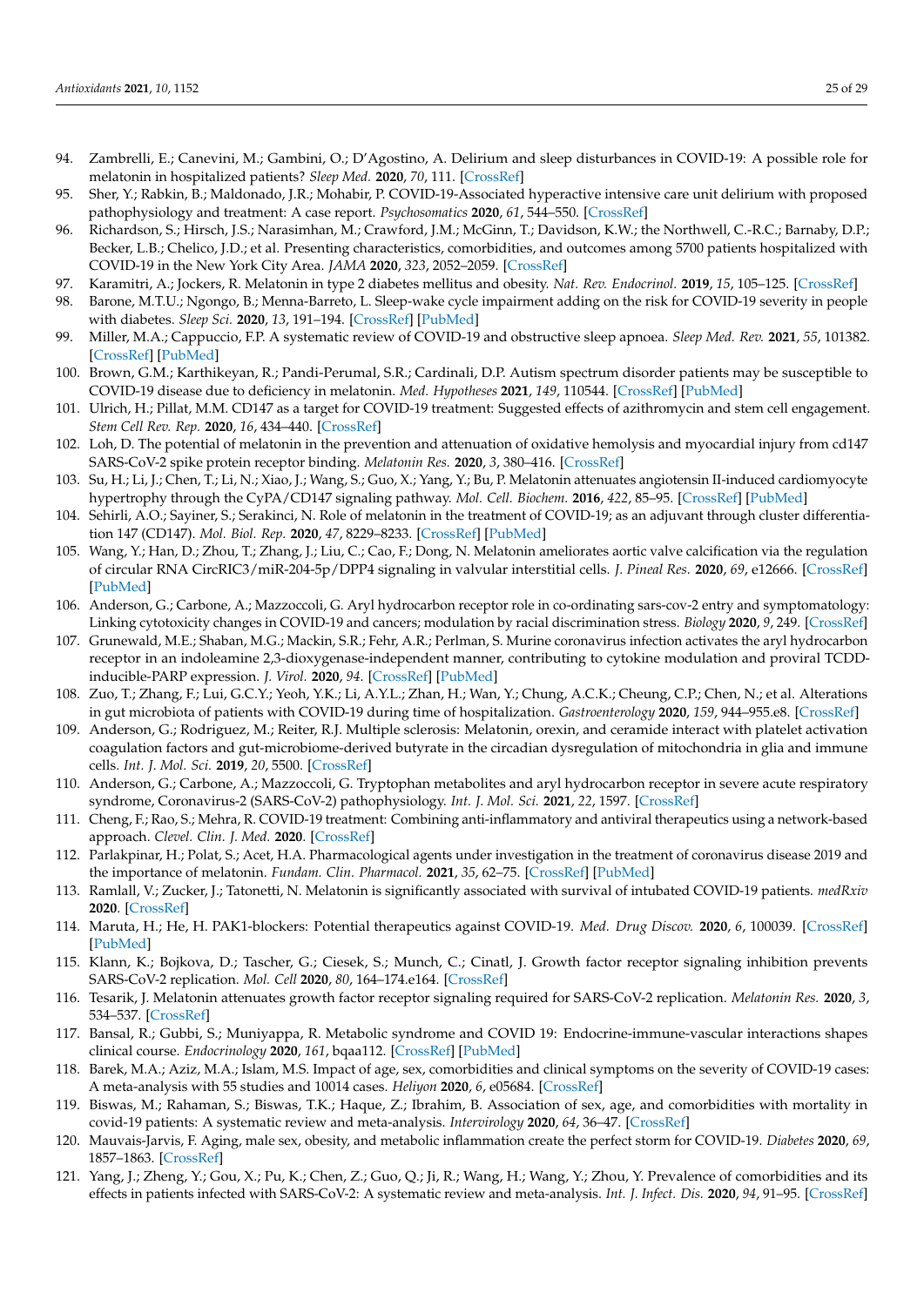94. Zambrelli, E.; Canevini, M.; Gambini, O.; D'Agostino, A. Delirium and sleep disturbances in COVID-19: A possible role for melatonin in hospitalized patients? *Sleep Med.* **2020**, *70*, 111. [CrossRef]
95. Sher, Y.; Rabkin, B.; Maldonado, J.R.; Mohabir, P. COVID-19-Associated hyperactive intensive care unit delirium with proposed pathophysiology and treatment: A case report. *Psychosomatics* **2020**, *61*, 544–550. [CrossRef]
96. Richardson, S.; Hirsch, J.S.; Narasimhan, M.; Crawford, J.M.; McGinn, T.; Davidson, K.W.; the Northwell, C.-R.C.; Barnaby, D.P.; Becker, L.B.; Chelico, J.D.; et al. Presenting characteristics, comorbidities, and outcomes among 5700 patients hospitalized with COVID-19 in the New York City Area. *JAMA* **2020**, *323*, 2052–2059. [CrossRef]
97. Karamitri, A.; Jockers, R. Melatonin in type 2 diabetes mellitus and obesity. *Nat. Rev. Endocrinol.* **2019**, *15*, 105–125. [CrossRef]
98. Barone, M.T.U.; Ngongo, B.; Menna-Barreto, L. Sleep-wake cycle impairment adding on the risk for COVID-19 severity in people with diabetes. *Sleep Sci.* **2020**, *13*, 191–194. [CrossRef] [PubMed]
99. Miller, M.A.; Cappuccio, F.P. A systematic review of COVID-19 and obstructive sleep apnoea. *Sleep Med. Rev.* **2021**, *55*, 101382. [CrossRef] [PubMed]
100. Brown, G.M.; Karthikeyan, R.; Pandi-Perumal, S.R.; Cardinali, D.P. Autism spectrum disorder patients may be susceptible to COVID-19 disease due to deficiency in melatonin. *Med. Hypotheses* **2021**, *149*, 110544. [CrossRef] [PubMed]
101. Ulrich, H.; Pillat, M.M. CD147 as a target for COVID-19 treatment: Suggested effects of azithromycin and stem cell engagement. *Stem Cell Rev. Rep.* **2020**, *16*, 434–440. [CrossRef]
102. Loh, D. The potential of melatonin in the prevention and attenuation of oxidative hemolysis and myocardial injury from cd147 SARS-CoV-2 spike protein receptor binding. *Melatonin Res.* **2020**, *3*, 380–416. [CrossRef]
103. Su, H.; Li, J.; Chen, T.; Li, N.; Xiao, J.; Wang, S.; Guo, X.; Yang, Y.; Bu, P. Melatonin attenuates angiotensin II-induced cardiomyocyte hypertrophy through the CyPA/CD147 signaling pathway. *Mol. Cell. Biochem.* **2016**, *422*, 85–95. [CrossRef] [PubMed]
104. Sehirli, A.O.; Sayiner, S.; Serakinci, N. Role of melatonin in the treatment of COVID-19; as an adjuvant through cluster differentiation 147 (CD147). *Mol. Biol. Rep.* **2020**, *47*, 8229–8233. [CrossRef] [PubMed]
105. Wang, Y.; Han, D.; Zhou, T.; Zhang, J.; Liu, C.; Cao, F.; Dong, N. Melatonin ameliorates aortic valve calcification via the regulation of circular RNA CircRIC3/miR-204-5p/DPP4 signaling in valvular interstitial cells. *J. Pineal Res.* **2020**, *69*, e12666. [CrossRef] [PubMed]
106. Anderson, G.; Carbone, A.; Mazzoccoli, G. Aryl hydrocarbon receptor role in co-ordinating sars-cov-2 entry and symptomatology: Linking cytotoxicity changes in COVID-19 and cancers; modulation by racial discrimination stress. *Biology* **2020**, *9*, 249. [CrossRef]
107. Grunewald, M.E.; Shaban, M.G.; Mackin, S.R.; Fehr, A.R.; Perlman, S. Murine coronavirus infection activates the aryl hydrocarbon receptor in an indoleamine 2,3-dioxygenase-independent manner, contributing to cytokine modulation and proviral TCDD-inducible-PARP expression. *J. Virol.* **2020**, *94*. [CrossRef] [PubMed]
108. Zuo, T.; Zhang, F.; Lui, G.C.Y.; Yeoh, Y.K.; Li, A.Y.L.; Zhan, H.; Wan, Y.; Chung, A.C.K.; Cheung, C.P.; Chen, N.; et al. Alterations in gut microbiota of patients with COVID-19 during time of hospitalization. *Gastroenterology* **2020**, *159*, 944–955.e8. [CrossRef]
109. Anderson, G.; Rodriguez, M.; Reiter, R.J. Multiple sclerosis: Melatonin, orexin, and ceramide interact with platelet activation coagulation factors and gut-microbiome-derived butyrate in the circadian dysregulation of mitochondria in glia and immune cells. *Int. J. Mol. Sci.* **2019**, *20*, 5500. [CrossRef]
110. Anderson, G.; Carbone, A.; Mazzoccoli, G. Tryptophan metabolites and aryl hydrocarbon receptor in severe acute respiratory syndrome, Coronavirus-2 (SARS-CoV-2) pathophysiology. *Int. J. Mol. Sci.* **2021**, *22*, 1597. [CrossRef]
111. Cheng, F.; Rao, S.; Mehra, R. COVID-19 treatment: Combining anti-inflammatory and antiviral therapeutics using a network-based approach. *Clevel. Clin. J. Med.* **2020**. [CrossRef]
112. Parlakpinar, H.; Polat, S.; Acet, H.A. Pharmacological agents under investigation in the treatment of coronavirus disease 2019 and the importance of melatonin. *Fundam. Clin. Pharmacol.* **2021**, *35*, 62–75. [CrossRef] [PubMed]
113. Ramlall, V.; Zucker, J.; Tatonetti, N. Melatonin is significantly associated with survival of intubated COVID-19 patients. *medRxiv* **2020**. [CrossRef]
114. Maruta, H.; He, H. PAK1-blockers: Potential therapeutics against COVID-19. *Med. Drug Discov.* **2020**, *6*, 100039. [CrossRef] [PubMed]
115. Klann, K.; Bojkova, D.; Tascher, G.; Ciesek, S.; Munch, C.; Cinatl, J. Growth factor receptor signaling inhibition prevents SARS-CoV-2 replication. *Mol. Cell* **2020**, *80*, 164–174.e164. [CrossRef]
116. Tesarik, J. Melatonin attenuates growth factor receptor signaling required for SARS-CoV-2 replication. *Melatonin Res.* **2020**, *3*, 534–537. [CrossRef]
117. Bansal, R.; Gubbi, S.; Muniyappa, R. Metabolic syndrome and COVID 19: Endocrine-immune-vascular interactions shapes clinical course. *Endocrinology* **2020**, *161*, bqaa112. [CrossRef] [PubMed]
118. Barek, M.A.; Aziz, M.A.; Islam, M.S. Impact of age, sex, comorbidities and clinical symptoms on the severity of COVID-19 cases: A meta-analysis with 55 studies and 10014 cases. *Heliyon* **2020**, *6*, e05684. [CrossRef]
119. Biswas, M.; Rahaman, S.; Biswas, T.K.; Haque, Z.; Ibrahim, B. Association of sex, age, and comorbidities with mortality in covid-19 patients: A systematic review and meta-analysis. *Intervirology* **2020**, *64*, 36–47. [CrossRef]
120. Mauvais-Jarvis, F. Aging, male sex, obesity, and metabolic inflammation create the perfect storm for COVID-19. *Diabetes* **2020**, *69*, 1857–1863. [CrossRef]
121. Yang, J.; Zheng, Y.; Gou, X.; Pu, K.; Chen, Z.; Guo, Q.; Ji, R.; Wang, H.; Wang, Y.; Zhou, Y. Prevalence of comorbidities and its effects in patients infected with SARS-CoV-2: A systematic review and meta-analysis. *Int. J. Infect. Dis.* **2020**, *94*, 91–95. [CrossRef]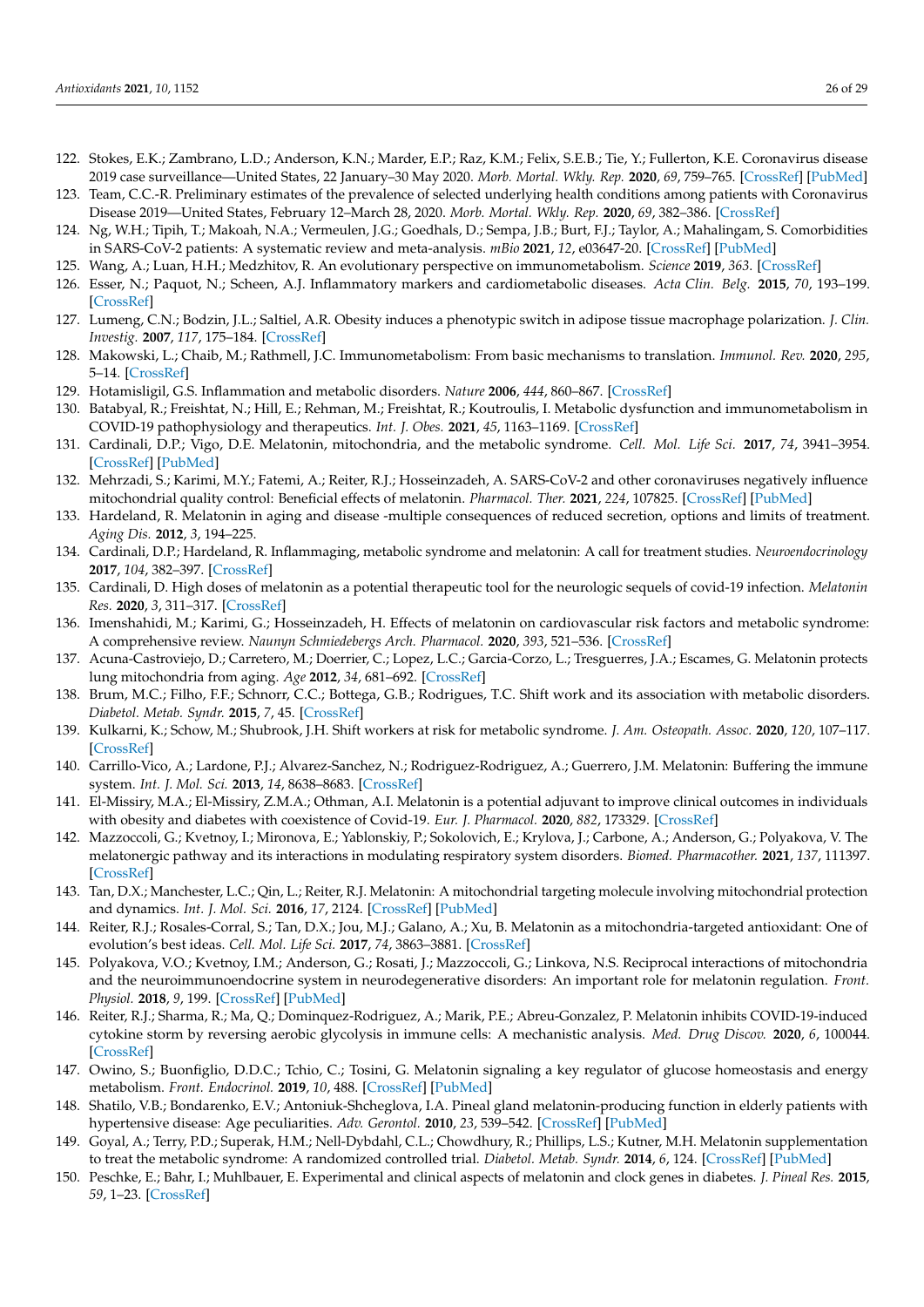122. Stokes, E.K.; Zambrano, L.D.; Anderson, K.N.; Marder, E.P.; Raz, K.M.; Felix, S.E.B.; Tie, Y.; Fullerton, K.E. Coronavirus disease 2019 case surveillance—United States, 22 January–30 May 2020. *Morb. Mortal. Wkly. Rep.* **2020**, *69*, 759–765. [CrossRef] [PubMed]
123. Team, C.C.-R. Preliminary estimates of the prevalence of selected underlying health conditions among patients with Coronavirus Disease 2019—United States, February 12–March 28, 2020. *Morb. Mortal. Wkly. Rep.* **2020**, *69*, 382–386. [CrossRef]
124. Ng, W.H.; Tipih, T.; Makoah, N.A.; Vermeulen, J.G.; Goedhals, D.; Sempa, J.B.; Burt, F.J.; Taylor, A.; Mahalingam, S. Comorbidities in SARS-CoV-2 patients: A systematic review and meta-analysis. *mBio* **2021**, *12*, e03647-20. [CrossRef] [PubMed]
125. Wang, A.; Luan, H.H.; Medzhitov, R. An evolutionary perspective on immunometabolism. *Science* **2019**, *363*. [CrossRef]
126. Esser, N.; Paquot, N.; Scheen, A.J. Inflammatory markers and cardiometabolic diseases. *Acta Clin. Belg.* **2015**, *70*, 193–199. [CrossRef]
127. Lumeng, C.N.; Bodzin, J.L.; Saltiel, A.R. Obesity induces a phenotypic switch in adipose tissue macrophage polarization. *J. Clin. Investig.* **2007**, *117*, 175–184. [CrossRef]
128. Makowski, L.; Chaib, M.; Rathmell, J.C. Immunometabolism: From basic mechanisms to translation. *Immunol. Rev.* **2020**, *295*, 5–14. [CrossRef]
129. Hotamisligil, G.S. Inflammation and metabolic disorders. *Nature* **2006**, *444*, 860–867. [CrossRef]
130. Batabyal, R.; Freishtat, N.; Hill, E.; Rehman, M.; Freishtat, R.; Koutroulis, I. Metabolic dysfunction and immunometabolism in COVID-19 pathophysiology and therapeutics. *Int. J. Obes.* **2021**, *45*, 1163–1169. [CrossRef]
131. Cardinali, D.P.; Vigo, D.E. Melatonin, mitochondria, and the metabolic syndrome. *Cell. Mol. Life Sci.* **2017**, *74*, 3941–3954. [CrossRef] [PubMed]
132. Mehrzadi, S.; Karimi, M.Y.; Fatemi, A.; Reiter, R.J.; Hosseinzadeh, A. SARS-CoV-2 and other coronaviruses negatively influence mitochondrial quality control: Beneficial effects of melatonin. *Pharmacol. Ther.* **2021**, *224*, 107825. [CrossRef] [PubMed]
133. Hardeland, R. Melatonin in aging and disease -multiple consequences of reduced secretion, options and limits of treatment. *Aging Dis.* **2012**, *3*, 194–225.
134. Cardinali, D.P.; Hardeland, R. Inflammaging, metabolic syndrome and melatonin: A call for treatment studies. *Neuroendocrinology* **2017**, *104*, 382–397. [CrossRef]
135. Cardinali, D. High doses of melatonin as a potential therapeutic tool for the neurologic sequels of covid-19 infection. *Melatonin Res.* **2020**, *3*, 311–317. [CrossRef]
136. Imenshahidi, M.; Karimi, G.; Hosseinzadeh, H. Effects of melatonin on cardiovascular risk factors and metabolic syndrome: A comprehensive review. *Naunyn Schmiedebergs Arch. Pharmacol.* **2020**, *393*, 521–536. [CrossRef]
137. Acuna-Castroviejo, D.; Carretero, M.; Doerrier, C.; Lopez, L.C.; Garcia-Corzo, L.; Tresguerres, J.A.; Escames, G. Melatonin protects lung mitochondria from aging. *Age* **2012**, *34*, 681–692. [CrossRef]
138. Brum, M.C.; Filho, F.F.; Schnorr, C.C.; Bottega, G.B.; Rodrigues, T.C. Shift work and its association with metabolic disorders. *Diabetol. Metab. Syndr.* **2015**, *7*, 45. [CrossRef]
139. Kulkarni, K.; Schow, M.; Shubrook, J.H. Shift workers at risk for metabolic syndrome. *J. Am. Osteopath. Assoc.* **2020**, *120*, 107–117. [CrossRef]
140. Carrillo-Vico, A.; Lardone, P.J.; Alvarez-Sanchez, N.; Rodriguez-Rodriguez, A.; Guerrero, J.M. Melatonin: Buffering the immune system. *Int. J. Mol. Sci.* **2013**, *14*, 8638–8683. [CrossRef]
141. El-Missiry, M.A.; El-Missiry, Z.M.A.; Othman, A.I. Melatonin is a potential adjuvant to improve clinical outcomes in individuals with obesity and diabetes with coexistence of Covid-19. *Eur. J. Pharmacol.* **2020**, *882*, 173329. [CrossRef]
142. Mazzoccoli, G.; Kvetnoy, I.; Mironova, E.; Yablonskiy, P.; Sokolovich, E.; Krylova, J.; Carbone, A.; Anderson, G.; Polyakova, V. The melatonergic pathway and its interactions in modulating respiratory system disorders. *Biomed. Pharmacother.* **2021**, *137*, 111397. [CrossRef]
143. Tan, D.X.; Manchester, L.C.; Qin, L.; Reiter, R.J. Melatonin: A mitochondrial targeting molecule involving mitochondrial protection and dynamics. *Int. J. Mol. Sci.* **2016**, *17*, 2124. [CrossRef] [PubMed]
144. Reiter, R.J.; Rosales-Corral, S.; Tan, D.X.; Jou, M.J.; Galano, A.; Xu, B. Melatonin as a mitochondria-targeted antioxidant: One of evolution's best ideas. *Cell. Mol. Life Sci.* **2017**, *74*, 3863–3881. [CrossRef]
145. Polyakova, V.O.; Kvetnoy, I.M.; Anderson, G.; Rosati, J.; Mazzoccoli, G.; Linkova, N.S. Reciprocal interactions of mitochondria and the neuroimmunoendocrine system in neurodegenerative disorders: An important role for melatonin regulation. *Front. Physiol.* **2018**, *9*, 199. [CrossRef] [PubMed]
146. Reiter, R.J.; Sharma, R.; Ma, Q.; Dominquez-Rodriguez, A.; Marik, P.E.; Abreu-Gonzalez, P. Melatonin inhibits COVID-19-induced cytokine storm by reversing aerobic glycolysis in immune cells: A mechanistic analysis. *Med. Drug Discov.* **2020**, *6*, 100044. [CrossRef]
147. Owino, S.; Buonfiglio, D.D.C.; Tchio, C.; Tosini, G. Melatonin signaling a key regulator of glucose homeostasis and energy metabolism. *Front. Endocrinol.* **2019**, *10*, 488. [CrossRef] [PubMed]
148. Shatilo, V.B.; Bondarenko, E.V.; Antoniuk-Shcheglova, I.A. Pineal gland melatonin-producing function in elderly patients with hypertensive disease: Age peculiarities. *Adv. Gerontol.* **2010**, *23*, 539–542. [CrossRef] [PubMed]
149. Goyal, A.; Terry, P.D.; Superak, H.M.; Nell-Dybdahl, C.L.; Chowdhury, R.; Phillips, L.S.; Kutner, M.H. Melatonin supplementation to treat the metabolic syndrome: A randomized controlled trial. *Diabetol. Metab. Syndr.* **2014**, *6*, 124. [CrossRef] [PubMed]
150. Peschke, E.; Bahr, I.; Muhlbauer, E. Experimental and clinical aspects of melatonin and clock genes in diabetes. *J. Pineal Res.* **2015**, *59*, 1–23. [CrossRef]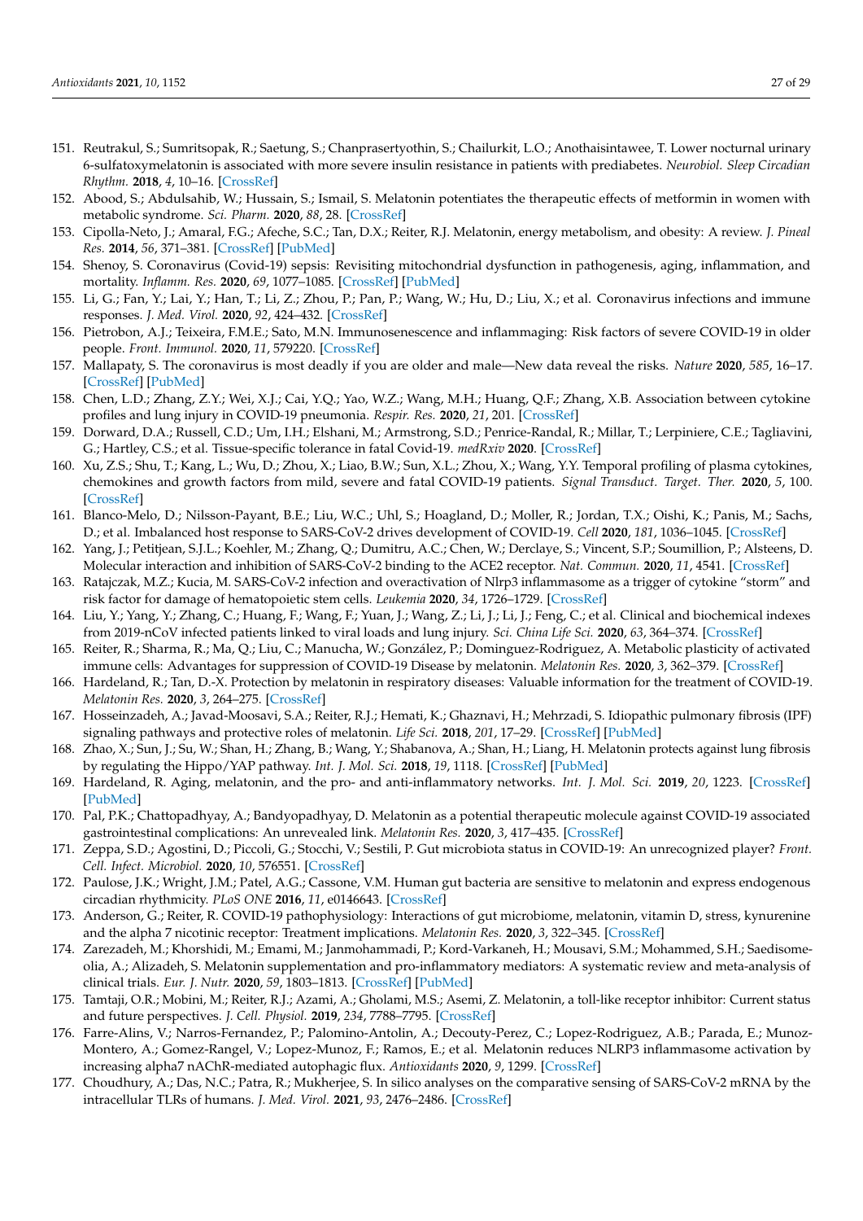151. Reutrakul, S.; Sumritsopak, R.; Saetung, S.; Chanprasertyothin, S.; Chailurkit, L.O.; Anothaisintawee, T. Lower nocturnal urinary 6-sulfatoxymelatonin is associated with more severe insulin resistance in patients with prediabetes. *Neurobiol. Sleep Circadian Rhythm.* **2018**, *4*, 10–16. [CrossRef]
152. Abood, S.; Abdulsahib, W.; Hussain, S.; Ismail, S. Melatonin potentiates the therapeutic effects of metformin in women with metabolic syndrome. *Sci. Pharm.* **2020**, *88*, 28. [CrossRef]
153. Cipolla-Neto, J.; Amaral, F.G.; Afeche, S.C.; Tan, D.X.; Reiter, R.J. Melatonin, energy metabolism, and obesity: A review. *J. Pineal Res.* **2014**, *56*, 371–381. [CrossRef] [PubMed]
154. Shenoy, S. Coronavirus (Covid-19) sepsis: Revisiting mitochondrial dysfunction in pathogenesis, aging, inflammation, and mortality. *Inflamm. Res.* **2020**, *69*, 1077–1085. [CrossRef] [PubMed]
155. Li, G.; Fan, Y.; Lai, Y.; Han, T.; Li, Z.; Zhou, P.; Pan, P.; Wang, W.; Hu, D.; Liu, X.; et al. Coronavirus infections and immune responses. *J. Med. Virol.* **2020**, *92*, 424–432. [CrossRef]
156. Pietrobon, A.J.; Teixeira, F.M.E.; Sato, M.N. Immunosenescence and inflammaging: Risk factors of severe COVID-19 in older people. *Front. Immunol.* **2020**, *11*, 579220. [CrossRef]
157. Mallapaty, S. The coronavirus is most deadly if you are older and male—New data reveal the risks. *Nature* **2020**, *585*, 16–17. [CrossRef] [PubMed]
158. Chen, L.D.; Zhang, Z.Y.; Wei, X.J.; Cai, Y.Q.; Yao, W.Z.; Wang, M.H.; Huang, Q.F.; Zhang, X.B. Association between cytokine profiles and lung injury in COVID-19 pneumonia. *Respir. Res.* **2020**, *21*, 201. [CrossRef]
159. Dorward, D.A.; Russell, C.D.; Um, I.H.; Elshani, M.; Armstrong, S.D.; Penrice-Randal, R.; Millar, T.; Lerpiniere, C.E.; Tagliavini, G.; Hartley, C.S.; et al. Tissue-specific tolerance in fatal Covid-19. *medRxiv* **2020**. [CrossRef]
160. Xu, Z.S.; Shu, T.; Kang, L.; Wu, D.; Zhou, X.; Liao, B.W.; Sun, X.L.; Zhou, X.; Wang, Y.Y. Temporal profiling of plasma cytokines, chemokines and growth factors from mild, severe and fatal COVID-19 patients. *Signal Transduct. Target. Ther.* **2020**, *5*, 100. [CrossRef]
161. Blanco-Melo, D.; Nilsson-Payant, B.E.; Liu, W.C.; Uhl, S.; Hoagland, D.; Moller, R.; Jordan, T.X.; Oishi, K.; Panis, M.; Sachs, D.; et al. Imbalanced host response to SARS-CoV-2 drives development of COVID-19. *Cell* **2020**, *181*, 1036–1045. [CrossRef]
162. Yang, J.; Petitjean, S.J.L.; Koehler, M.; Zhang, Q.; Dumitru, A.C.; Chen, W.; Derclaye, S.; Vincent, S.P.; Soumillion, P.; Alsteens, D. Molecular interaction and inhibition of SARS-CoV-2 binding to the ACE2 receptor. *Nat. Commun.* **2020**, *11*, 4541. [CrossRef]
163. Ratajczak, M.Z.; Kucia, M. SARS-CoV-2 infection and overactivation of Nlrp3 inflammasome as a trigger of cytokine "storm" and risk factor for damage of hematopoietic stem cells. *Leukemia* **2020**, *34*, 1726–1729. [CrossRef]
164. Liu, Y.; Yang, Y.; Zhang, C.; Huang, F.; Wang, F.; Yuan, J.; Wang, Z.; Li, J.; Li, J.; Feng, C.; et al. Clinical and biochemical indexes from 2019-nCoV infected patients linked to viral loads and lung injury. *Sci. China Life Sci.* **2020**, *63*, 364–374. [CrossRef]
165. Reiter, R.; Sharma, R.; Ma, Q.; Liu, C.; Manucha, W.; González, P.; Dominguez-Rodriguez, A. Metabolic plasticity of activated immune cells: Advantages for suppression of COVID-19 Disease by melatonin. *Melatonin Res.* **2020**, *3*, 362–379. [CrossRef]
166. Hardeland, R.; Tan, D.-X. Protection by melatonin in respiratory diseases: Valuable information for the treatment of COVID-19. *Melatonin Res.* **2020**, *3*, 264–275. [CrossRef]
167. Hosseinzadeh, A.; Javad-Moosavi, S.A.; Reiter, R.J.; Hemati, K.; Ghaznavi, H.; Mehrzadi, S. Idiopathic pulmonary fibrosis (IPF) signaling pathways and protective roles of melatonin. *Life Sci.* **2018**, *201*, 17–29. [CrossRef] [PubMed]
168. Zhao, X.; Sun, J.; Su, W.; Shan, H.; Zhang, B.; Wang, Y.; Shabanova, A.; Shan, H.; Liang, H. Melatonin protects against lung fibrosis by regulating the Hippo/YAP pathway. *Int. J. Mol. Sci.* **2018**, *19*, 1118. [CrossRef] [PubMed]
169. Hardeland, R. Aging, melatonin, and the pro- and anti-inflammatory networks. *Int. J. Mol. Sci.* **2019**, *20*, 1223. [CrossRef] [PubMed]
170. Pal, P.K.; Chattopadhyay, A.; Bandyopadhyay, D. Melatonin as a potential therapeutic molecule against COVID-19 associated gastrointestinal complications: An unrevealed link. *Melatonin Res.* **2020**, *3*, 417–435. [CrossRef]
171. Zeppa, S.D.; Agostini, D.; Piccoli, G.; Stocchi, V.; Sestili, P. Gut microbiota status in COVID-19: An unrecognized player? *Front. Cell. Infect. Microbiol.* **2020**, *10*, 576551. [CrossRef]
172. Paulose, J.K.; Wright, J.M.; Patel, A.G.; Cassone, V.M. Human gut bacteria are sensitive to melatonin and express endogenous circadian rhythmicity. *PLoS ONE* **2016**, *11*, e0146643. [CrossRef]
173. Anderson, G.; Reiter, R. COVID-19 pathophysiology: Interactions of gut microbiome, melatonin, vitamin D, stress, kynurenine and the alpha 7 nicotinic receptor: Treatment implications. *Melatonin Res.* **2020**, *3*, 322–345. [CrossRef]
174. Zarezadeh, M.; Khorshidi, M.; Emami, M.; Janmohammadi, P.; Kord-Varkaneh, H.; Mousavi, S.M.; Mohammed, S.H.; Saedisomeolia, A.; Alizadeh, S. Melatonin supplementation and pro-inflammatory mediators: A systematic review and meta-analysis of clinical trials. *Eur. J. Nutr.* **2020**, *59*, 1803–1813. [CrossRef] [PubMed]
175. Tamtaji, O.R.; Mobini, M.; Reiter, R.J.; Azami, A.; Gholami, M.S.; Asemi, Z. Melatonin, a toll-like receptor inhibitor: Current status and future perspectives. *J. Cell. Physiol.* **2019**, *234*, 7788–7795. [CrossRef]
176. Farre-Alins, V.; Narros-Fernandez, P.; Palomino-Antolin, A.; Decouty-Perez, C.; Lopez-Rodriguez, A.B.; Parada, E.; Munoz-Montero, A.; Gomez-Rangel, V.; Lopez-Munoz, F.; Ramos, E.; et al. Melatonin reduces NLRP3 inflammasome activation by increasing alpha7 nAChR-mediated autophagic flux. *Antioxidants* **2020**, *9*, 1299. [CrossRef]
177. Choudhury, A.; Das, N.C.; Patra, R.; Mukherjee, S. In silico analyses on the comparative sensing of SARS-CoV-2 mRNA by the intracellular TLRs of humans. *J. Med. Virol.* **2021**, *93*, 2476–2486. [CrossRef]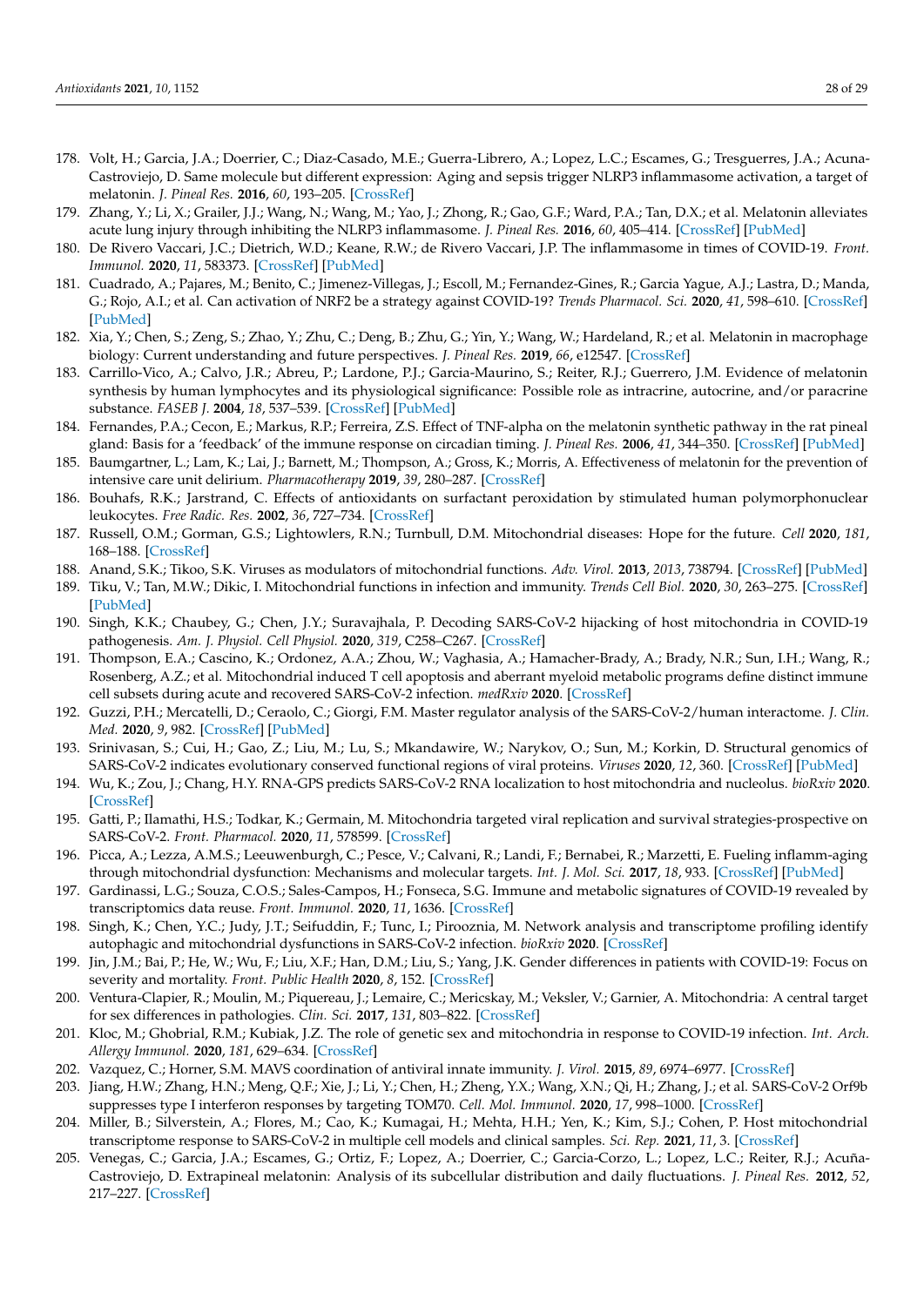178. Volt, H.; Garcia, J.A.; Doerrier, C.; Diaz-Casado, M.E.; Guerra-Librero, A.; Lopez, L.C.; Escames, G.; Tresguerres, J.A.; Acuna-Castroviejo, D. Same molecule but different expression: Aging and sepsis trigger NLRP3 inflammasome activation, a target of melatonin. *J. Pineal Res.* **2016**, *60*, 193–205. [CrossRef]
179. Zhang, Y.; Li, X.; Grailer, J.J.; Wang, N.; Wang, M.; Yao, J.; Zhong, R.; Gao, G.F.; Ward, P.A.; Tan, D.X.; et al. Melatonin alleviates acute lung injury through inhibiting the NLRP3 inflammasome. *J. Pineal Res.* **2016**, *60*, 405–414. [CrossRef] [PubMed]
180. De Rivero Vaccari, J.C.; Dietrich, W.D.; Keane, R.W.; de Rivero Vaccari, J.P. The inflammasome in times of COVID-19. *Front. Immunol.* **2020**, *11*, 583373. [CrossRef] [PubMed]
181. Cuadrado, A.; Pajares, M.; Benito, C.; Jimenez-Villegas, J.; Escoll, M.; Fernandez-Gines, R.; Garcia Yague, A.J.; Lastra, D.; Manda, G.; Rojo, A.I.; et al. Can activation of NRF2 be a strategy against COVID-19? *Trends Pharmacol. Sci.* **2020**, *41*, 598–610. [CrossRef] [PubMed]
182. Xia, Y.; Chen, S.; Zeng, S.; Zhao, Y.; Zhu, C.; Deng, B.; Zhu, G.; Yin, Y.; Wang, W.; Hardeland, R.; et al. Melatonin in macrophage biology: Current understanding and future perspectives. *J. Pineal Res.* **2019**, *66*, e12547. [CrossRef]
183. Carrillo-Vico, A.; Calvo, J.R.; Abreu, P.; Lardone, P.J.; Garcia-Maurino, S.; Reiter, R.J.; Guerrero, J.M. Evidence of melatonin synthesis by human lymphocytes and its physiological significance: Possible role as intracrine, autocrine, and/or paracrine substance. *FASEB J.* **2004**, *18*, 537–539. [CrossRef] [PubMed]
184. Fernandes, P.A.; Cecon, E.; Markus, R.P.; Ferreira, Z.S. Effect of TNF-alpha on the melatonin synthetic pathway in the rat pineal gland: Basis for a 'feedback' of the immune response on circadian timing. *J. Pineal Res.* **2006**, *41*, 344–350. [CrossRef] [PubMed]
185. Baumgartner, L.; Lam, K.; Lai, J.; Barnett, M.; Thompson, A.; Gross, K.; Morris, A. Effectiveness of melatonin for the prevention of intensive care unit delirium. *Pharmacotherapy* **2019**, *39*, 280–287. [CrossRef]
186. Bouhafs, R.K.; Jarstrand, C. Effects of antioxidants on surfactant peroxidation by stimulated human polymorphonuclear leukocytes. *Free Radic. Res.* **2002**, *36*, 727–734. [CrossRef]
187. Russell, O.M.; Gorman, G.S.; Lightowlers, R.N.; Turnbull, D.M. Mitochondrial diseases: Hope for the future. *Cell* **2020**, *181*, 168–188. [CrossRef]
188. Anand, S.K.; Tikoo, S.K. Viruses as modulators of mitochondrial functions. *Adv. Virol.* **2013**, *2013*, 738794. [CrossRef] [PubMed]
189. Tiku, V.; Tan, M.W.; Dikic, I. Mitochondrial functions in infection and immunity. *Trends Cell Biol.* **2020**, *30*, 263–275. [CrossRef] [PubMed]
190. Singh, K.K.; Chaubey, G.; Chen, J.Y.; Suravajhala, P. Decoding SARS-CoV-2 hijacking of host mitochondria in COVID-19 pathogenesis. *Am. J. Physiol. Cell Physiol.* **2020**, *319*, C258–C267. [CrossRef]
191. Thompson, E.A.; Cascino, K.; Ordonez, A.A.; Zhou, W.; Vaghasia, A.; Hamacher-Brady, A.; Brady, N.R.; Sun, I.H.; Wang, R.; Rosenberg, A.Z.; et al. Mitochondrial induced T cell apoptosis and aberrant myeloid metabolic programs define distinct immune cell subsets during acute and recovered SARS-CoV-2 infection. *medRxiv* **2020**. [CrossRef]
192. Guzzi, P.H.; Mercatelli, D.; Ceraolo, C.; Giorgi, F.M. Master regulator analysis of the SARS-CoV-2/human interactome. *J. Clin. Med.* **2020**, *9*, 982. [CrossRef] [PubMed]
193. Srinivasan, S.; Cui, H.; Gao, Z.; Liu, M.; Lu, S.; Mkandawire, W.; Narykov, O.; Sun, M.; Korkin, D. Structural genomics of SARS-CoV-2 indicates evolutionary conserved functional regions of viral proteins. *Viruses* **2020**, *12*, 360. [CrossRef] [PubMed]
194. Wu, K.; Zou, J.; Chang, H.Y. RNA-GPS predicts SARS-CoV-2 RNA localization to host mitochondria and nucleolus. *bioRxiv* **2020**. [CrossRef]
195. Gatti, P.; Ilamathi, H.S.; Todkar, K.; Germain, M. Mitochondria targeted viral replication and survival strategies-prospective on SARS-CoV-2. *Front. Pharmacol.* **2020**, *11*, 578599. [CrossRef]
196. Picca, A.; Lezza, A.M.S.; Leeuwenburgh, C.; Pesce, V.; Calvani, R.; Landi, F.; Bernabei, R.; Marzetti, E. Fueling inflamm-aging through mitochondrial dysfunction: Mechanisms and molecular targets. *Int. J. Mol. Sci.* **2017**, *18*, 933. [CrossRef] [PubMed]
197. Gardinassi, L.G.; Souza, C.O.S.; Sales-Campos, H.; Fonseca, S.G. Immune and metabolic signatures of COVID-19 revealed by transcriptomics data reuse. *Front. Immunol.* **2020**, *11*, 1636. [CrossRef]
198. Singh, K.; Chen, Y.C.; Judy, J.T.; Seifuddin, F.; Tunc, I.; Pirooznia, M. Network analysis and transcriptome profiling identify autophagic and mitochondrial dysfunctions in SARS-CoV-2 infection. *bioRxiv* **2020**. [CrossRef]
199. Jin, J.M.; Bai, P.; He, W.; Wu, F.; Liu, X.F.; Han, D.M.; Liu, S.; Yang, J.K. Gender differences in patients with COVID-19: Focus on severity and mortality. *Front. Public Health* **2020**, *8*, 152. [CrossRef]
200. Ventura-Clapier, R.; Moulin, M.; Piquereau, J.; Lemaire, C.; Mericskay, M.; Veksler, V.; Garnier, A. Mitochondria: A central target for sex differences in pathologies. *Clin. Sci.* **2017**, *131*, 803–822. [CrossRef]
201. Kloc, M.; Ghobrial, R.M.; Kubiak, J.Z. The role of genetic sex and mitochondria in response to COVID-19 infection. *Int. Arch. Allergy Immunol.* **2020**, *181*, 629–634. [CrossRef]
202. Vazquez, C.; Horner, S.M. MAVS coordination of antiviral innate immunity. *J. Virol.* **2015**, *89*, 6974–6977. [CrossRef]
203. Jiang, H.W.; Zhang, H.N.; Meng, Q.F.; Xie, J.; Li, Y.; Chen, H.; Zheng, Y.X.; Wang, X.N.; Qi, H.; Zhang, J.; et al. SARS-CoV-2 Orf9b suppresses type I interferon responses by targeting TOM70. *Cell. Mol. Immunol.* **2020**, *17*, 998–1000. [CrossRef]
204. Miller, B.; Silverstein, A.; Flores, M.; Cao, K.; Kumagai, H.; Mehta, H.H.; Yen, K.; Kim, S.J.; Cohen, P. Host mitochondrial transcriptome response to SARS-CoV-2 in multiple cell models and clinical samples. *Sci. Rep.* **2021**, *11*, 3. [CrossRef]
205. Venegas, C.; Garcia, J.A.; Escames, G.; Ortiz, F.; Lopez, A.; Doerrier, C.; Garcia-Corzo, L.; Lopez, L.C.; Reiter, R.J.; Acuña-Castroviejo, D. Extrapineal melatonin: Analysis of its subcellular distribution and daily fluctuations. *J. Pineal Res.* **2012**, *52*, 217–227. [CrossRef]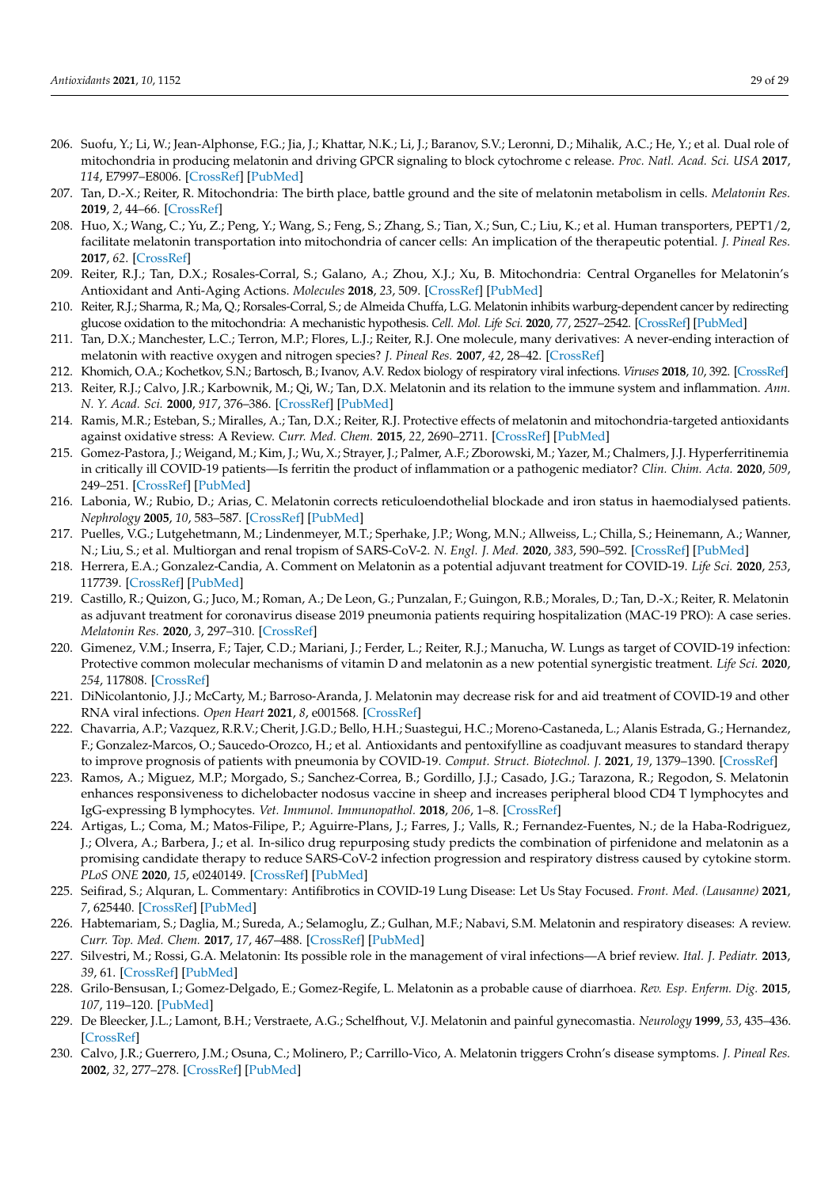206. Suofu, Y.; Li, W.; Jean-Alphonse, F.G.; Jia, J.; Khattar, N.K.; Li, J.; Baranov, S.V.; Leronni, D.; Mihalik, A.C.; He, Y.; et al. Dual role of mitochondria in producing melatonin and driving GPCR signaling to block cytochrome c release. *Proc. Natl. Acad. Sci. USA* **2017**, *114*, E7997–E8006. [CrossRef] [PubMed]
207. Tan, D.-X.; Reiter, R. Mitochondria: The birth place, battle ground and the site of melatonin metabolism in cells. *Melatonin Res.* **2019**, *2*, 44–66. [CrossRef]
208. Huo, X.; Wang, C.; Yu, Z.; Peng, Y.; Wang, S.; Feng, S.; Zhang, S.; Tian, X.; Sun, C.; Liu, K.; et al. Human transporters, PEPT1/2, facilitate melatonin transportation into mitochondria of cancer cells: An implication of the therapeutic potential. *J. Pineal Res.* **2017**, *62*. [CrossRef]
209. Reiter, R.J.; Tan, D.X.; Rosales-Corral, S.; Galano, A.; Zhou, X.J.; Xu, B. Mitochondria: Central Organelles for Melatonin's Antioxidant and Anti-Aging Actions. *Molecules* **2018**, *23*, 509. [CrossRef] [PubMed]
210. Reiter, R.J.; Sharma, R.; Ma, Q.; Rorsales-Corral, S.; de Almeida Chuffa, L.G. Melatonin inhibits warburg-dependent cancer by redirecting glucose oxidation to the mitochondria: A mechanistic hypothesis. *Cell. Mol. Life Sci.* **2020**, *77*, 2527–2542. [CrossRef] [PubMed]
211. Tan, D.X.; Manchester, L.C.; Terron, M.P.; Flores, L.J.; Reiter, R.J. One molecule, many derivatives: A never-ending interaction of melatonin with reactive oxygen and nitrogen species? *J. Pineal Res.* **2007**, *42*, 28–42. [CrossRef]
212. Khomich, O.A.; Kochetkov, S.N.; Bartosch, B.; Ivanov, A.V. Redox biology of respiratory viral infections. *Viruses* **2018**, *10*, 392. [CrossRef]
213. Reiter, R.J.; Calvo, J.R.; Karbownik, M.; Qi, W.; Tan, D.X. Melatonin and its relation to the immune system and inflammation. *Ann. N. Y. Acad. Sci.* **2000**, *917*, 376–386. [CrossRef] [PubMed]
214. Ramis, M.R.; Esteban, S.; Miralles, A.; Tan, D.X.; Reiter, R.J. Protective effects of melatonin and mitochondria-targeted antioxidants against oxidative stress: A Review. *Curr. Med. Chem.* **2015**, *22*, 2690–2711. [CrossRef] [PubMed]
215. Gomez-Pastora, J.; Weigand, M.; Kim, J.; Wu, X.; Strayer, J.; Palmer, A.F.; Zborowski, M.; Yazer, M.; Chalmers, J.J. Hyperferritinemia in critically ill COVID-19 patients—Is ferritin the product of inflammation or a pathogenic mediator? *Clin. Chim. Acta.* **2020**, *509*, 249–251. [CrossRef] [PubMed]
216. Labonia, W.; Rubio, D.; Arias, C. Melatonin corrects reticuloendothelial blockade and iron status in haemodialysed patients. *Nephrology* **2005**, *10*, 583–587. [CrossRef] [PubMed]
217. Puelles, V.G.; Lutgehetmann, M.; Lindenmeyer, M.T.; Sperhake, J.P.; Wong, M.N.; Allweiss, L.; Chilla, S.; Heinemann, A.; Wanner, N.; Liu, S.; et al. Multiorgan and renal tropism of SARS-CoV-2. *N. Engl. J. Med.* **2020**, *383*, 590–592. [CrossRef] [PubMed]
218. Herrera, E.A.; Gonzalez-Candia, A. Comment on Melatonin as a potential adjuvant treatment for COVID-19. *Life Sci.* **2020**, *253*, 117739. [CrossRef] [PubMed]
219. Castillo, R.; Quizon, G.; Juco, M.; Roman, A.; De Leon, G.; Punzalan, F.; Guingon, R.B.; Morales, D.; Tan, D.-X.; Reiter, R. Melatonin as adjuvant treatment for coronavirus disease 2019 pneumonia patients requiring hospitalization (MAC-19 PRO): A case series. *Melatonin Res.* **2020**, *3*, 297–310. [CrossRef]
220. Gimenez, V.M.; Inserra, F.; Tajer, C.D.; Mariani, J.; Ferder, L.; Reiter, R.J.; Manucha, W. Lungs as target of COVID-19 infection: Protective common molecular mechanisms of vitamin D and melatonin as a new potential synergistic treatment. *Life Sci.* **2020**, *254*, 117808. [CrossRef]
221. DiNicolantonio, J.J.; McCarty, M.; Barroso-Aranda, J. Melatonin may decrease risk for and aid treatment of COVID-19 and other RNA viral infections. *Open Heart* **2021**, *8*, e001568. [CrossRef]
222. Chavarria, A.P.; Vazquez, R.R.V.; Cherit, J.G.D.; Bello, H.H.; Suastegui, H.C.; Moreno-Castaneda, L.; Alanis Estrada, G.; Hernandez, F.; Gonzalez-Marcos, O.; Saucedo-Orozco, H.; et al. Antioxidants and pentoxifylline as coadjuvant measures to standard therapy to improve prognosis of patients with pneumonia by COVID-19. *Comput. Struct. Biotechnol. J.* **2021**, *19*, 1379–1390. [CrossRef]
223. Ramos, A.; Miguez, M.P.; Morgado, S.; Sanchez-Correa, B.; Gordillo, J.J.; Casado, J.G.; Tarazona, R.; Regodon, S. Melatonin enhances responsiveness to dichelobacter nodosus vaccine in sheep and increases peripheral blood CD4 T lymphocytes and IgG-expressing B lymphocytes. *Vet. Immunol. Immunopathol.* **2018**, *206*, 1–8. [CrossRef]
224. Artigas, L.; Coma, M.; Matos-Filipe, P.; Aguirre-Plans, J.; Farres, J.; Valls, R.; Fernandez-Fuentes, N.; de la Haba-Rodriguez, J.; Olvera, A.; Barbera, J.; et al. In-silico drug repurposing study predicts the combination of pirfenidone and melatonin as a promising candidate therapy to reduce SARS-CoV-2 infection progression and respiratory distress caused by cytokine storm. *PLoS ONE* **2020**, *15*, e0240149. [CrossRef] [PubMed]
225. Seifirad, S.; Alquran, L. Commentary: Antifibrotics in COVID-19 Lung Disease: Let Us Stay Focused. *Front. Med. (Lausanne)* **2021**, *7*, 625440. [CrossRef] [PubMed]
226. Habtemariam, S.; Daglia, M.; Sureda, A.; Selamoglu, Z.; Gulhan, M.F.; Nabavi, S.M. Melatonin and respiratory diseases: A review. *Curr. Top. Med. Chem.* **2017**, *17*, 467–488. [CrossRef] [PubMed]
227. Silvestri, M.; Rossi, G.A. Melatonin: Its possible role in the management of viral infections—A brief review. *Ital. J. Pediatr.* **2013**, *39*, 61. [CrossRef] [PubMed]
228. Grilo-Bensusan, I.; Gomez-Delgado, E.; Gomez-Regife, L. Melatonin as a probable cause of diarrhoea. *Rev. Esp. Enferm. Dig.* **2015**, *107*, 119–120. [PubMed]
229. De Bleecker, J.L.; Lamont, B.H.; Verstraete, A.G.; Schelfhout, V.J. Melatonin and painful gynecomastia. *Neurology* **1999**, *53*, 435–436. [CrossRef]
230. Calvo, J.R.; Guerrero, J.M.; Osuna, C.; Molinero, P.; Carrillo-Vico, A. Melatonin triggers Crohn's disease symptoms. *J. Pineal Res.* **2002**, *32*, 277–278. [CrossRef] [PubMed]